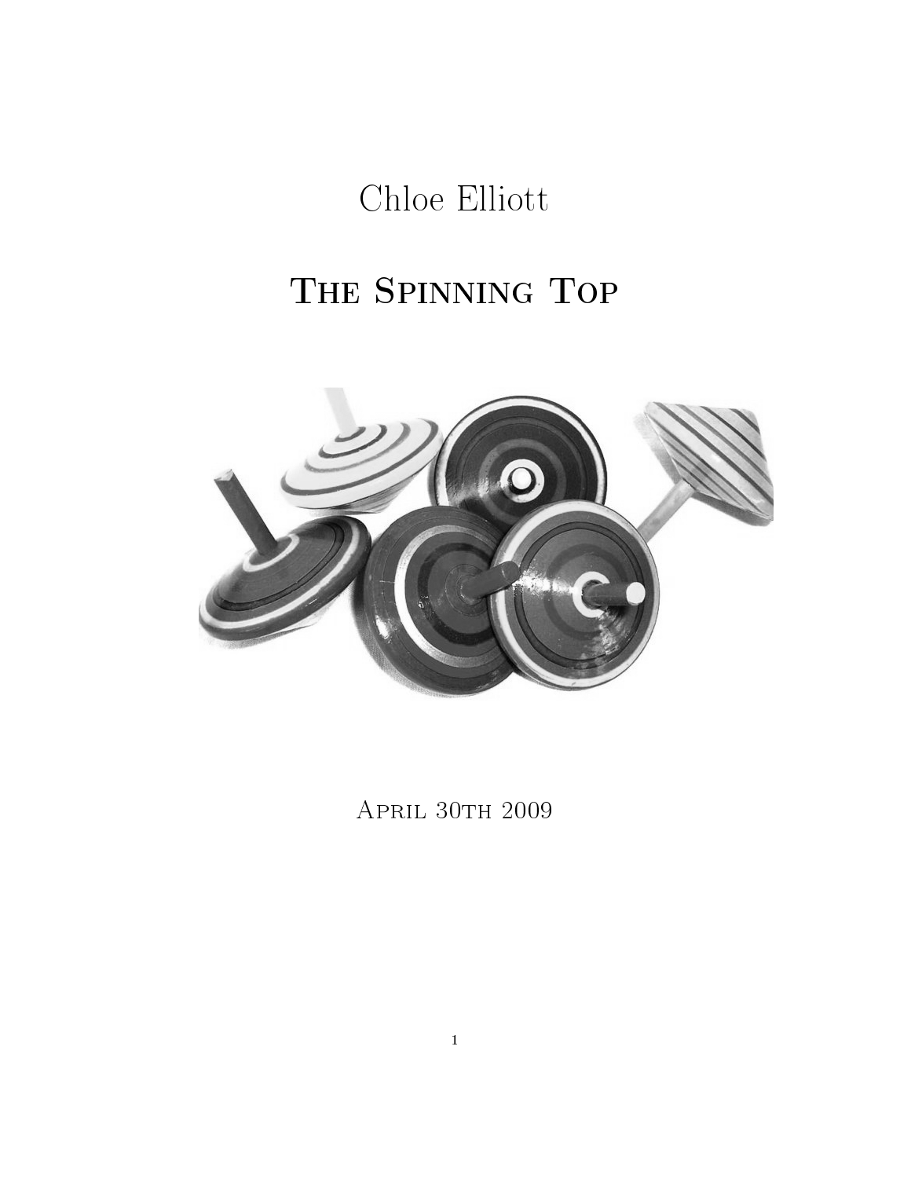Chloe Elliott

# The Spinning Top

April 30th 2009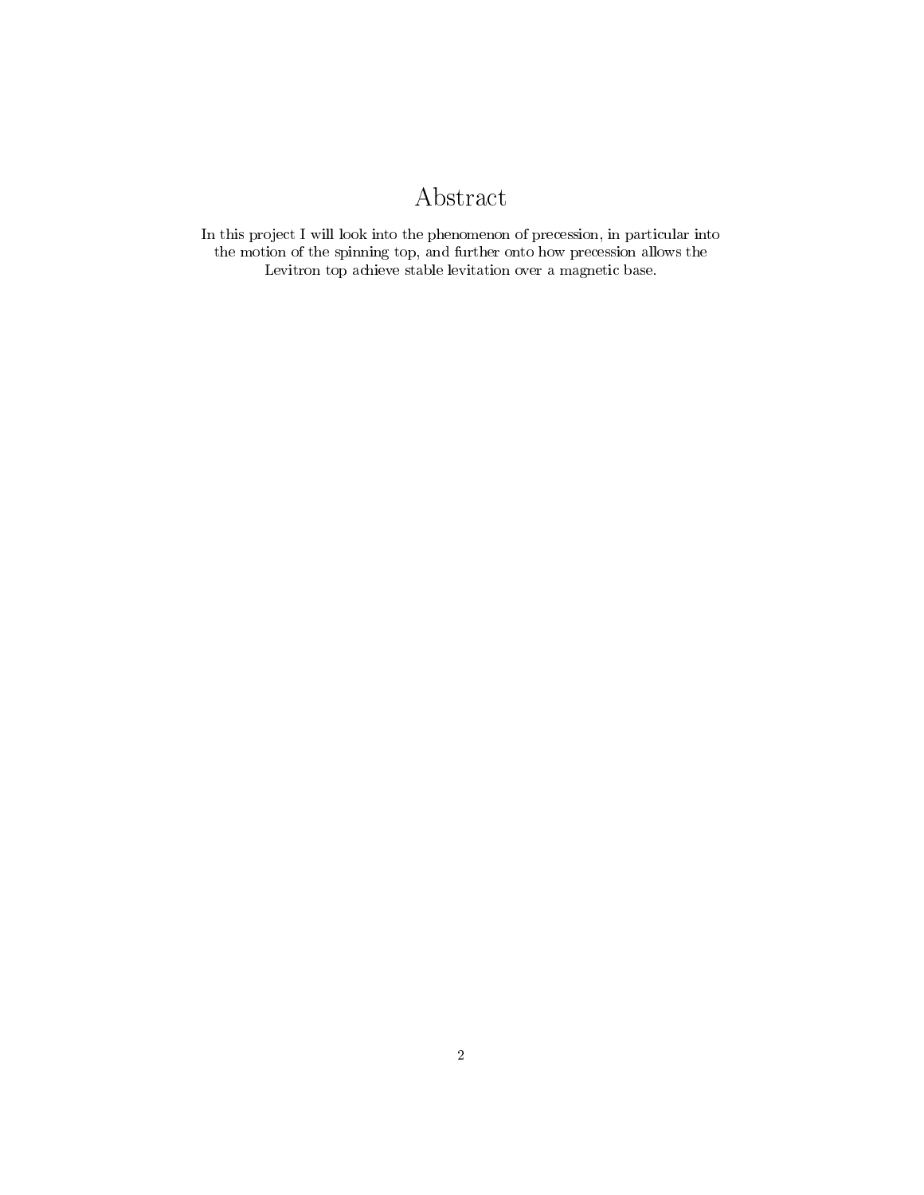# Abstract

In this project I will look into the phenomenon of precession, in particular into the motion of the spinning top, and further onto how precession allows the Levitron top achieve stable levitation over a magnetic base.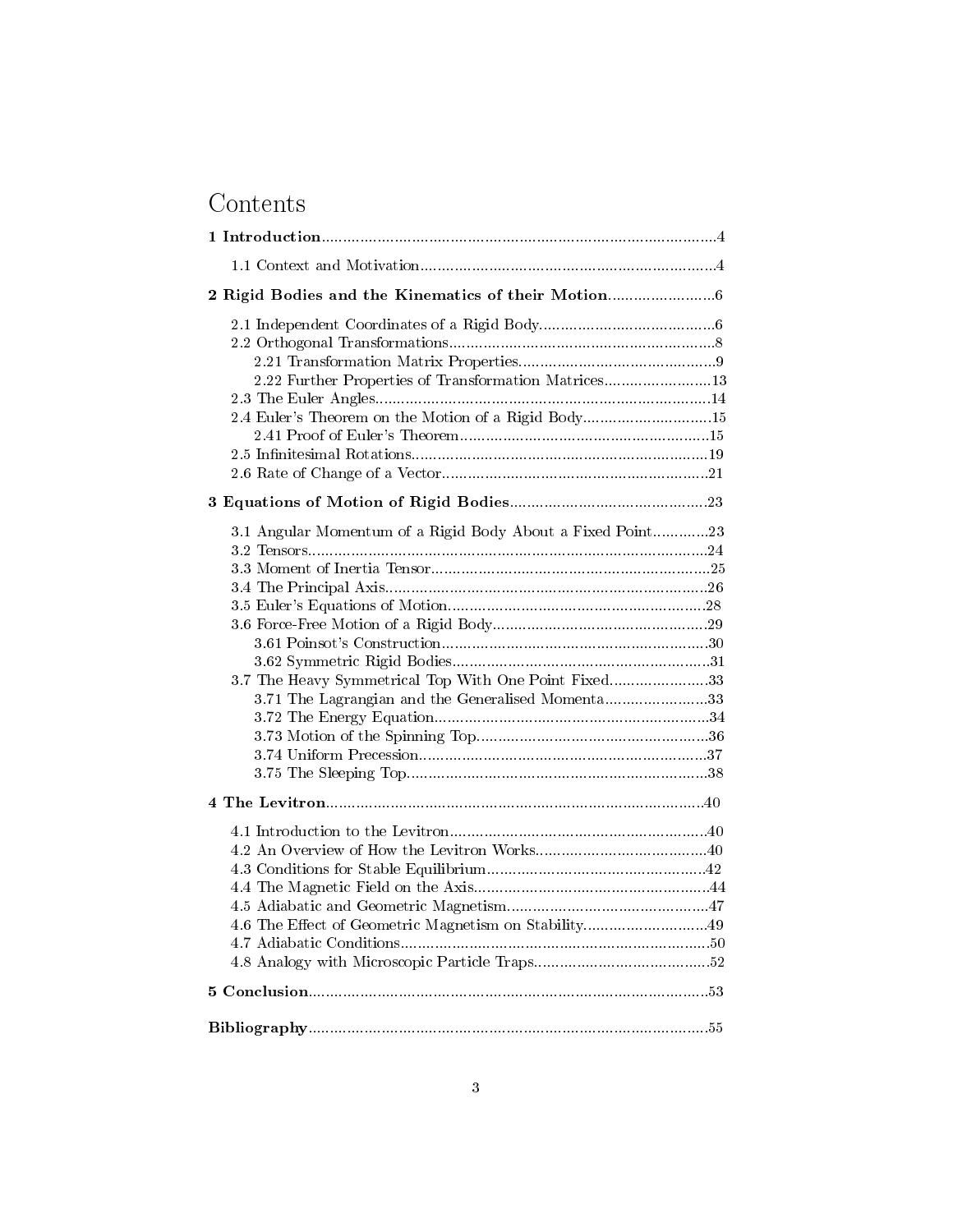# Contents

**1 Introduction**...4

- 1.1 Context and Motivation...4

**2 Rigid Bodies and the Kinematics of their Motion**...6

- 2.1 Independent Coordinates of a Rigid Body...6
- 2.2 Orthogonal Transformations...8
  - 2.21 Transformation Matrix Properties...9
  - 2.22 Further Properties of Transformation Matrices...13
- 2.3 The Euler Angles...14
- 2.4 Euler's Theorem on the Motion of a Rigid Body...15
  - 2.41 Proof of Euler's Theorem...15
- 2.5 Infinitesimal Rotations...19
- 2.6 Rate of Change of a Vector...21

**3 Equations of Motion of Rigid Bodies**...23

- 3.1 Angular Momentum of a Rigid Body About a Fixed Point...23
- 3.2 Tensors...24
- 3.3 Moment of Inertia Tensor...25
- 3.4 The Principal Axis...26
- 3.5 Euler's Equations of Motion...28
- 3.6 Force-Free Motion of a Rigid Body...29
  - 3.61 Poinsot's Construction...30
  - 3.62 Symmetric Rigid Bodies...31
- 3.7 The Heavy Symmetrical Top With One Point Fixed...33
  - 3.71 The Lagrangian and the Generalised Momenta...33
  - 3.72 The Energy Equation...34
  - 3.73 Motion of the Spinning Top...36
  - 3.74 Uniform Precession...37
  - 3.75 The Sleeping Top...38

**4 The Levitron**...40

- 4.1 Introduction to the Levitron...40
- 4.2 An Overview of How the Levitron Works...40
- 4.3 Conditions for Stable Equilibrium...42
- 4.4 The Magnetic Field on the Axis...44
- 4.5 Adiabatic and Geometric Magnetism...47
- 4.6 The Effect of Geometric Magnetism on Stability...49
- 4.7 Adiabatic Conditions...50
- 4.8 Analogy with Microscopic Particle Traps...52

**5 Conclusion**...53

**Bibliography**...55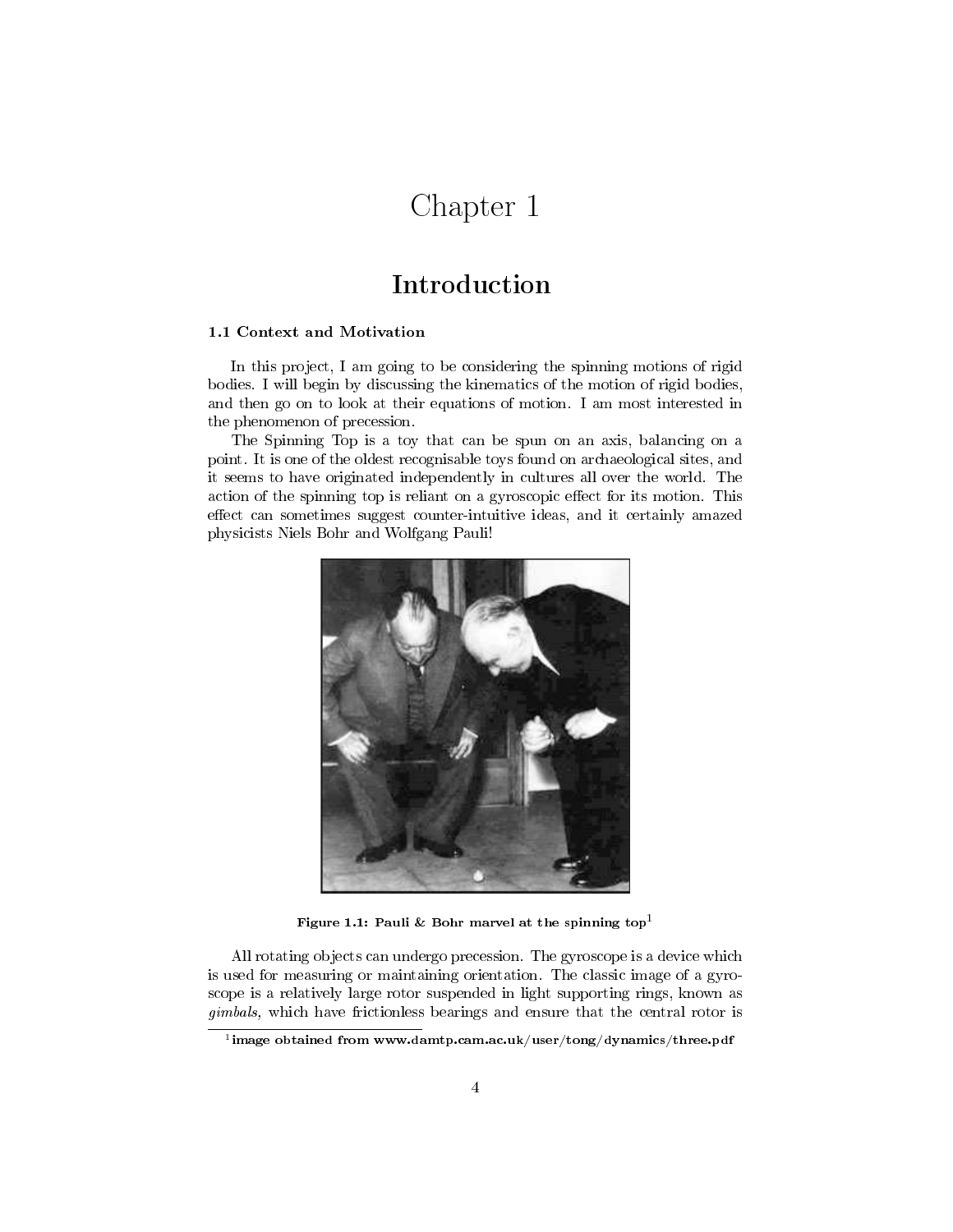# Chapter 1

## Introduction

### 1.1 Context and Motivation

In this project, I am going to be considering the spinning motions of rigid bodies. I will begin by discussing the kinematics of the motion of rigid bodies, and then go on to look at their equations of motion. I am most interested in the phenomenon of precession.

The Spinning Top is a toy that can be spun on an axis, balancing on a point. It is one of the oldest recognisable toys found on archaeological sites, and it seems to have originated independently in cultures all over the world. The action of the spinning top is reliant on a gyroscopic effect for its motion. This effect can sometimes suggest counter-intuitive ideas, and it certainly amazed physicists Niels Bohr and Wolfgang Pauli!

**Figure 1.1: Pauli & Bohr marvel at the spinning top**[1]

All rotating objects can undergo precession. The gyroscope is a device which is used for measuring or maintaining orientation. The classic image of a gyroscope is a relatively large rotor suspended in light supporting rings, known as *gimbals*, which have frictionless bearings and ensure that the central rotor is

---

[1] image obtained from www.damtp.cam.ac.uk/user/tong/dynamics/three.pdf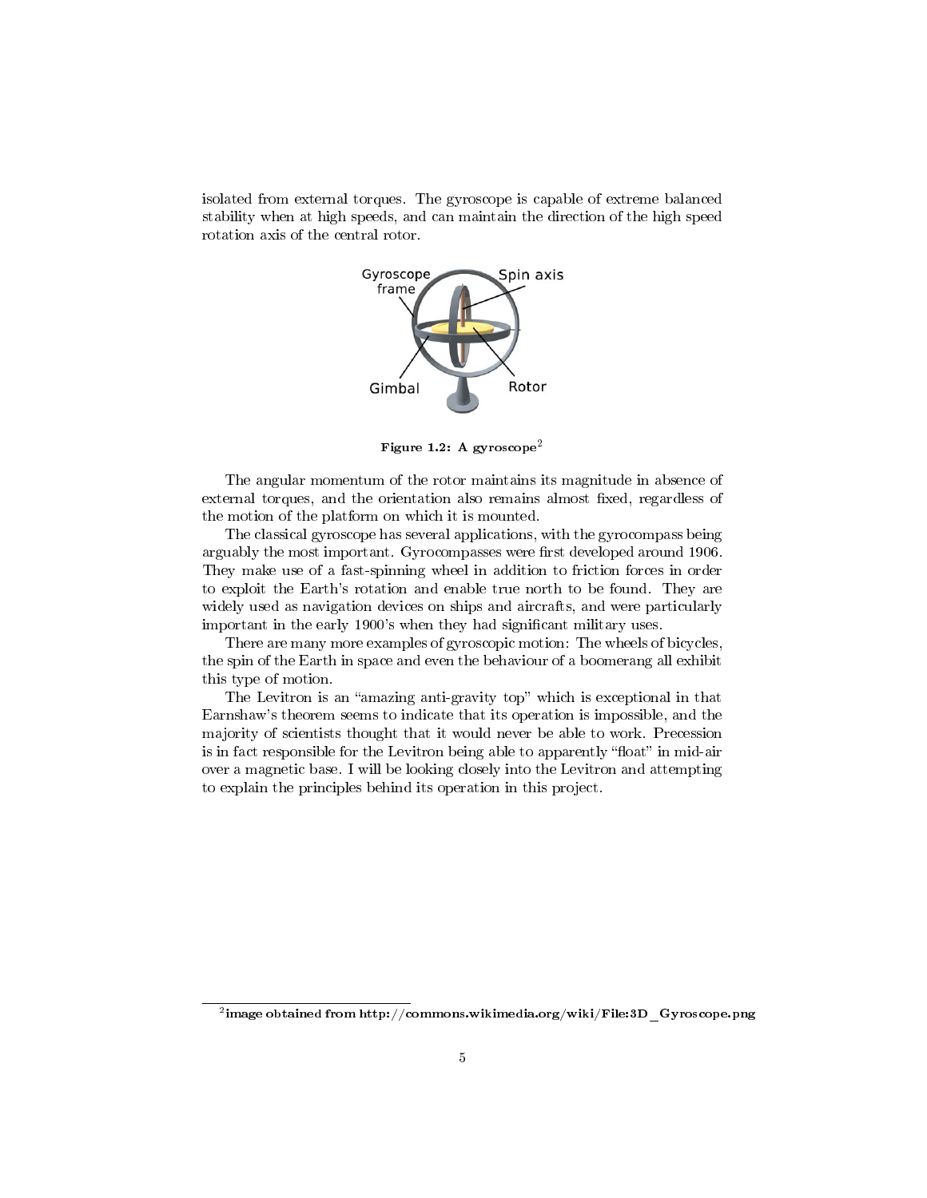isolated from external torques. The gyroscope is capable of extreme balanced stability when at high speeds, and can maintain the direction of the high speed rotation axis of the central rotor.

**Figure 1.2: A gyroscope**[2]

The angular momentum of the rotor maintains its magnitude in absence of external torques, and the orientation also remains almost fixed, regardless of the motion of the platform on which it is mounted.

The classical gyroscope has several applications, with the gyrocompass being arguably the most important. Gyrocompasses were first developed around 1906. They make use of a fast-spinning wheel in addition to friction forces in order to exploit the Earth's rotation and enable true north to be found. They are widely used as navigation devices on ships and aircrafts, and were particularly important in the early 1900's when they had significant military uses.

There are many more examples of gyroscopic motion: The wheels of bicycles, the spin of the Earth in space and even the behaviour of a boomerang all exhibit this type of motion.

The Levitron is an "amazing anti-gravity top" which is exceptional in that Earnshaw's theorem seems to indicate that its operation is impossible, and the majority of scientists thought that it would never be able to work. Precession is in fact responsible for the Levitron being able to apparently "float" in mid-air over a magnetic base. I will be looking closely into the Levitron and attempting to explain the principles behind its operation in this project.

---

[2] **image obtained from http://commons.wikimedia.org/wiki/File:3D_Gyroscope.png**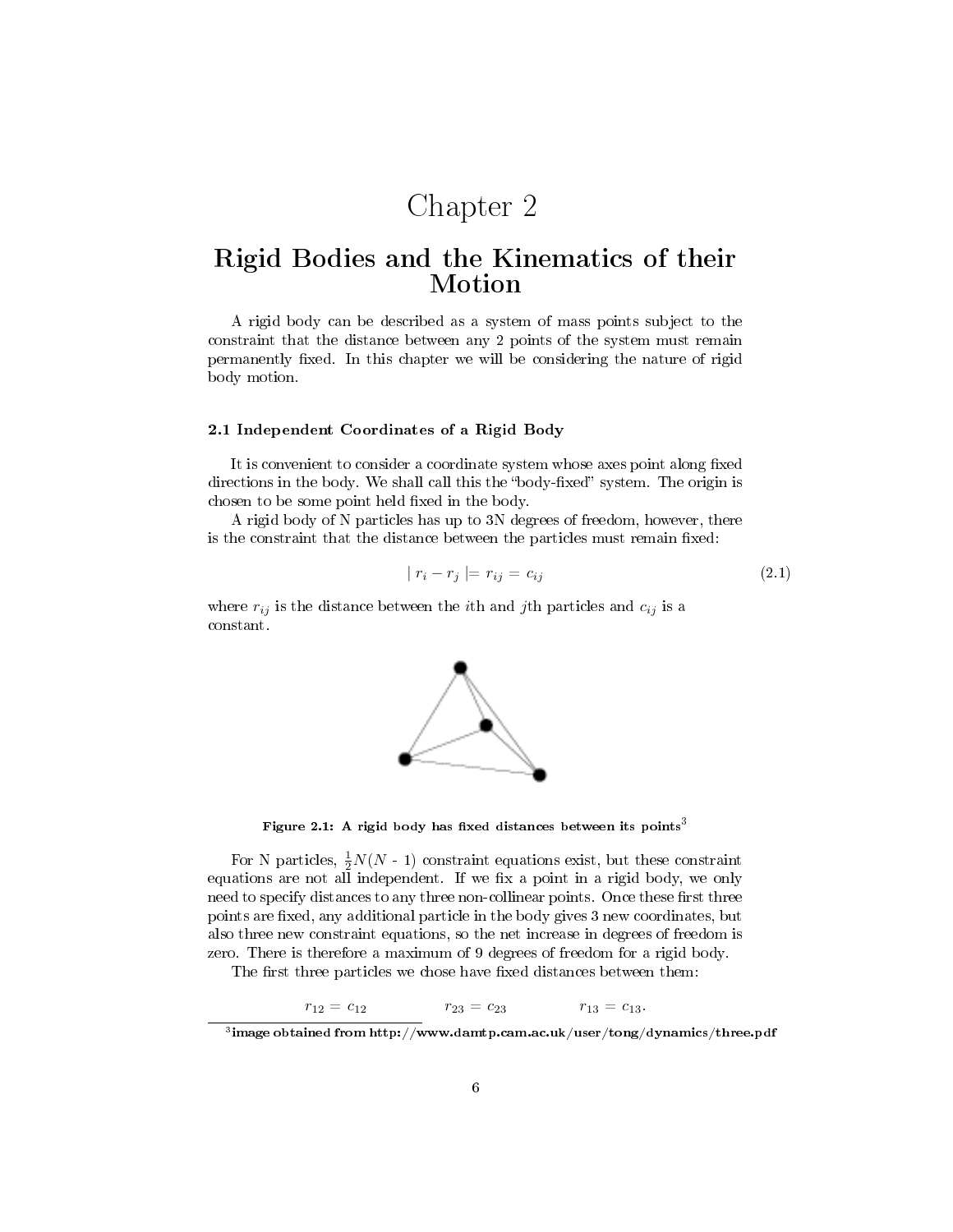# Chapter 2

# Rigid Bodies and the Kinematics of their Motion

A rigid body can be described as a system of mass points subject to the constraint that the distance between any 2 points of the system must remain permanently fixed. In this chapter we will be considering the nature of rigid body motion.

### 2.1 Independent Coordinates of a Rigid Body

It is convenient to consider a coordinate system whose axes point along fixed directions in the body. We shall call this the "body-fixed" system. The origin is chosen to be some point held fixed in the body.

A rigid body of N particles has up to 3N degrees of freedom, however, there is the constraint that the distance between the particles must remain fixed:

$$| r_i - r_j | = r_{ij} = c_{ij} \tag{2.1}$$

where $r_{ij}$ is the distance between the $i$th and $j$th particles and $c_{ij}$ is a constant.

**Figure 2.1: A rigid body has fixed distances between its points**[3]

For N particles, $\frac{1}{2}N(N - 1)$ constraint equations exist, but these constraint equations are not all independent. If we fix a point in a rigid body, we only need to specify distances to any three non-collinear points. Once these first three points are fixed, any additional particle in the body gives 3 new coordinates, but also three new constraint equations, so the net increase in degrees of freedom is zero. There is therefore a maximum of 9 degrees of freedom for a rigid body.

The first three particles we chose have fixed distances between them:

$$r_{12} = c_{12} \qquad r_{23} = c_{23} \qquad r_{13} = c_{13}.$$

[3] image obtained from http://www.damtp.cam.ac.uk/user/tong/dynamics/three.pdf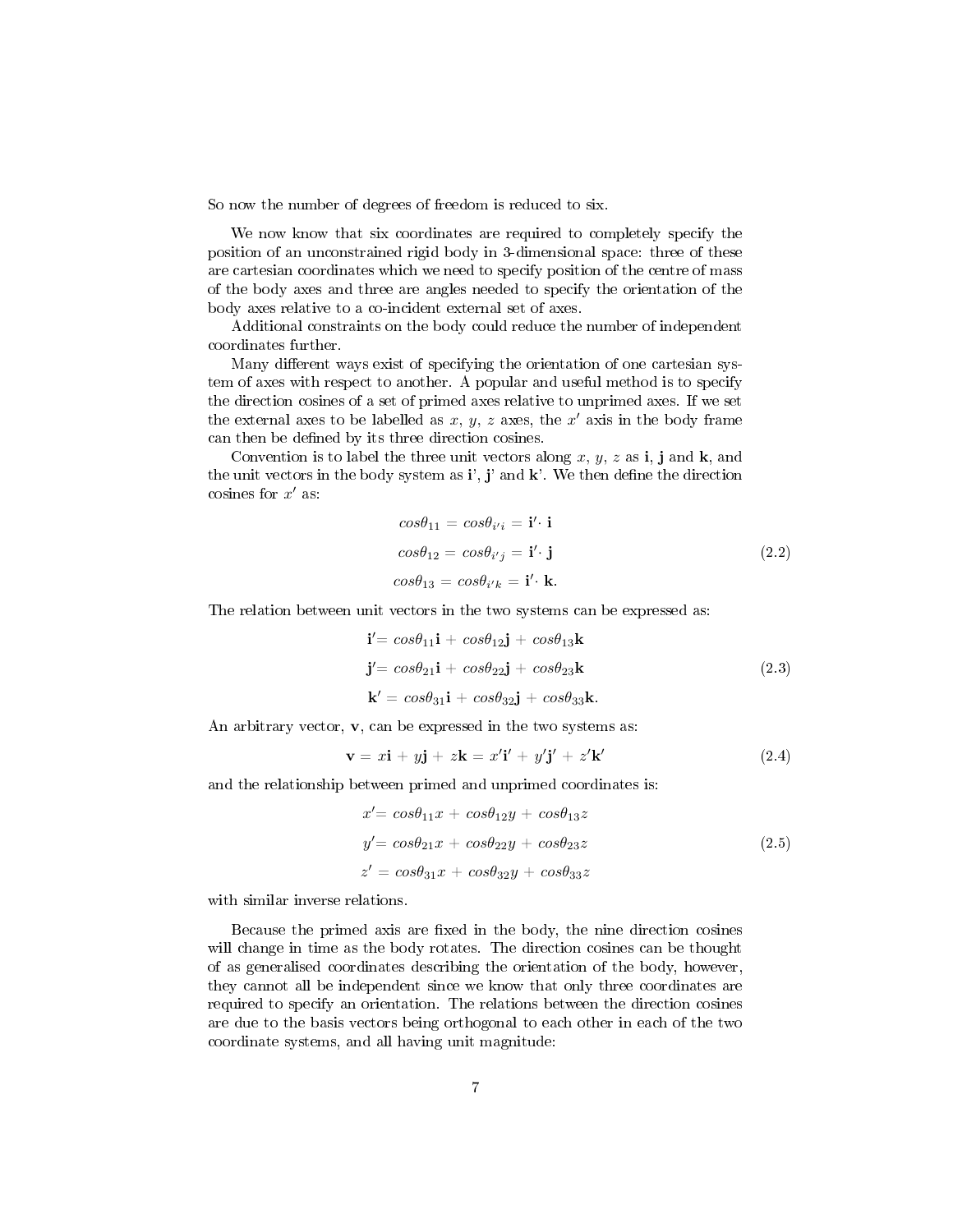So now the number of degrees of freedom is reduced to six.

We now know that six coordinates are required to completely specify the position of an unconstrained rigid body in 3-dimensional space: three of these are cartesian coordinates which we need to specify position of the centre of mass of the body axes and three are angles needed to specify the orientation of the body axes relative to a co-incident external set of axes.

Additional constraints on the body could reduce the number of independent coordinates further.

Many different ways exist of specifying the orientation of one cartesian system of axes with respect to another. A popular and useful method is to specify the direction cosines of a set of primed axes relative to unprimed axes. If we set the external axes to be labelled as $x$, $y$, $z$ axes, the $x'$ axis in the body frame can then be defined by its three direction cosines.

Convention is to label the three unit vectors along $x$, $y$, $z$ as **i**, **j** and **k**, and the unit vectors in the body system as **i**', **j**' and **k**'. We then define the direction cosines for $x'$ as:

$$
\begin{aligned}
cos\theta_{11} &= cos\theta_{i'i} = \mathbf{i}' \cdot \mathbf{i} \\
cos\theta_{12} &= cos\theta_{i'j} = \mathbf{i}' \cdot \mathbf{j} \\
cos\theta_{13} &= cos\theta_{i'k} = \mathbf{i}' \cdot \mathbf{k}.
\end{aligned}
\tag{2.2}
$$

The relation between unit vectors in the two systems can be expressed as:

$$
\begin{aligned}
\mathbf{i}' &= cos\theta_{11}\mathbf{i} + cos\theta_{12}\mathbf{j} + cos\theta_{13}\mathbf{k} \\
\mathbf{j}' &= cos\theta_{21}\mathbf{i} + cos\theta_{22}\mathbf{j} + cos\theta_{23}\mathbf{k} \\
\mathbf{k}' &= cos\theta_{31}\mathbf{i} + cos\theta_{32}\mathbf{j} + cos\theta_{33}\mathbf{k}.
\end{aligned}
\tag{2.3}
$$

An arbitrary vector, **v**, can be expressed in the two systems as:

$$
\mathbf{v} = x\mathbf{i} + y\mathbf{j} + z\mathbf{k} = x'\mathbf{i}' + y'\mathbf{j}' + z'\mathbf{k}'
\tag{2.4}
$$

and the relationship between primed and unprimed coordinates is:

$$
\begin{aligned}
x' &= cos\theta_{11}x + cos\theta_{12}y + cos\theta_{13}z \\
y' &= cos\theta_{21}x + cos\theta_{22}y + cos\theta_{23}z \\
z' &= cos\theta_{31}x + cos\theta_{32}y + cos\theta_{33}z
\end{aligned}
\tag{2.5}
$$

with similar inverse relations.

Because the primed axis are fixed in the body, the nine direction cosines will change in time as the body rotates. The direction cosines can be thought of as generalised coordinates describing the orientation of the body, however, they cannot all be independent since we know that only three coordinates are required to specify an orientation. The relations between the direction cosines are due to the basis vectors being orthogonal to each other in each of the two coordinate systems, and all having unit magnitude: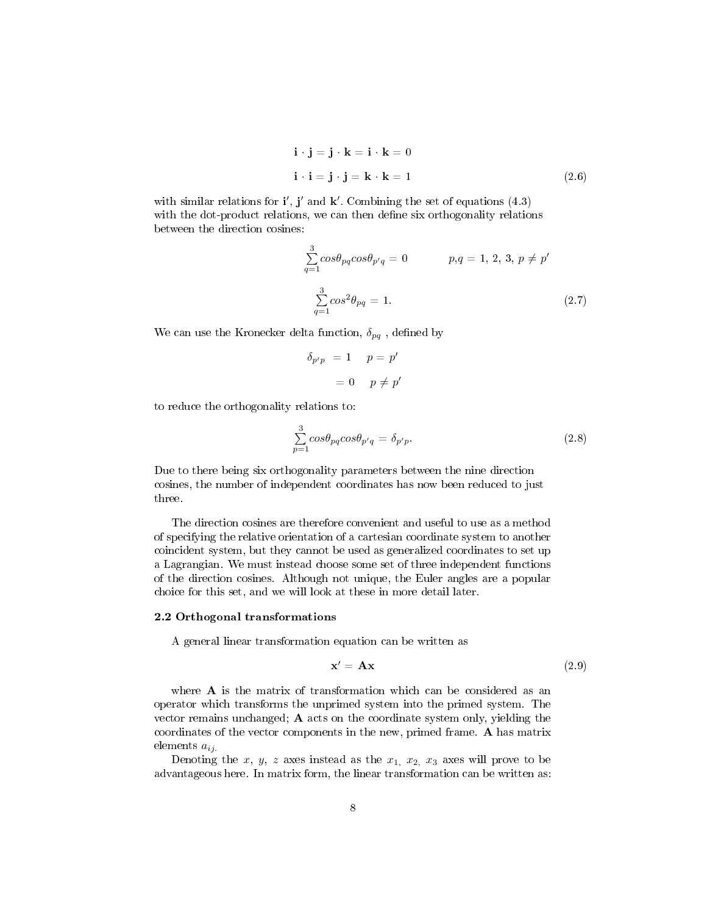$$\mathbf{i} \cdot \mathbf{j} = \mathbf{j} \cdot \mathbf{k} = \mathbf{i} \cdot \mathbf{k} = 0$$

$$\mathbf{i} \cdot \mathbf{i} = \mathbf{j} \cdot \mathbf{j} = \mathbf{k} \cdot \mathbf{k} = 1 \tag{2.6}$$

with similar relations for $\mathbf{i}'$, $\mathbf{j}'$ and $\mathbf{k}'$. Combining the set of equations (4.3) with the dot-product relations, we can then define six orthogonality relations between the direction cosines:

$$\sum_{q=1}^{3} cos\theta_{pq} cos\theta_{p'q} = 0 \qquad p,q = 1,\ 2,\ 3,\ p \neq p'$$

$$\sum_{q=1}^{3} cos^2\theta_{pq} = 1. \tag{2.7}$$

We can use the Kronecker delta function, $\delta_{pq}$ , defined by

$$\delta_{p'p} = 1 \quad p = p'$$

$$= 0 \quad p \neq p'$$

to reduce the orthogonality relations to:

$$\sum_{p=1}^{3} cos\theta_{pq} cos\theta_{p'q} = \delta_{p'p}. \tag{2.8}$$

Due to there being six orthogonality parameters between the nine direction cosines, the number of independent coordinates has now been reduced to just three.

The direction cosines are therefore convenient and useful to use as a method of specifying the relative orientation of a cartesian coordinate system to another coincident system, but they cannot be used as generalized coordinates to set up a Lagrangian. We must instead choose some set of three independent functions of the direction cosines. Although not unique, the Euler angles are a popular choice for this set, and we will look at these in more detail later.

### 2.2 Orthogonal transformations

A general linear transformation equation can be written as

$$\mathbf{x}' = \mathbf{A}\mathbf{x} \tag{2.9}$$

where $\mathbf{A}$ is the matrix of transformation which can be considered as an operator which transforms the unprimed system into the primed system. The vector remains unchanged; $\mathbf{A}$ acts on the coordinate system only, yielding the coordinates of the vector components in the new, primed frame. $\mathbf{A}$ has matrix elements $a_{ij}$.

Denoting the $x$, $y$, $z$ axes instead as the $x_1$, $x_2$, $x_3$ axes will prove to be advantageous here. In matrix form, the linear transformation can be written as: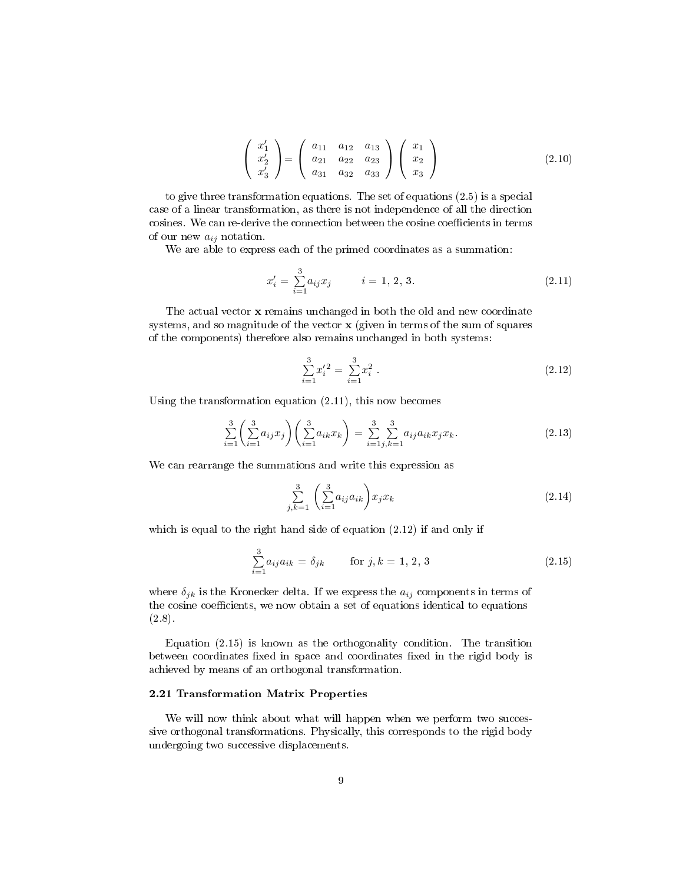$$
\begin{pmatrix} x'_1 \\ x'_2 \\ x'_3 \end{pmatrix} = \begin{pmatrix} a_{11} & a_{12} & a_{13} \\ a_{21} & a_{22} & a_{23} \\ a_{31} & a_{32} & a_{33} \end{pmatrix} \begin{pmatrix} x_1 \\ x_2 \\ x_3 \end{pmatrix} \tag{2.10}
$$

to give three transformation equations. The set of equations (2.5) is a special case of a linear transformation, as there is not independence of all the direction cosines. We can re-derive the connection between the cosine coefficients in terms of our new $a_{ij}$ notation.

We are able to express each of the primed coordinates as a summation:

$$
x'_i = \sum_{i=1}^{3} a_{ij} x_j \qquad i = 1,\, 2,\, 3. \tag{2.11}
$$

The actual vector $\mathbf{x}$ remains unchanged in both the old and new coordinate systems, and so magnitude of the vector $\mathbf{x}$ (given in terms of the sum of squares of the components) therefore also remains unchanged in both systems:

$$
\sum_{i=1}^{3} x'^2_i = \sum_{i=1}^{3} x_i^2 \;. \tag{2.12}
$$

Using the transformation equation (2.11), this now becomes

$$
\sum_{i=1}^{3} \left( \sum_{i=1}^{3} a_{ij} x_j \right) \left( \sum_{i=1}^{3} a_{ik} x_k \right) = \sum_{i=1}^{3} \sum_{j,k=1}^{3} a_{ij} a_{ik} x_j x_k. \tag{2.13}
$$

We can rearrange the summations and write this expression as

$$
\sum_{j,k=1}^{3} \left( \sum_{i=1}^{3} a_{ij} a_{ik} \right) x_j x_k \tag{2.14}
$$

which is equal to the right hand side of equation (2.12) if and only if

$$
\sum_{i=1}^{3} a_{ij} a_{ik} = \delta_{jk} \qquad \text{for } j, k = 1,\, 2,\, 3 \tag{2.15}
$$

where $\delta_{jk}$ is the Kronecker delta. If we express the $a_{ij}$ components in terms of the cosine coefficients, we now obtain a set of equations identical to equations (2.8).

Equation (2.15) is known as the orthogonality condition. The transition between coordinates fixed in space and coordinates fixed in the rigid body is achieved by means of an orthogonal transformation.

### 2.21 Transformation Matrix Properties

We will now think about what will happen when we perform two successive orthogonal transformations. Physically, this corresponds to the rigid body undergoing two successive displacements.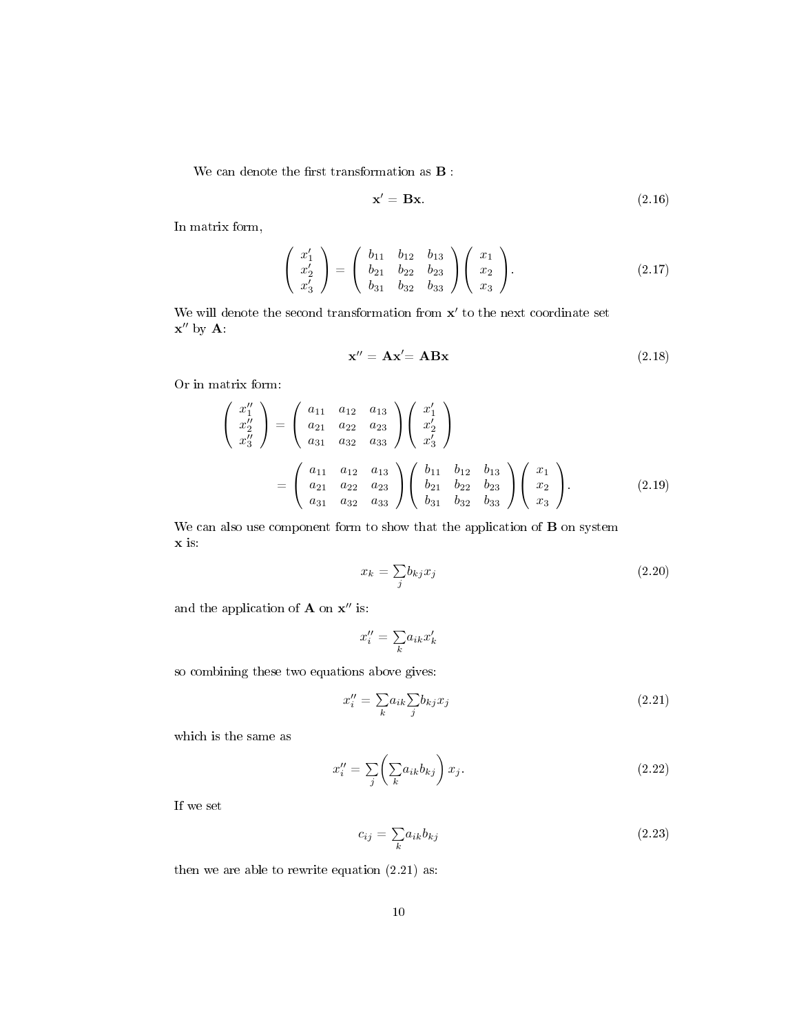We can denote the first transformation as $\mathbf{B}$ :

$$\mathbf{x}' = \mathbf{B}\mathbf{x}. \tag{2.16}$$

In matrix form,

$$\begin{pmatrix} x_1' \\ x_2' \\ x_3' \end{pmatrix} = \begin{pmatrix} b_{11} & b_{12} & b_{13} \\ b_{21} & b_{22} & b_{23} \\ b_{31} & b_{32} & b_{33} \end{pmatrix} \begin{pmatrix} x_1 \\ x_2 \\ x_3 \end{pmatrix}. \tag{2.17}$$

We will denote the second transformation from $\mathbf{x}'$ to the next coordinate set $\mathbf{x}''$ by $\mathbf{A}$:

$$\mathbf{x}'' = \mathbf{A}\mathbf{x}' = \mathbf{A}\mathbf{B}\mathbf{x} \tag{2.18}$$

Or in matrix form:

$$\begin{aligned} \begin{pmatrix} x_1'' \\ x_2'' \\ x_3'' \end{pmatrix} &= \begin{pmatrix} a_{11} & a_{12} & a_{13} \\ a_{21} & a_{22} & a_{23} \\ a_{31} & a_{32} & a_{33} \end{pmatrix} \begin{pmatrix} x_1' \\ x_2' \\ x_3' \end{pmatrix} \\ &= \begin{pmatrix} a_{11} & a_{12} & a_{13} \\ a_{21} & a_{22} & a_{23} \\ a_{31} & a_{32} & a_{33} \end{pmatrix} \begin{pmatrix} b_{11} & b_{12} & b_{13} \\ b_{21} & b_{22} & b_{23} \\ b_{31} & b_{32} & b_{33} \end{pmatrix} \begin{pmatrix} x_1 \\ x_2 \\ x_3 \end{pmatrix}. \end{aligned} \tag{2.19}$$

We can also use component form to show that the application of $\mathbf{B}$ on system $\mathbf{x}$ is:

$$x_k = \sum_j b_{kj} x_j \tag{2.20}$$

and the application of $\mathbf{A}$ on $\mathbf{x}''$ is:

$$x_i'' = \sum_k a_{ik} x_k'$$

so combining these two equations above gives:

$$x_i'' = \sum_k a_{ik} \sum_j b_{kj} x_j \tag{2.21}$$

which is the same as

$$x_i'' = \sum_j \left( \sum_k a_{ik} b_{kj} \right) x_j. \tag{2.22}$$

If we set

$$c_{ij} = \sum_k a_{ik} b_{kj} \tag{2.23}$$

then we are able to rewrite equation (2.21) as: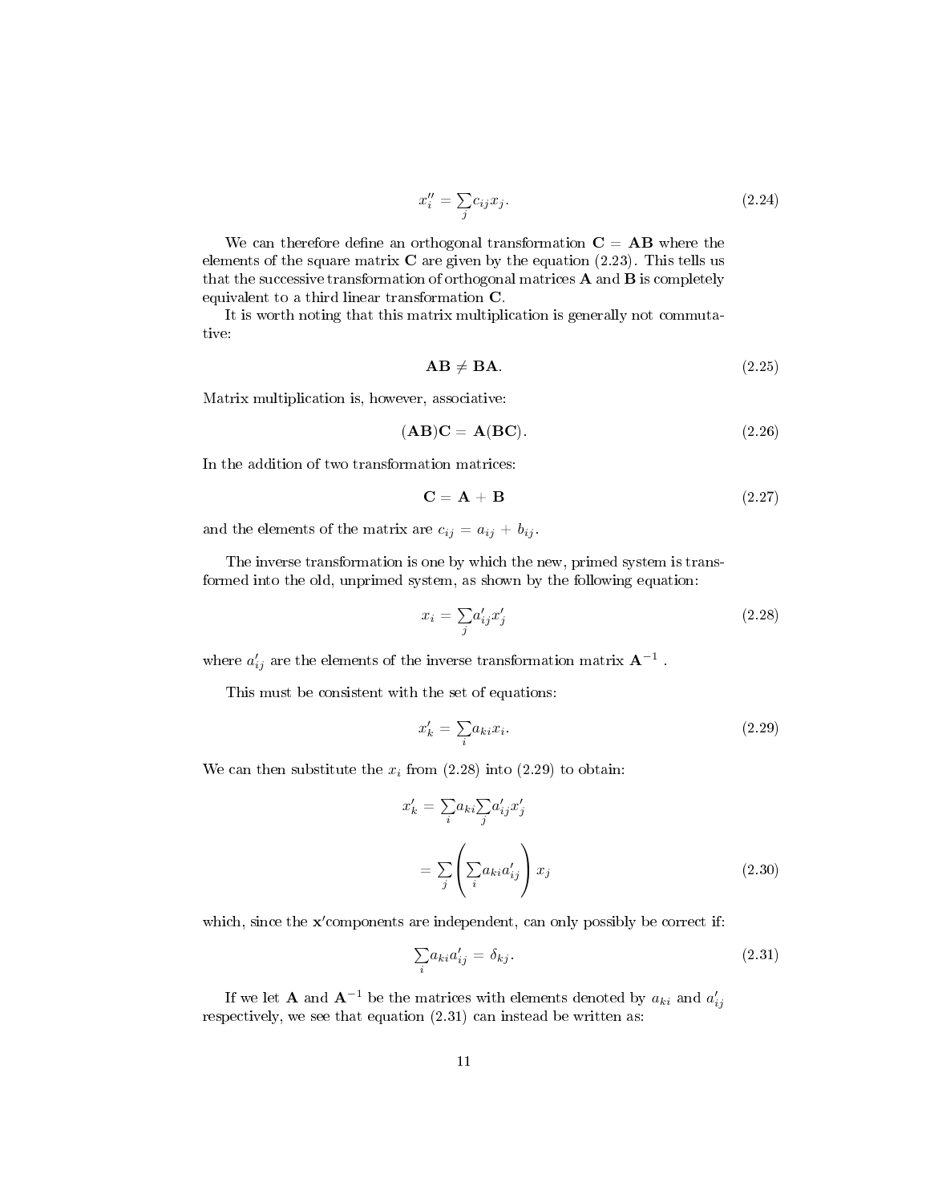$$x_i'' = \sum_j c_{ij} x_j. \tag{2.24}$$

We can therefore define an orthogonal transformation $\mathbf{C} = \mathbf{AB}$ where the elements of the square matrix $\mathbf{C}$ are given by the equation (2.23). This tells us that the successive transformation of orthogonal matrices $\mathbf{A}$ and $\mathbf{B}$ is completely equivalent to a third linear transformation $\mathbf{C}$.

It is worth noting that this matrix multiplication is generally not commutative:

$$\mathbf{AB} \neq \mathbf{BA}. \tag{2.25}$$

Matrix multiplication is, however, associative:

$$(\mathbf{AB})\mathbf{C} = \mathbf{A}(\mathbf{BC}). \tag{2.26}$$

In the addition of two transformation matrices:

$$\mathbf{C} = \mathbf{A} + \mathbf{B} \tag{2.27}$$

and the elements of the matrix are $c_{ij} = a_{ij} + b_{ij}$.

The inverse transformation is one by which the new, primed system is transformed into the old, unprimed system, as shown by the following equation:

$$x_i = \sum_j a'_{ij} x'_j \tag{2.28}$$

where $a'_{ij}$ are the elements of the inverse transformation matrix $\mathbf{A}^{-1}$ .

This must be consistent with the set of equations:

$$x'_k = \sum_i a_{ki} x_i. \tag{2.29}$$

We can then substitute the $x_i$ from (2.28) into (2.29) to obtain:

$$\begin{aligned} x'_k &= \sum_i a_{ki} \sum_j a'_{ij} x'_j \\ &= \sum_j \left( \sum_i a_{ki} a'_{ij} \right) x_j \end{aligned} \tag{2.30}$$

which, since the $\mathbf{x}'$components are independent, can only possibly be correct if:

$$\sum_i a_{ki} a'_{ij} = \delta_{kj}. \tag{2.31}$$

If we let $\mathbf{A}$ and $\mathbf{A}^{-1}$ be the matrices with elements denoted by $a_{ki}$ and $a'_{ij}$ respectively, we see that equation (2.31) can instead be written as: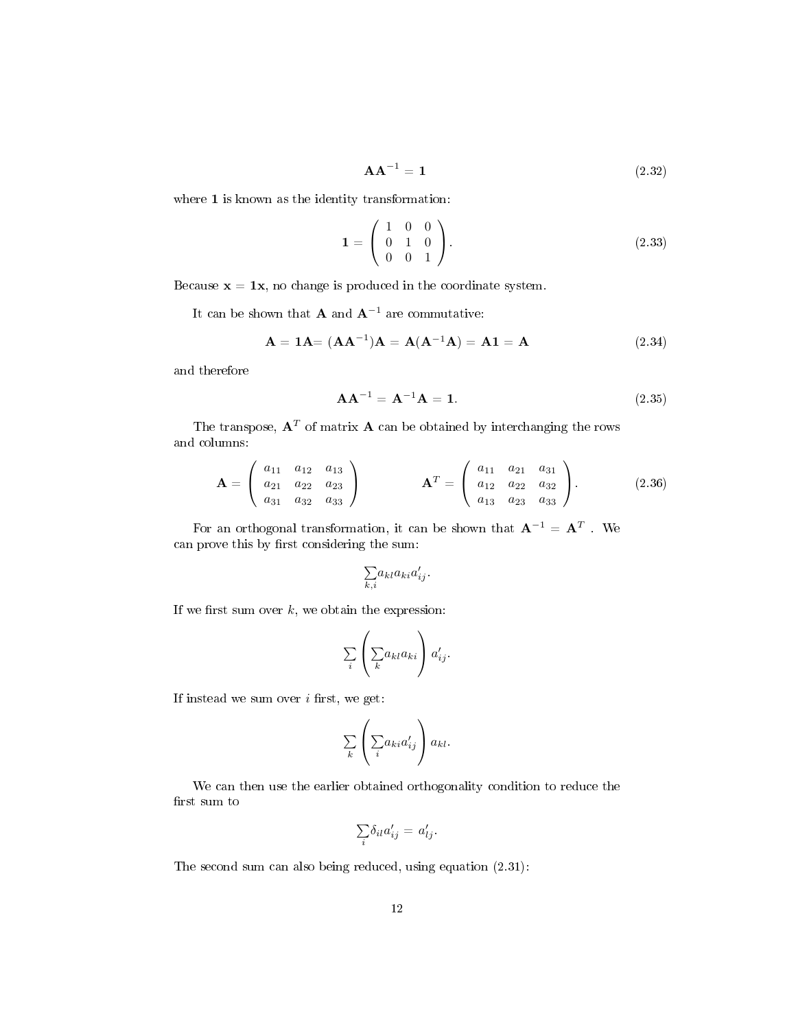$$\mathbf{A}\mathbf{A}^{-1} = \mathbf{1} \tag{2.32}$$

where $\mathbf{1}$ is known as the identity transformation:

$$\mathbf{1} = \begin{pmatrix} 1 & 0 & 0 \\ 0 & 1 & 0 \\ 0 & 0 & 1 \end{pmatrix}. \tag{2.33}$$

Because $\mathbf{x} = \mathbf{1x}$, no change is produced in the coordinate system.

It can be shown that $\mathbf{A}$ and $\mathbf{A}^{-1}$ are commutative:

$$\mathbf{A} = \mathbf{1A} = (\mathbf{A}\mathbf{A}^{-1})\mathbf{A} = \mathbf{A}(\mathbf{A}^{-1}\mathbf{A}) = \mathbf{A1} = \mathbf{A} \tag{2.34}$$

and therefore

$$\mathbf{A}\mathbf{A}^{-1} = \mathbf{A}^{-1}\mathbf{A} = \mathbf{1}. \tag{2.35}$$

The transpose, $\mathbf{A}^T$ of matrix $\mathbf{A}$ can be obtained by interchanging the rows and columns:

$$\mathbf{A} = \begin{pmatrix} a_{11} & a_{12} & a_{13} \\ a_{21} & a_{22} & a_{23} \\ a_{31} & a_{32} & a_{33} \end{pmatrix} \qquad \mathbf{A}^T = \begin{pmatrix} a_{11} & a_{21} & a_{31} \\ a_{12} & a_{22} & a_{32} \\ a_{13} & a_{23} & a_{33} \end{pmatrix}. \tag{2.36}$$

For an orthogonal transformation, it can be shown that $\mathbf{A}^{-1} = \mathbf{A}^T$ . We can prove this by first considering the sum:

$$\sum_{k,i} a_{kl} a_{ki} a'_{ij}.$$

If we first sum over $k$, we obtain the expression:

$$\sum_i \left( \sum_k a_{kl} a_{ki} \right) a'_{ij}.$$

If instead we sum over $i$ first, we get:

$$\sum_k \left( \sum_i a_{ki} a'_{ij} \right) a_{kl}.$$

We can then use the earlier obtained orthogonality condition to reduce the first sum to

$$\sum_i \delta_{il} a'_{ij} = a'_{lj}.$$

The second sum can also being reduced, using equation (2.31):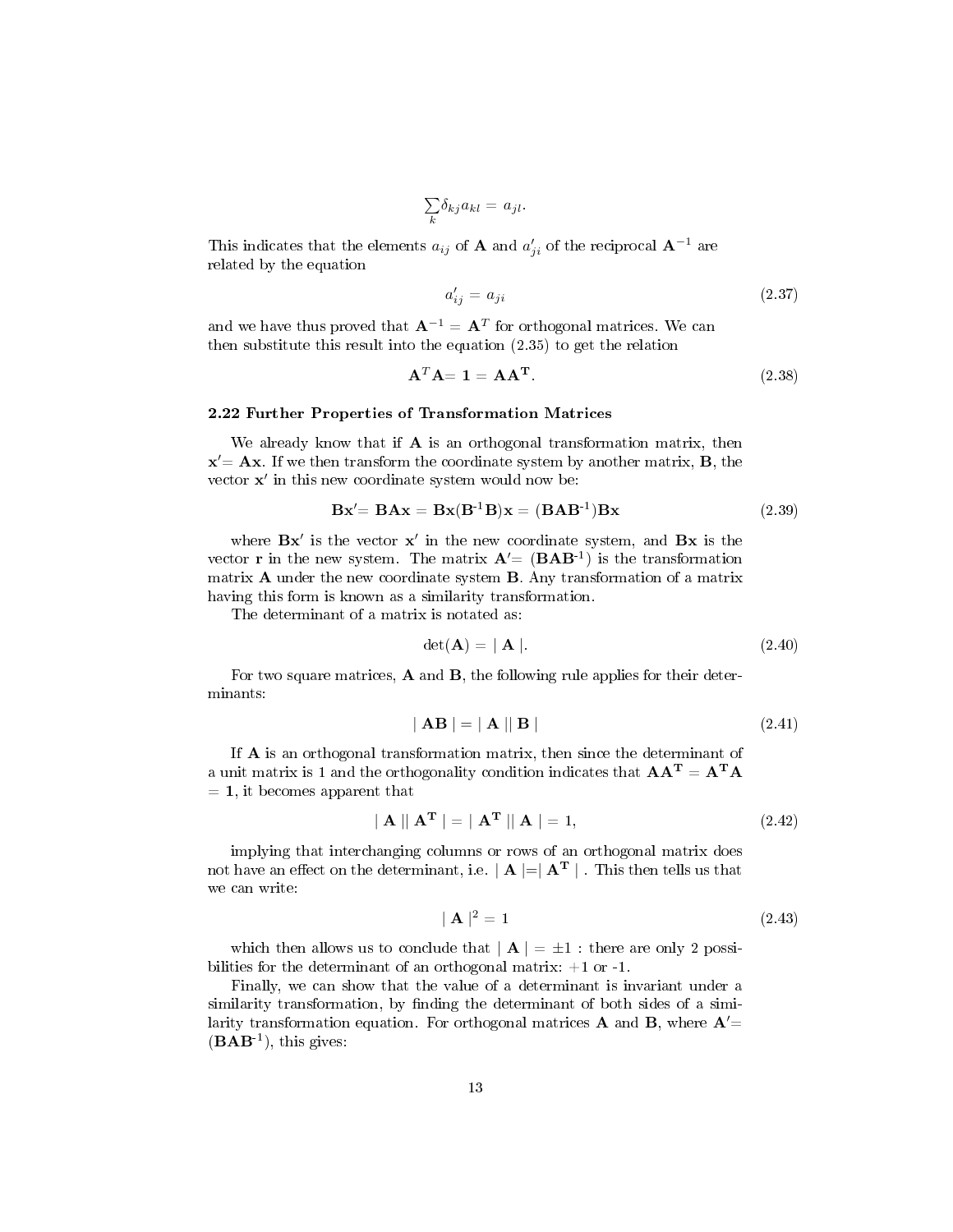$$\sum_k \delta_{kj} a_{kl} = a_{jl}.$$

This indicates that the elements $a_{ij}$ of $\mathbf{A}$ and $a'_{ji}$ of the reciprocal $\mathbf{A}^{-1}$ are related by the equation

$$a'_{ij} = a_{ji} \tag{2.37}$$

and we have thus proved that $\mathbf{A}^{-1} = \mathbf{A}^T$ for orthogonal matrices. We can then substitute this result into the equation (2.35) to get the relation

$$\mathbf{A}^T\mathbf{A} = \mathbf{1} = \mathbf{A}\mathbf{A}^\mathbf{T}. \tag{2.38}$$

### 2.22 Further Properties of Transformation Matrices

We already know that if $\mathbf{A}$ is an orthogonal transformation matrix, then $\mathbf{x}' = \mathbf{A}\mathbf{x}$. If we then transform the coordinate system by another matrix, $\mathbf{B}$, the vector $\mathbf{x}'$ in this new coordinate system would now be:

$$\mathbf{B}\mathbf{x}' = \mathbf{B}\mathbf{A}\mathbf{x} = \mathbf{B}\mathbf{x}(\mathbf{B}^{-1}\mathbf{B})\mathbf{x} = (\mathbf{B}\mathbf{A}\mathbf{B}^{-1})\mathbf{B}\mathbf{x} \tag{2.39}$$

where $\mathbf{B}\mathbf{x}'$ is the vector $\mathbf{x}'$ in the new coordinate system, and $\mathbf{B}\mathbf{x}$ is the vector $\mathbf{r}$ in the new system. The matrix $\mathbf{A}' = (\mathbf{B}\mathbf{A}\mathbf{B}^{-1})$ is the transformation matrix $\mathbf{A}$ under the new coordinate system $\mathbf{B}$. Any transformation of a matrix having this form is known as a similarity transformation.

The determinant of a matrix is notated as:

$$\det(\mathbf{A}) = \mid \mathbf{A} \mid. \tag{2.40}$$

For two square matrices, $\mathbf{A}$ and $\mathbf{B}$, the following rule applies for their determinants:

$$\mid \mathbf{A}\mathbf{B} \mid = \mid \mathbf{A} \mid\mid \mathbf{B} \mid \tag{2.41}$$

If $\mathbf{A}$ is an orthogonal transformation matrix, then since the determinant of a unit matrix is 1 and the orthogonality condition indicates that $\mathbf{A}\mathbf{A}^\mathbf{T} = \mathbf{A}^\mathbf{T}\mathbf{A} = \mathbf{1}$, it becomes apparent that

$$\mid \mathbf{A} \mid\mid \mathbf{A}^\mathbf{T} \mid = \mid \mathbf{A}^\mathbf{T} \mid\mid \mathbf{A} \mid = 1, \tag{2.42}$$

implying that interchanging columns or rows of an orthogonal matrix does not have an effect on the determinant, i.e. $\mid \mathbf{A} \mid = \mid \mathbf{A}^\mathbf{T} \mid$ . This then tells us that we can write:

$$\mid \mathbf{A} \mid^2 = 1 \tag{2.43}$$

which then allows us to conclude that $\mid \mathbf{A} \mid = \pm 1$ : there are only 2 possibilities for the determinant of an orthogonal matrix: +1 or -1.

Finally, we can show that the value of a determinant is invariant under a similarity transformation, by finding the determinant of both sides of a similarity transformation equation. For orthogonal matrices $\mathbf{A}$ and $\mathbf{B}$, where $\mathbf{A}' = (\mathbf{B}\mathbf{A}\mathbf{B}^{-1})$, this gives: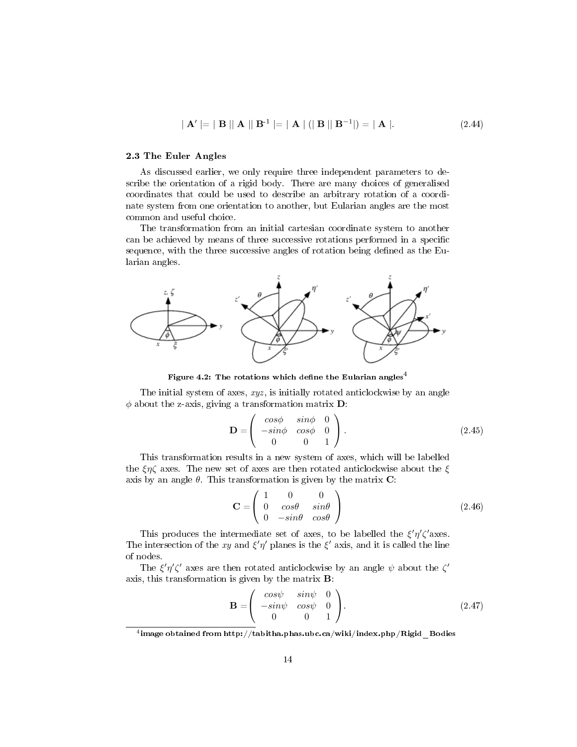$$| \mathbf{A}' | = | \mathbf{B} || \mathbf{A} || \mathbf{B}^{-1} | = | \mathbf{A} | (| \mathbf{B} || \mathbf{B}^{-1}|) = | \mathbf{A} |. \tag{2.44}$$

### 2.3 The Euler Angles

As discussed earlier, we only require three independent parameters to describe the orientation of a rigid body. There are many choices of generalised coordinates that could be used to describe an arbitrary rotation of a coordinate system from one orientation to another, but Eularian angles are the most common and useful choice.

The transformation from an initial cartesian coordinate system to another can be achieved by means of three successive rotations performed in a specific sequence, with the three successive angles of rotation being defined as the Eularian angles.

**Figure 4.2: The rotations which define the Eularian angles**[4]

The initial system of axes, $xyz$, is initially rotated anticlockwise by an angle $\phi$ about the z-axis, giving a transformation matrix **D**:

$$\mathbf{D} = \begin{pmatrix} cos\phi & sin\phi & 0 \\ -sin\phi & cos\phi & 0 \\ 0 & 0 & 1 \end{pmatrix}. \tag{2.45}$$

This transformation results in a new system of axes, which will be labelled the $\xi\eta\zeta$ axes. The new set of axes are then rotated anticlockwise about the $\xi$ axis by an angle $\theta$. This transformation is given by the matrix **C**:

$$\mathbf{C} = \begin{pmatrix} 1 & 0 & 0 \\ 0 & cos\theta & sin\theta \\ 0 & -sin\theta & cos\theta \end{pmatrix} \tag{2.46}$$

This produces the intermediate set of axes, to be labelled the $\xi'\eta'\zeta'$axes. The intersection of the $xy$ and $\xi'\eta'$ planes is the $\xi'$ axis, and it is called the line of nodes.

The $\xi'\eta'\zeta'$ axes are then rotated anticlockwise by an angle $\psi$ about the $\zeta'$ axis, this transformation is given by the matrix **B**:

$$\mathbf{B} = \begin{pmatrix} cos\psi & sin\psi & 0 \\ -sin\psi & cos\psi & 0 \\ 0 & 0 & 1 \end{pmatrix}. \tag{2.47}$$

---

[4] **image obtained from http://tabitha.phas.ubc.ca/wiki/index.php/Rigid_Bodies**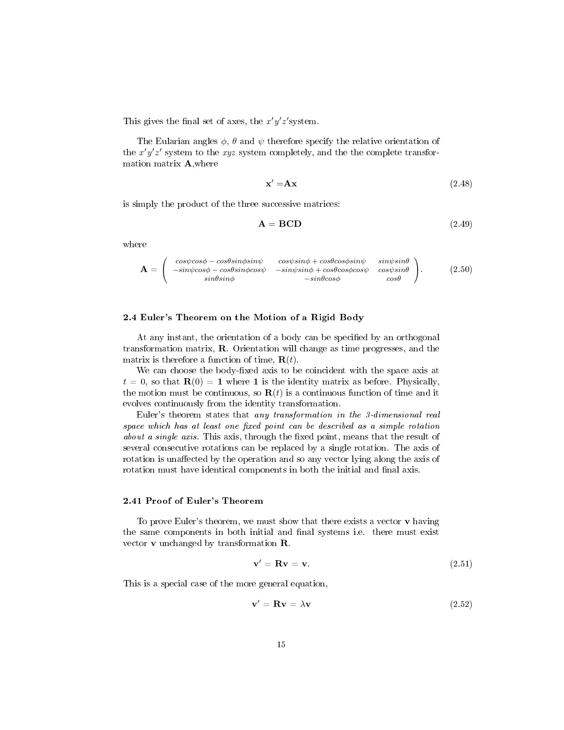This gives the final set of axes, the $x'y'z'$system.

The Eularian angles $\phi$, $\theta$ and $\psi$ therefore specify the relative orientation of the $x'y'z'$ system to the $xyz$ system completely, and the the complete transformation matrix **A**,where

$$\mathbf{x}' = \mathbf{A}\mathbf{x} \tag{2.48}$$

is simply the product of the three successive matrices:

$$\mathbf{A} = \mathbf{BCD} \tag{2.49}$$

where

$$\mathbf{A} = \begin{pmatrix} cos\psi cos\phi - cos\theta sin\phi sin\psi & cos\psi sin\phi + cos\theta cos\phi sin\psi & sin\psi sin\theta \\ -sin\psi cos\phi - cos\theta sin\phi cos\psi & -sin\psi sin\phi + cos\theta cos\phi cos\psi & cos\psi sin\theta \\ sin\theta sin\phi & -sin\theta cos\phi & cos\theta \end{pmatrix}. \tag{2.50}$$

### 2.4 Euler's Theorem on the Motion of a Rigid Body

At any instant, the orientation of a body can be specified by an orthogonal transformation matrix, **R**. Orientation will change as time progresses, and the matrix is therefore a function of time, $\mathbf{R}(t)$.

We can choose the body-fixed axis to be coincident with the space axis at $t = 0$, so that $\mathbf{R}(0) = \mathbf{1}$ where $\mathbf{1}$ is the identity matrix as before. Physically, the motion must be continuous, so $\mathbf{R}(t)$ is a continuous function of time and it evolves continuously from the identity transformation.

Euler's theorem states that *any transformation in the 3-dimensional real space which has at least one fixed point can be described as a simple rotation about a single axis*. This axis, through the fixed point, means that the result of several consecutive rotations can be replaced by a single rotation. The axis of rotation is unaffected by the operation and so any vector lying along the axis of rotation must have identical components in both the initial and final axis.

### 2.41 Proof of Euler's Theorem

To prove Euler's theorem, we must show that there exists a vector **v** having the same components in both initial and final systems i.e. there must exist vector **v** unchanged by transformation **R**.

$$\mathbf{v}' = \mathbf{R}\mathbf{v} = \mathbf{v}. \tag{2.51}$$

This is a special case of the more general equation,

$$\mathbf{v}' = \mathbf{R}\mathbf{v} = \lambda\mathbf{v} \tag{2.52}$$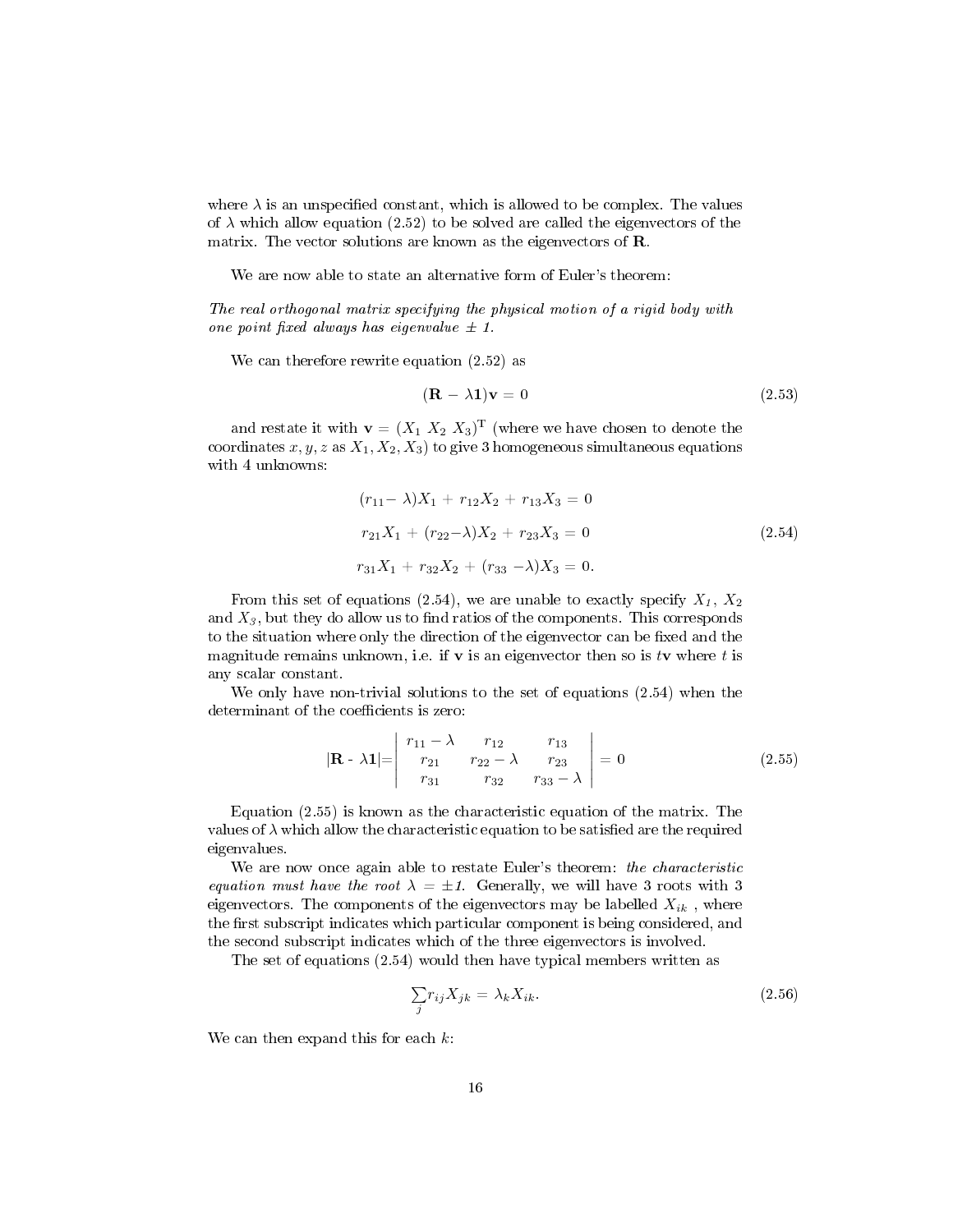where $\lambda$ is an unspecified constant, which is allowed to be complex. The values of $\lambda$ which allow equation (2.52) to be solved are called the eigenvectors of the matrix. The vector solutions are known as the eigenvectors of $\mathbf{R}$.

We are now able to state an alternative form of Euler's theorem:

*The real orthogonal matrix specifying the physical motion of a rigid body with one point fixed always has eigenvalue ± 1.*

We can therefore rewrite equation (2.52) as

$$(\mathbf{R} - \lambda\mathbf{1})\mathbf{v} = 0 \tag{2.53}$$

and restate it with $\mathbf{v} = (X_1\ X_2\ X_3)^{\mathrm{T}}$ (where we have chosen to denote the coordinates $x, y, z$ as $X_1, X_2, X_3$) to give 3 homogeneous simultaneous equations with 4 unknowns:

$$\begin{aligned}
(r_{11} - \lambda)X_1 + r_{12}X_2 + r_{13}X_3 &= 0 \\
r_{21}X_1 + (r_{22} - \lambda)X_2 + r_{23}X_3 &= 0 \\
r_{31}X_1 + r_{32}X_2 + (r_{33} - \lambda)X_3 &= 0.
\end{aligned} \tag{2.54}$$

From this set of equations (2.54), we are unable to exactly specify $X_1$, $X_2$ and $X_3$, but they do allow us to find ratios of the components. This corresponds to the situation where only the direction of the eigenvector can be fixed and the magnitude remains unknown, i.e. if $\mathbf{v}$ is an eigenvector then so is $t\mathbf{v}$ where $t$ is any scalar constant.

We only have non-trivial solutions to the set of equations (2.54) when the determinant of the coefficients is zero:

$$|\mathbf{R} - \lambda\mathbf{1}| = \begin{vmatrix} r_{11} - \lambda & r_{12} & r_{13} \\ r_{21} & r_{22} - \lambda & r_{23} \\ r_{31} & r_{32} & r_{33} - \lambda \end{vmatrix} = 0 \tag{2.55}$$

Equation (2.55) is known as the characteristic equation of the matrix. The values of $\lambda$ which allow the characteristic equation to be satisfied are the required eigenvalues.

We are now once again able to restate Euler's theorem: *the characteristic equation must have the root $\lambda = \pm 1$.* Generally, we will have 3 roots with 3 eigenvectors. The components of the eigenvectors may be labelled $X_{ik}$, where the first subscript indicates which particular component is being considered, and the second subscript indicates which of the three eigenvectors is involved.

The set of equations (2.54) would then have typical members written as

$$\sum_j r_{ij}X_{jk} = \lambda_k X_{ik}. \tag{2.56}$$

We can then expand this for each $k$: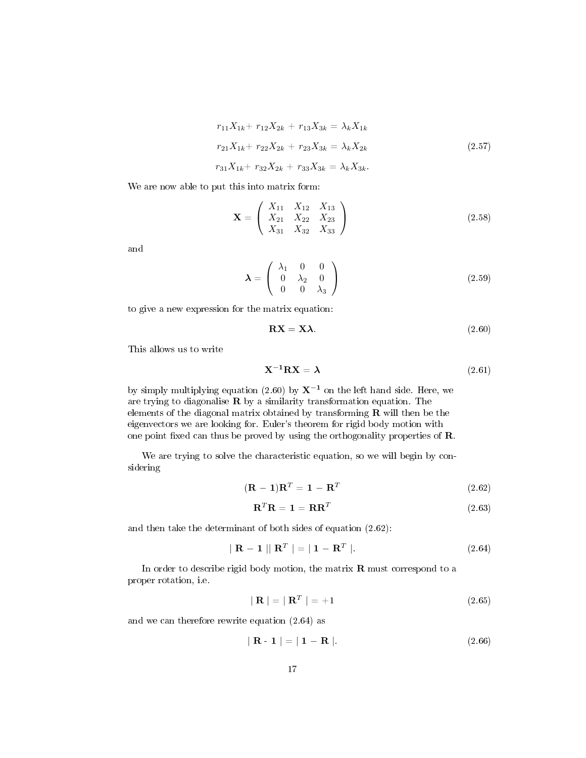$$
\begin{aligned}
r_{11}X_{1k} + r_{12}X_{2k} + r_{13}X_{3k} &= \lambda_k X_{1k} \\
r_{21}X_{1k} + r_{22}X_{2k} + r_{23}X_{3k} &= \lambda_k X_{2k} \\
r_{31}X_{1k} + r_{32}X_{2k} + r_{33}X_{3k} &= \lambda_k X_{3k}.
\end{aligned}
\tag{2.57}
$$

We are now able to put this into matrix form:

$$
\mathbf{X} = \begin{pmatrix} X_{11} & X_{12} & X_{13} \\ X_{21} & X_{22} & X_{23} \\ X_{31} & X_{32} & X_{33} \end{pmatrix} \tag{2.58}
$$

and

$$
\boldsymbol{\lambda} = \begin{pmatrix} \lambda_1 & 0 & 0 \\ 0 & \lambda_2 & 0 \\ 0 & 0 & \lambda_3 \end{pmatrix} \tag{2.59}
$$

to give a new expression for the matrix equation:

$$
\mathbf{R}\mathbf{X} = \mathbf{X}\boldsymbol{\lambda}. \tag{2.60}
$$

This allows us to write

$$
\mathbf{X^{-1}}\mathbf{R}\mathbf{X} = \boldsymbol{\lambda} \tag{2.61}
$$

by simply multiplying equation (2.60) by $\mathbf{X^{-1}}$ on the left hand side. Here, we are trying to diagonalise $\mathbf{R}$ by a similarity transformation equation. The elements of the diagonal matrix obtained by transforming $\mathbf{R}$ will then be the eigenvectors we are looking for. Euler's theorem for rigid body motion with one point fixed can thus be proved by using the orthogonality properties of $\mathbf{R}$.

We are trying to solve the characteristic equation, so we will begin by considering

$$
(\mathbf{R} - \mathbf{1})\mathbf{R}^T = \mathbf{1} - \mathbf{R}^T \tag{2.62}
$$

$$
\mathbf{R}^T\mathbf{R} = \mathbf{1} = \mathbf{R}\mathbf{R}^T \tag{2.63}
$$

and then take the determinant of both sides of equation (2.62):

$$
\mid \mathbf{R} - \mathbf{1} \mid\mid \mathbf{R}^T \mid = \mid \mathbf{1} - \mathbf{R}^T \mid. \tag{2.64}
$$

In order to describe rigid body motion, the matrix $\mathbf{R}$ must correspond to a proper rotation, i.e.

$$
\mid \mathbf{R} \mid = \mid \mathbf{R}^T \mid = +1 \tag{2.65}
$$

and we can therefore rewrite equation (2.64) as

$$
\mid \mathbf{R} - \mathbf{1} \mid = \mid \mathbf{1} - \mathbf{R} \mid. \tag{2.66}
$$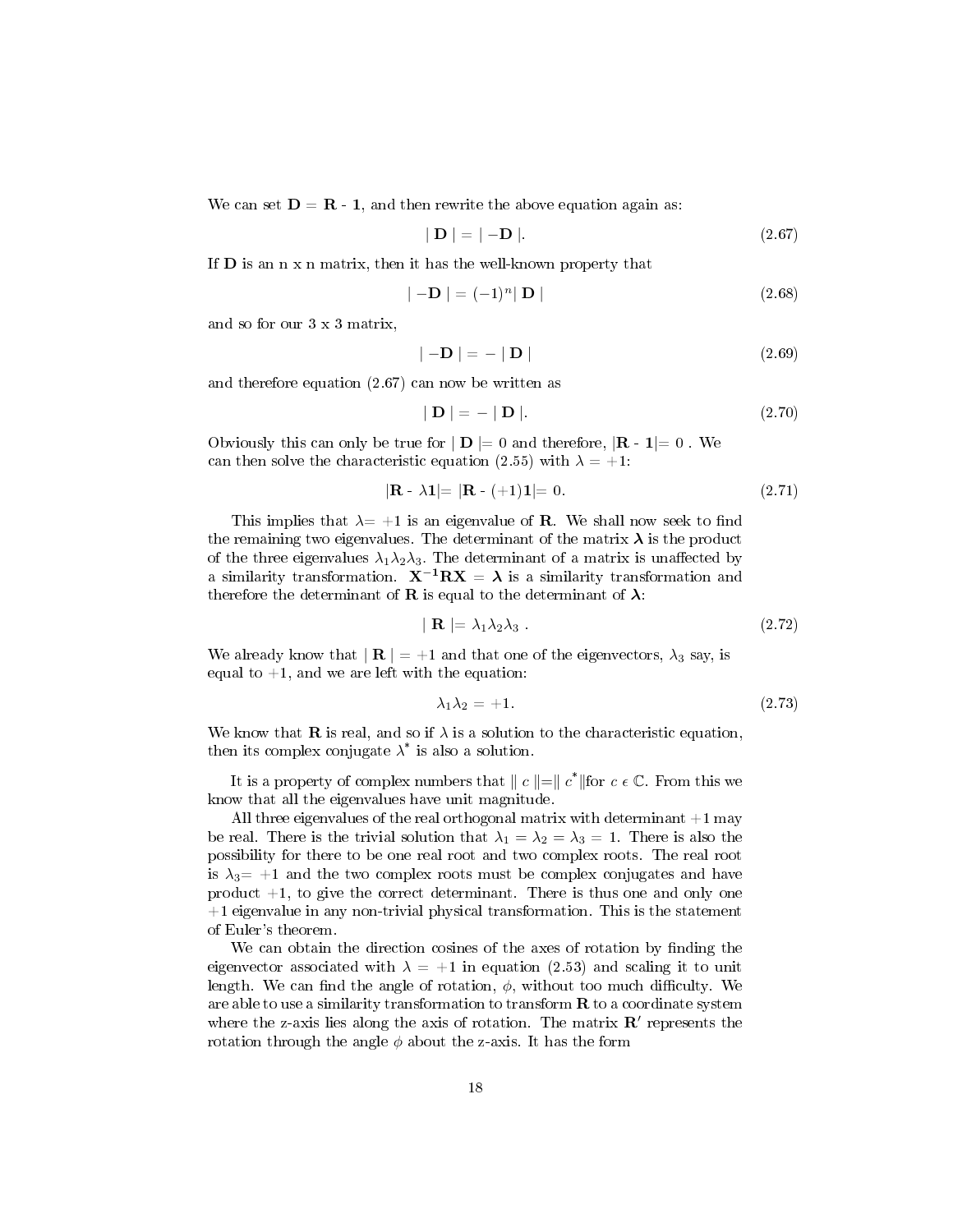We can set $\mathbf{D} = \mathbf{R} - \mathbf{1}$, and then rewrite the above equation again as:

$$| \mathbf{D} | = | -\mathbf{D} |. \tag{2.67}$$

If $\mathbf{D}$ is an n x n matrix, then it has the well-known property that

$$| -\mathbf{D} | = (-1)^n | \mathbf{D} | \tag{2.68}$$

and so for our 3 x 3 matrix,

$$| -\mathbf{D} | = - | \mathbf{D} | \tag{2.69}$$

and therefore equation (2.67) can now be written as

$$| \mathbf{D} | = - | \mathbf{D} |. \tag{2.70}$$

Obviously this can only be true for $| \mathbf{D} |= 0$ and therefore, $|\mathbf{R} - \mathbf{1}|= 0$ . We can then solve the characteristic equation (2.55) with $\lambda = +1$:

$$|\mathbf{R} - \lambda \mathbf{1}|= |\mathbf{R} - (+1)\mathbf{1}|= 0. \tag{2.71}$$

This implies that $\lambda= +1$ is an eigenvalue of $\mathbf{R}$. We shall now seek to find the remaining two eigenvalues. The determinant of the matrix $\boldsymbol{\lambda}$ is the product of the three eigenvalues $\lambda_1\lambda_2\lambda_3$. The determinant of a matrix is unaffected by a similarity transformation. $\mathbf{X^{-1}RX} = \boldsymbol{\lambda}$ is a similarity transformation and therefore the determinant of $\mathbf{R}$ is equal to the determinant of $\boldsymbol{\lambda}$:

$$| \mathbf{R} |= \lambda_1\lambda_2\lambda_3 \ . \tag{2.72}$$

We already know that $| \mathbf{R} | = +1$ and that one of the eigenvectors, $\lambda_3$ say, is equal to $+1$, and we are left with the equation:

$$\lambda_1\lambda_2 = +1. \tag{2.73}$$

We know that $\mathbf{R}$ is real, and so if $\lambda$ is a solution to the characteristic equation, then its complex conjugate $\lambda^*$ is also a solution.

It is a property of complex numbers that $\| c \|=\| c^* \|$for $c \in \mathbb{C}$. From this we know that all the eigenvalues have unit magnitude.

All three eigenvalues of the real orthogonal matrix with determinant $+1$ may be real. There is the trivial solution that $\lambda_1 = \lambda_2 = \lambda_3 = 1$. There is also the possibility for there to be one real root and two complex roots. The real root is $\lambda_3= +1$ and the two complex roots must be complex conjugates and have product $+1$, to give the correct determinant. There is thus one and only one $+1$ eigenvalue in any non-trivial physical transformation. This is the statement of Euler's theorem.

We can obtain the direction cosines of the axes of rotation by finding the eigenvector associated with $\lambda = +1$ in equation (2.53) and scaling it to unit length. We can find the angle of rotation, $\phi$, without too much difficulty. We are able to use a similarity transformation to transform $\mathbf{R}$ to a coordinate system where the z-axis lies along the axis of rotation. The matrix $\mathbf{R}'$ represents the rotation through the angle $\phi$ about the z-axis. It has the form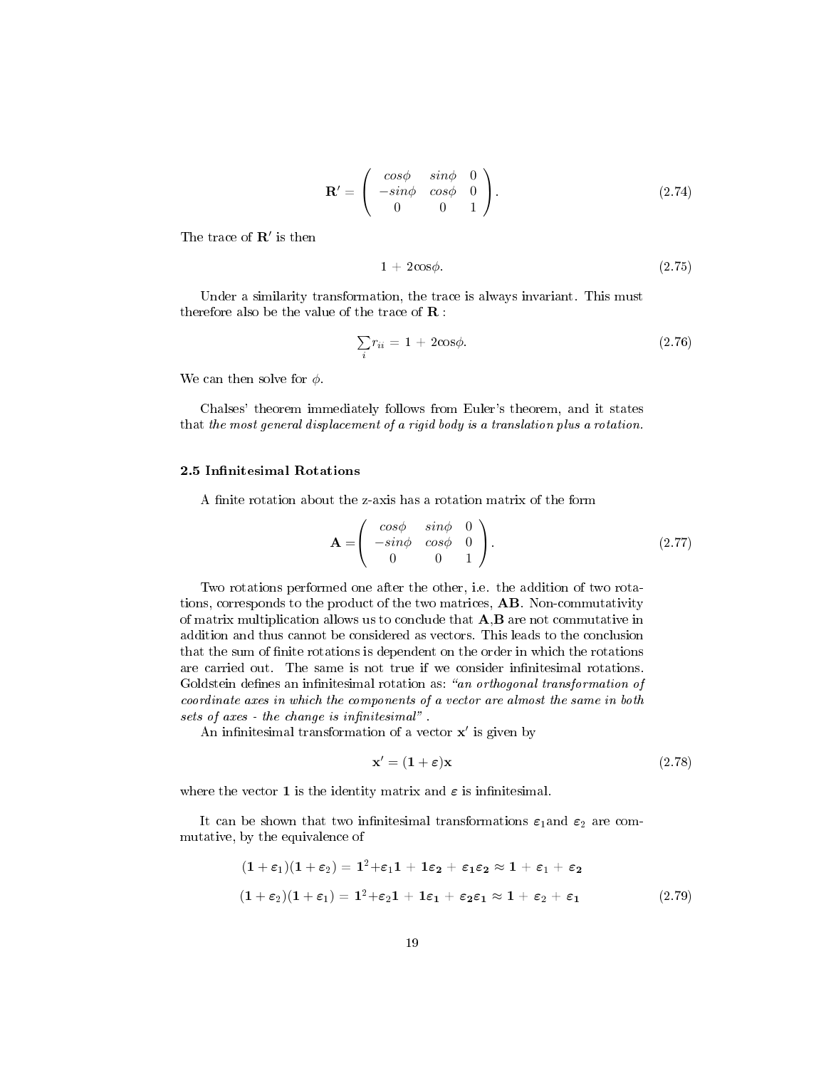$$\mathbf{R}' = \begin{pmatrix} cos\phi & sin\phi & 0 \\ -sin\phi & cos\phi & 0 \\ 0 & 0 & 1 \end{pmatrix}. \tag{2.74}$$

The trace of $\mathbf{R}'$ is then

$$1 + 2\cos\phi. \tag{2.75}$$

Under a similarity transformation, the trace is always invariant. This must therefore also be the value of the trace of $\mathbf{R}$ :

$$\sum_i r_{ii} = 1 + 2\cos\phi. \tag{2.76}$$

We can then solve for $\phi$.

Chalses' theorem immediately follows from Euler's theorem, and it states that *the most general displacement of a rigid body is a translation plus a rotation.*

### 2.5 Infinitesimal Rotations

A finite rotation about the z-axis has a rotation matrix of the form

$$\mathbf{A} = \begin{pmatrix} cos\phi & sin\phi & 0 \\ -sin\phi & cos\phi & 0 \\ 0 & 0 & 1 \end{pmatrix}. \tag{2.77}$$

Two rotations performed one after the other, i.e. the addition of two rotations, corresponds to the product of the two matrices, $\mathbf{AB}$. Non-commutativity of matrix multiplication allows us to conclude that $\mathbf{A}$,$\mathbf{B}$ are not commutative in addition and thus cannot be considered as vectors. This leads to the conclusion that the sum of finite rotations is dependent on the order in which the rotations are carried out. The same is not true if we consider infinitesimal rotations. Goldstein defines an infinitesimal rotation as: *"an orthogonal transformation of coordinate axes in which the components of a vector are almost the same in both sets of axes - the change is infinitesimal"*.

An infinitesimal transformation of a vector $\mathbf{x}'$ is given by

$$\mathbf{x}' = (\mathbf{1} + \varepsilon)\mathbf{x} \tag{2.78}$$

where the vector $\mathbf{1}$ is the identity matrix and $\varepsilon$ is infinitesimal.

It can be shown that two infinitesimal transformations $\varepsilon_1$and $\varepsilon_2$ are commutative, by the equivalence of

$$(\mathbf{1} + \varepsilon_1)(\mathbf{1} + \varepsilon_2) = \mathbf{1}^2 + \varepsilon_1\mathbf{1} + \mathbf{1}\boldsymbol{\varepsilon_2} + \boldsymbol{\varepsilon_1\varepsilon_2} \approx \mathbf{1} + \varepsilon_1 + \boldsymbol{\varepsilon_2}$$

$$(\mathbf{1} + \varepsilon_2)(\mathbf{1} + \varepsilon_1) = \mathbf{1}^2 + \varepsilon_2\mathbf{1} + \mathbf{1}\boldsymbol{\varepsilon_1} + \boldsymbol{\varepsilon_2\varepsilon_1} \approx \mathbf{1} + \varepsilon_2 + \boldsymbol{\varepsilon_1} \tag{2.79}$$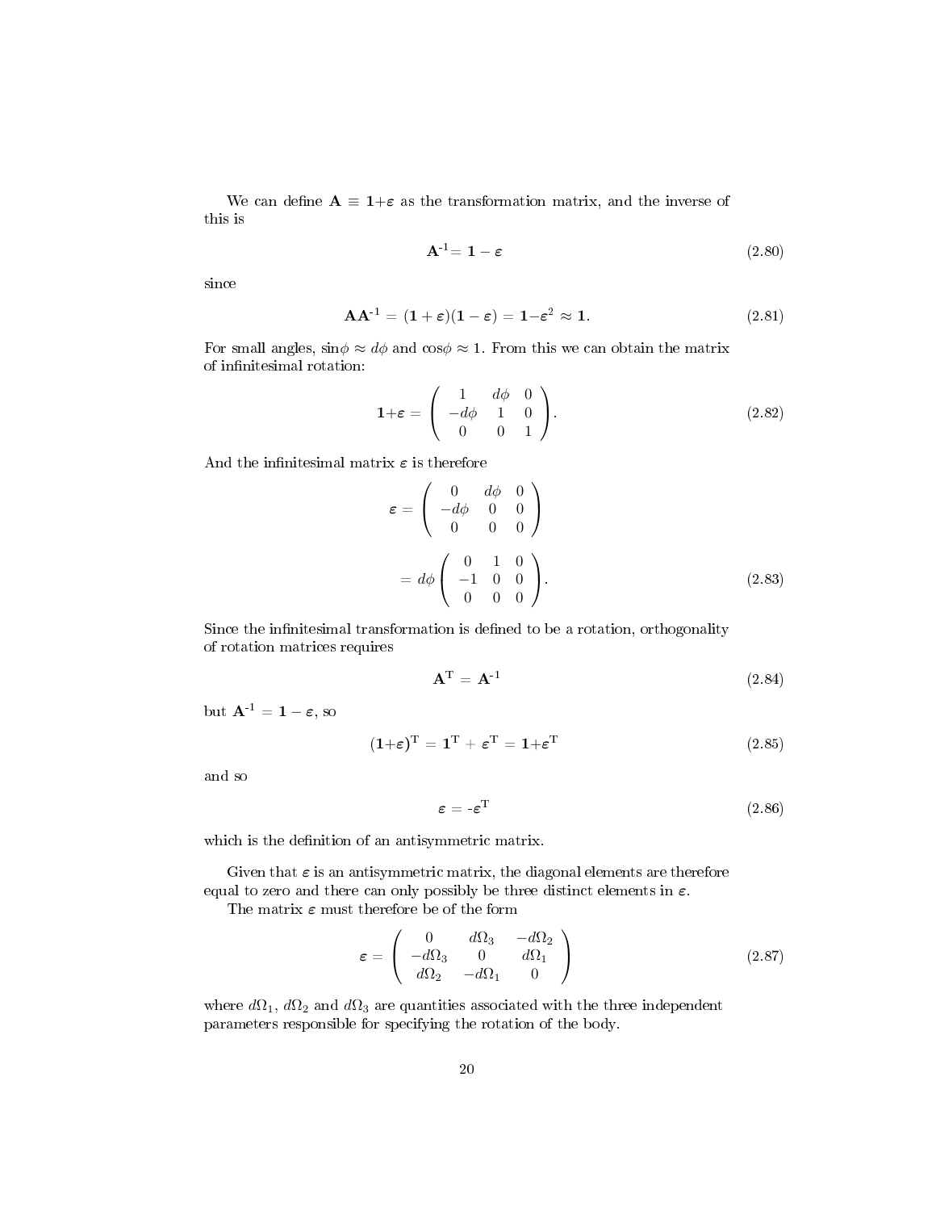We can define $\mathbf{A} \equiv \mathbf{1}+\boldsymbol{\varepsilon}$ as the transformation matrix, and the inverse of this is

$$\mathbf{A}^{-1} = \mathbf{1} - \boldsymbol{\varepsilon} \tag{2.80}$$

since

$$\mathbf{A}\mathbf{A}^{-1} = (\mathbf{1} + \boldsymbol{\varepsilon})(\mathbf{1} - \boldsymbol{\varepsilon}) = \mathbf{1} - \boldsymbol{\varepsilon}^2 \approx \mathbf{1}. \tag{2.81}$$

For small angles, $\sin\phi \approx d\phi$ and $\cos\phi \approx 1$. From this we can obtain the matrix of infinitesimal rotation:

$$\mathbf{1}+\boldsymbol{\varepsilon} = \begin{pmatrix} 1 & d\phi & 0 \\ -d\phi & 1 & 0 \\ 0 & 0 & 1 \end{pmatrix}. \tag{2.82}$$

And the infinitesimal matrix $\boldsymbol{\varepsilon}$ is therefore

$$\boldsymbol{\varepsilon} = \begin{pmatrix} 0 & d\phi & 0 \\ -d\phi & 0 & 0 \\ 0 & 0 & 0 \end{pmatrix}$$

$$= d\phi \begin{pmatrix} 0 & 1 & 0 \\ -1 & 0 & 0 \\ 0 & 0 & 0 \end{pmatrix}. \tag{2.83}$$

Since the infinitesimal transformation is defined to be a rotation, orthogonality of rotation matrices requires

$$\mathbf{A}^{\mathrm{T}} = \mathbf{A}^{-1} \tag{2.84}$$

but $\mathbf{A}^{-1} = \mathbf{1} - \boldsymbol{\varepsilon}$, so

$$(\mathbf{1}+\boldsymbol{\varepsilon})^{\mathrm{T}} = \mathbf{1}^{\mathrm{T}} + \boldsymbol{\varepsilon}^{\mathrm{T}} = \mathbf{1}+\boldsymbol{\varepsilon}^{\mathrm{T}} \tag{2.85}$$

and so

$$\boldsymbol{\varepsilon} = -\boldsymbol{\varepsilon}^{\mathrm{T}} \tag{2.86}$$

which is the definition of an antisymmetric matrix.

Given that $\boldsymbol{\varepsilon}$ is an antisymmetric matrix, the diagonal elements are therefore equal to zero and there can only possibly be three distinct elements in $\boldsymbol{\varepsilon}$.

The matrix $\boldsymbol{\varepsilon}$ must therefore be of the form

$$\boldsymbol{\varepsilon} = \begin{pmatrix} 0 & d\Omega_3 & -d\Omega_2 \\ -d\Omega_3 & 0 & d\Omega_1 \\ d\Omega_2 & -d\Omega_1 & 0 \end{pmatrix} \tag{2.87}$$

where $d\Omega_1$, $d\Omega_2$ and $d\Omega_3$ are quantities associated with the three independent parameters responsible for specifying the rotation of the body.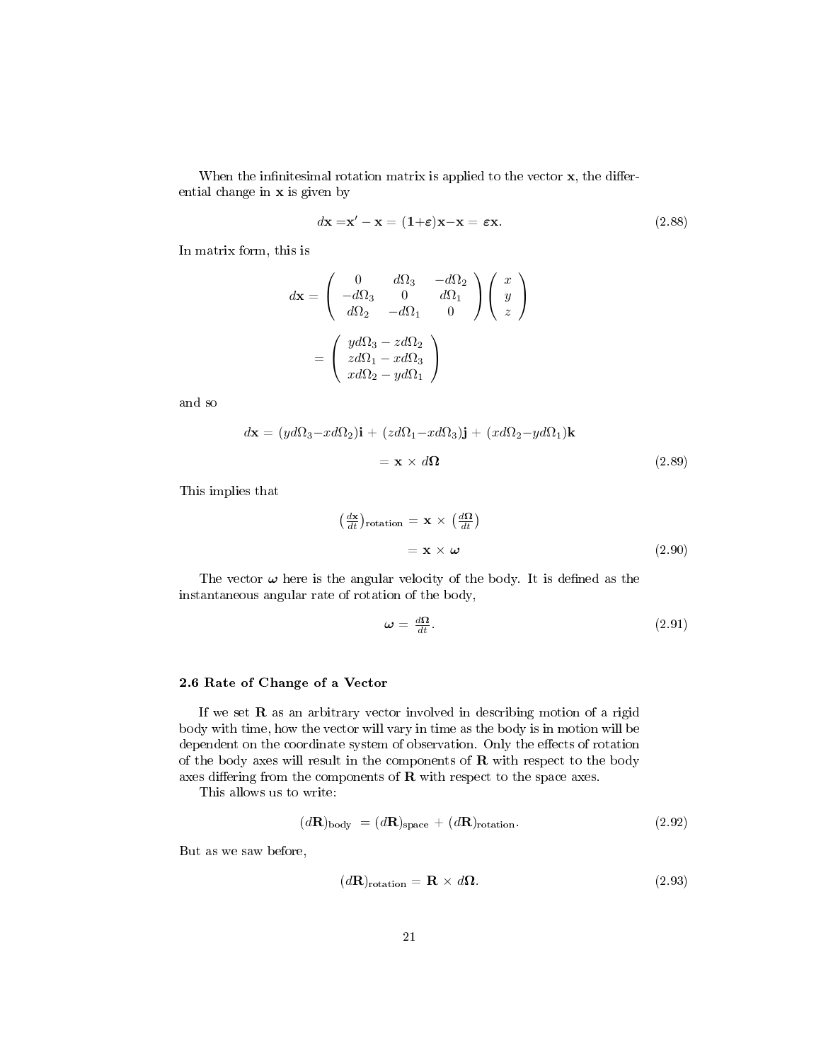When the infinitesimal rotation matrix is applied to the vector $\mathbf{x}$, the differential change in $\mathbf{x}$ is given by

$$d\mathbf{x} = \mathbf{x}' - \mathbf{x} = (\mathbf{1}+\varepsilon)\mathbf{x} - \mathbf{x} = \varepsilon\mathbf{x}. \tag{2.88}$$

In matrix form, this is

$$d\mathbf{x} = \begin{pmatrix} 0 & d\Omega_3 & -d\Omega_2 \\ -d\Omega_3 & 0 & d\Omega_1 \\ d\Omega_2 & -d\Omega_1 & 0 \end{pmatrix} \begin{pmatrix} x \\ y \\ z \end{pmatrix}$$

$$= \begin{pmatrix} yd\Omega_3 - zd\Omega_2 \\ zd\Omega_1 - xd\Omega_3 \\ xd\Omega_2 - yd\Omega_1 \end{pmatrix}$$

and so

$$d\mathbf{x} = (yd\Omega_3 - xd\Omega_2)\mathbf{i} + (zd\Omega_1 - xd\Omega_3)\mathbf{j} + (xd\Omega_2 - yd\Omega_1)\mathbf{k}$$

$$= \mathbf{x} \times d\mathbf{\Omega} \tag{2.89}$$

This implies that

$$\left(\tfrac{d\mathbf{x}}{dt}\right)_{\text{rotation}} = \mathbf{x} \times \left(\tfrac{d\mathbf{\Omega}}{dt}\right)$$

$$= \mathbf{x} \times \boldsymbol{\omega} \tag{2.90}$$

The vector $\boldsymbol{\omega}$ here is the angular velocity of the body. It is defined as the instantaneous angular rate of rotation of the body,

$$\boldsymbol{\omega} = \tfrac{d\mathbf{\Omega}}{dt}. \tag{2.91}$$

### 2.6 Rate of Change of a Vector

If we set $\mathbf{R}$ as an arbitrary vector involved in describing motion of a rigid body with time, how the vector will vary in time as the body is in motion will be dependent on the coordinate system of observation. Only the effects of rotation of the body axes will result in the components of $\mathbf{R}$ with respect to the body axes differing from the components of $\mathbf{R}$ with respect to the space axes.

This allows us to write:

$$(d\mathbf{R})_{\text{body}} = (d\mathbf{R})_{\text{space}} + (d\mathbf{R})_{\text{rotation}}. \tag{2.92}$$

But as we saw before,

$$(d\mathbf{R})_{\text{rotation}} = \mathbf{R} \times d\mathbf{\Omega}. \tag{2.93}$$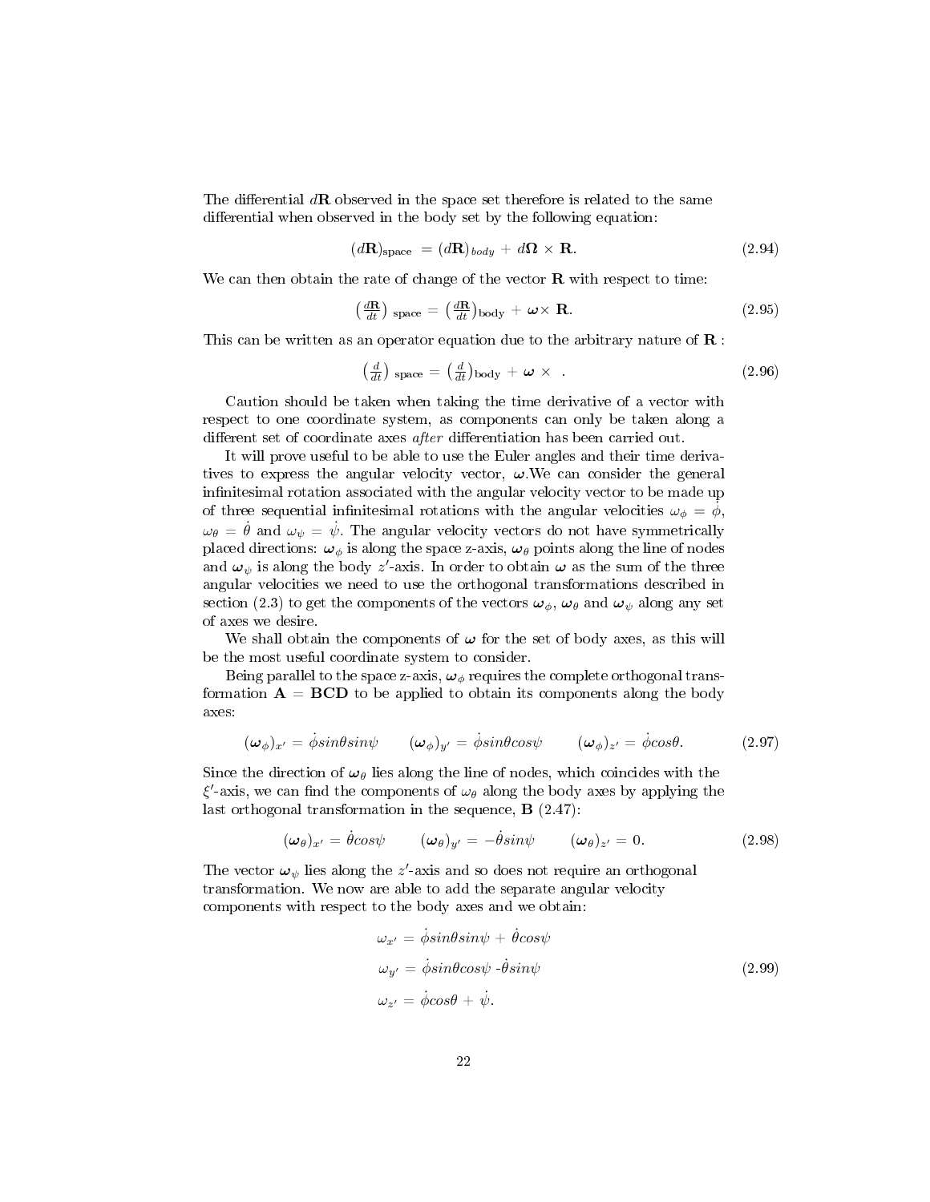The differential $d\mathbf{R}$ observed in the space set therefore is related to the same differential when observed in the body set by the following equation:

$$(d\mathbf{R})_{\text{space}} = (d\mathbf{R})_{body} + d\mathbf{\Omega} \times \mathbf{R}. \tag{2.94}$$

We can then obtain the rate of change of the vector $\mathbf{R}$ with respect to time:

$$\left(\frac{d\mathbf{R}}{dt}\right)_{\text{space}} = \left(\frac{d\mathbf{R}}{dt}\right)_{\text{body}} + \boldsymbol{\omega} \times \mathbf{R}. \tag{2.95}$$

This can be written as an operator equation due to the arbitrary nature of $\mathbf{R}$ :

$$\left(\frac{d}{dt}\right)_{\text{space}} = \left(\frac{d}{dt}\right)_{\text{body}} + \boldsymbol{\omega} \times \ . \tag{2.96}$$

Caution should be taken when taking the time derivative of a vector with respect to one coordinate system, as components can only be taken along a different set of coordinate axes *after* differentiation has been carried out.

It will prove useful to be able to use the Euler angles and their time derivatives to express the angular velocity vector, $\boldsymbol{\omega}$.We can consider the general infinitesimal rotation associated with the angular velocity vector to be made up of three sequential infinitesimal rotations with the angular velocities $\omega_\phi = \dot{\phi}$, $\omega_\theta = \dot{\theta}$ and $\omega_\psi = \dot{\psi}$. The angular velocity vectors do not have symmetrically placed directions: $\boldsymbol{\omega}_\phi$ is along the space z-axis, $\boldsymbol{\omega}_\theta$ points along the line of nodes and $\boldsymbol{\omega}_\psi$ is along the body $z'$-axis. In order to obtain $\boldsymbol{\omega}$ as the sum of the three angular velocities we need to use the orthogonal transformations described in section (2.3) to get the components of the vectors $\boldsymbol{\omega}_\phi$, $\boldsymbol{\omega}_\theta$ and $\boldsymbol{\omega}_\psi$ along any set of axes we desire.

We shall obtain the components of $\boldsymbol{\omega}$ for the set of body axes, as this will be the most useful coordinate system to consider.

Being parallel to the space z-axis, $\boldsymbol{\omega}_\phi$ requires the complete orthogonal transformation $\mathbf{A} = \mathbf{BCD}$ to be applied to obtain its components along the body axes:

$$(\boldsymbol{\omega}_\phi)_{x'} = \dot{\phi} sin\theta sin\psi \qquad (\boldsymbol{\omega}_\phi)_{y'} = \dot{\phi} sin\theta cos\psi \qquad (\boldsymbol{\omega}_\phi)_{z'} = \dot{\phi} cos\theta. \tag{2.97}$$

Since the direction of $\boldsymbol{\omega}_\theta$ lies along the line of nodes, which coincides with the $\xi'$-axis, we can find the components of $\omega_\theta$ along the body axes by applying the last orthogonal transformation in the sequence, $\mathbf{B}$ (2.47):

$$(\boldsymbol{\omega}_\theta)_{x'} = \dot{\theta} cos\psi \qquad (\boldsymbol{\omega}_\theta)_{y'} = -\dot{\theta} sin\psi \qquad (\boldsymbol{\omega}_\theta)_{z'} = 0. \tag{2.98}$$

The vector $\boldsymbol{\omega}_\psi$ lies along the $z'$-axis and so does not require an orthogonal transformation. We now are able to add the separate angular velocity components with respect to the body axes and we obtain:

$$\begin{aligned}
\omega_{x'} &= \dot{\phi} sin\theta sin\psi + \dot{\theta} cos\psi \\
\omega_{y'} &= \dot{\phi} sin\theta cos\psi - \dot{\theta} sin\psi \\
\omega_{z'} &= \dot{\phi} cos\theta + \dot{\psi}.
\end{aligned} \tag{2.99}$$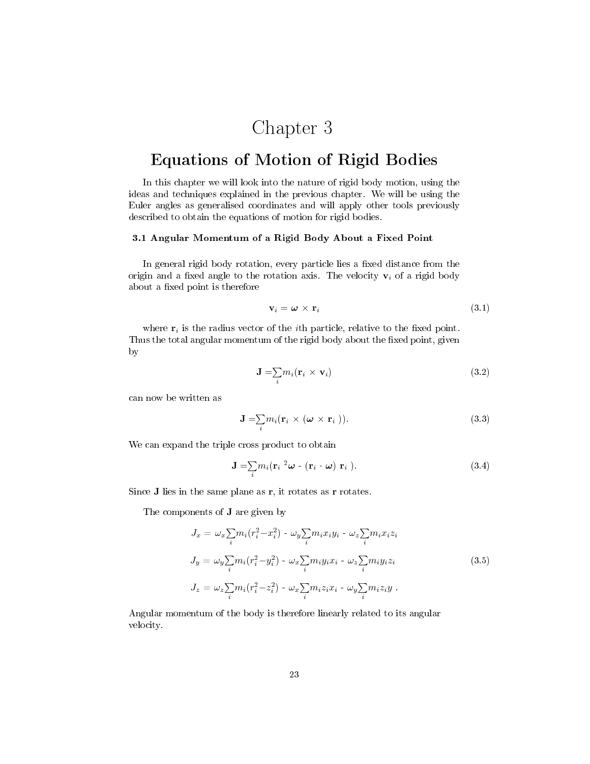// Chapter 3

# Equations of Motion of Rigid Bodies

In this chapter we will look into the nature of rigid body motion, using the ideas and techniques explained in the previous chapter. We will be using the Euler angles as generalised coordinates and will apply other tools previously described to obtain the equations of motion for rigid bodies.

### 3.1 Angular Momentum of a Rigid Body About a Fixed Point

In general rigid body rotation, every particle lies a fixed distance from the origin and a fixed angle to the rotation axis. The velocity $\mathbf{v}_i$ of a rigid body about a fixed point is therefore

$$\mathbf{v}_i = \boldsymbol{\omega} \times \mathbf{r}_i \tag{3.1}$$

where $\mathbf{r}_i$ is the radius vector of the $i$th particle, relative to the fixed point. Thus the total angular momentum of the rigid body about the fixed point, given by

$$\mathbf{J} = \sum_i m_i(\mathbf{r}_i \times \mathbf{v}_i) \tag{3.2}$$

can now be written as

$$\mathbf{J} = \sum_i m_i(\mathbf{r}_i \times (\boldsymbol{\omega} \times \mathbf{r}_i)). \tag{3.3}$$

We can expand the triple cross product to obtain

$$\mathbf{J} = \sum_i m_i(\mathbf{r}_i{}^2\boldsymbol{\omega} - (\mathbf{r}_i \cdot \boldsymbol{\omega})\ \mathbf{r}_i). \tag{3.4}$$

Since $\mathbf{J}$ lies in the same plane as $\mathbf{r}$, it rotates as $\mathbf{r}$ rotates.

The components of $\mathbf{J}$ are given by

$$\begin{aligned}
J_x &= \omega_x \sum_i m_i(r_i^2 - x_i^2) - \omega_y \sum_i m_i x_i y_i - \omega_z \sum_i m_i x_i z_i \\
J_y &= \omega_y \sum_i m_i(r_i^2 - y_i^2) - \omega_x \sum_i m_i y_i x_i - \omega_z \sum_i m_i y_i z_i \\
J_z &= \omega_z \sum_i m_i(r_i^2 - z_i^2) - \omega_x \sum_i m_i z_i x_i - \omega_y \sum_i m_i z_i y\ .
\end{aligned} \tag{3.5}$$

Angular momentum of the body is therefore linearly related to its angular velocity.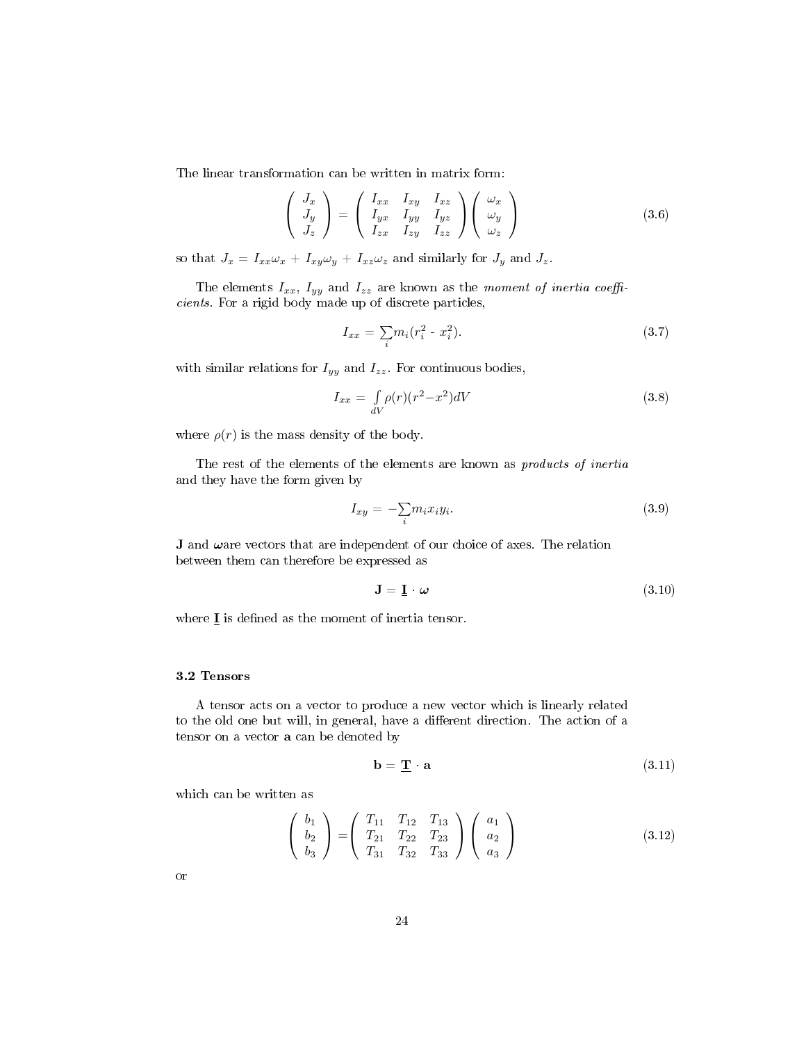The linear transformation can be written in matrix form:

$$\begin{pmatrix} J_x \\ J_y \\ J_z \end{pmatrix} = \begin{pmatrix} I_{xx} & I_{xy} & I_{xz} \\ I_{yx} & I_{yy} & I_{yz} \\ I_{zx} & I_{zy} & I_{zz} \end{pmatrix} \begin{pmatrix} \omega_x \\ \omega_y \\ \omega_z \end{pmatrix} \tag{3.6}$$

so that $J_x = I_{xx}\omega_x + I_{xy}\omega_y + I_{xz}\omega_z$ and similarly for $J_y$ and $J_z$.

The elements $I_{xx}$, $I_{yy}$ and $I_{zz}$ are known as the *moment of inertia coefficients*. For a rigid body made up of discrete particles,

$$I_{xx} = \sum_i m_i(r_i^2 - x_i^2). \tag{3.7}$$

with similar relations for $I_{yy}$ and $I_{zz}$. For continuous bodies,

$$I_{xx} = \int_{dV} \rho(r)(r^2 - x^2)dV \tag{3.8}$$

where $\rho(r)$ is the mass density of the body.

The rest of the elements of the elements are known as *products of inertia* and they have the form given by

$$I_{xy} = -\sum_i m_i x_i y_i. \tag{3.9}$$

$\mathbf{J}$ and $\boldsymbol{\omega}$are vectors that are independent of our choice of axes. The relation between them can therefore be expressed as

$$\mathbf{J} = \underline{\mathbf{I}} \cdot \boldsymbol{\omega} \tag{3.10}$$

where $\underline{\mathbf{I}}$ is defined as the moment of inertia tensor.

### 3.2 Tensors

A tensor acts on a vector to produce a new vector which is linearly related to the old one but will, in general, have a different direction. The action of a tensor on a vector $\mathbf{a}$ can be denoted by

$$\mathbf{b} = \underline{\mathbf{T}} \cdot \mathbf{a} \tag{3.11}$$

which can be written as

$$\begin{pmatrix} b_1 \\ b_2 \\ b_3 \end{pmatrix} = \begin{pmatrix} T_{11} & T_{12} & T_{13} \\ T_{21} & T_{22} & T_{23} \\ T_{31} & T_{32} & T_{33} \end{pmatrix} \begin{pmatrix} a_1 \\ a_2 \\ a_3 \end{pmatrix} \tag{3.12}$$

or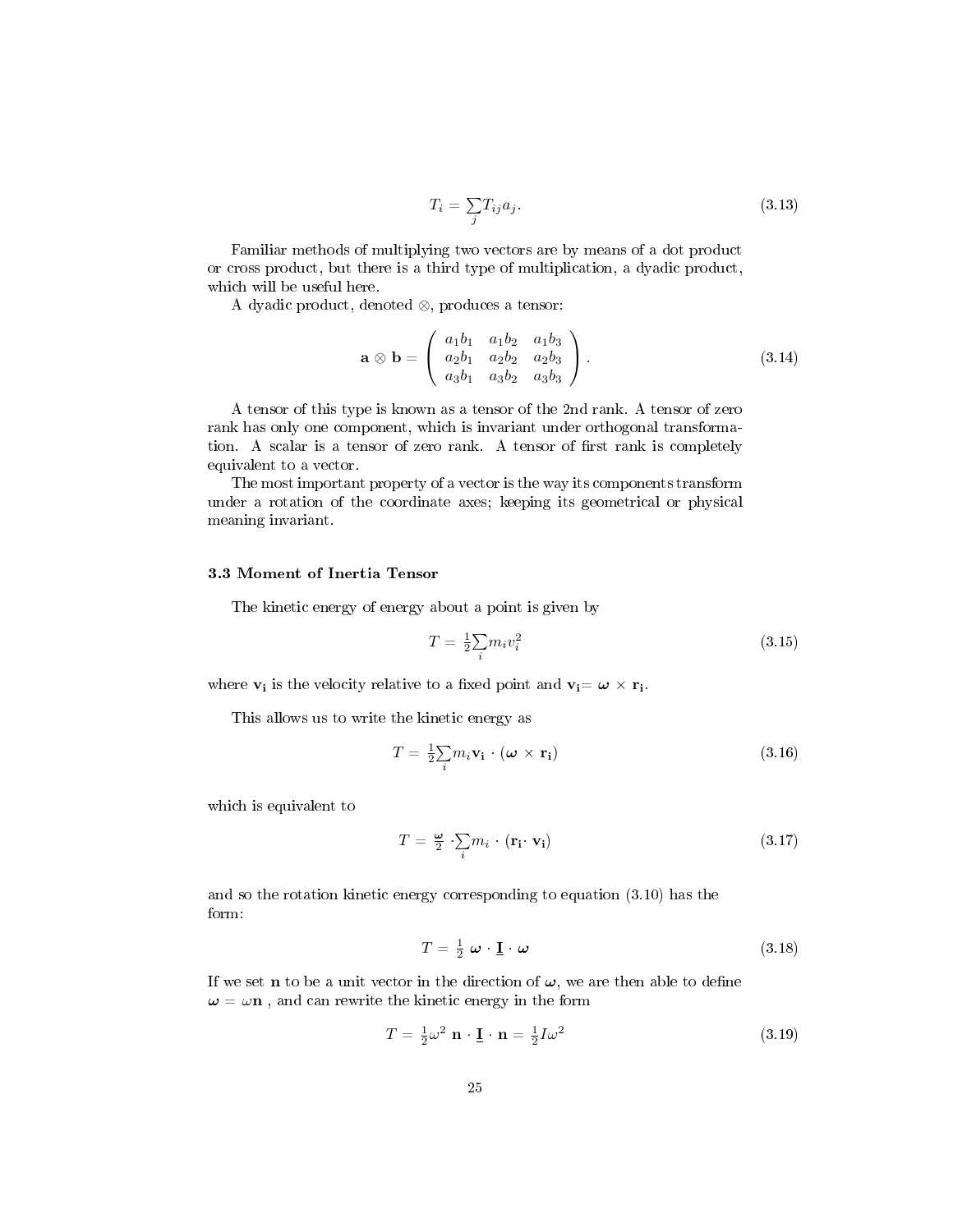$$T_i = \sum_j T_{ij} a_j. \tag{3.13}$$

Familiar methods of multiplying two vectors are by means of a dot product or cross product, but there is a third type of multiplication, a dyadic product, which will be useful here.

A dyadic product, denoted $\otimes$, produces a tensor:

$$\mathbf{a} \otimes \mathbf{b} = \begin{pmatrix} a_1 b_1 & a_1 b_2 & a_1 b_3 \\ a_2 b_1 & a_2 b_2 & a_2 b_3 \\ a_3 b_1 & a_3 b_2 & a_3 b_3 \end{pmatrix}. \tag{3.14}$$

A tensor of this type is known as a tensor of the 2nd rank. A tensor of zero rank has only one component, which is invariant under orthogonal transformation. A scalar is a tensor of zero rank. A tensor of first rank is completely equivalent to a vector.

The most important property of a vector is the way its components transform under a rotation of the coordinate axes; keeping its geometrical or physical meaning invariant.

### 3.3 Moment of Inertia Tensor

The kinetic energy of energy about a point is given by

$$T = \tfrac{1}{2} \sum_i m_i v_i^2 \tag{3.15}$$

where $\mathbf{v_i}$ is the velocity relative to a fixed point and $\mathbf{v_i} = \boldsymbol{\omega} \times \mathbf{r_i}$.

This allows us to write the kinetic energy as

$$T = \tfrac{1}{2} \sum_i m_i \mathbf{v_i} \cdot (\boldsymbol{\omega} \times \mathbf{r_i}) \tag{3.16}$$

which is equivalent to

$$T = \tfrac{\boldsymbol{\omega}}{2} \cdot \sum_i m_i \cdot (\mathbf{r_i} \cdot \mathbf{v_i}) \tag{3.17}$$

and so the rotation kinetic energy corresponding to equation (3.10) has the form:

$$T = \tfrac{1}{2}\, \boldsymbol{\omega} \cdot \underline{\mathbf{I}} \cdot \boldsymbol{\omega} \tag{3.18}$$

If we set $\mathbf{n}$ to be a unit vector in the direction of $\boldsymbol{\omega}$, we are then able to define $\boldsymbol{\omega} = \omega \mathbf{n}$ , and can rewrite the kinetic energy in the form

$$T = \tfrac{1}{2} \omega^2\, \mathbf{n} \cdot \underline{\mathbf{I}} \cdot \mathbf{n} = \tfrac{1}{2} I \omega^2 \tag{3.19}$$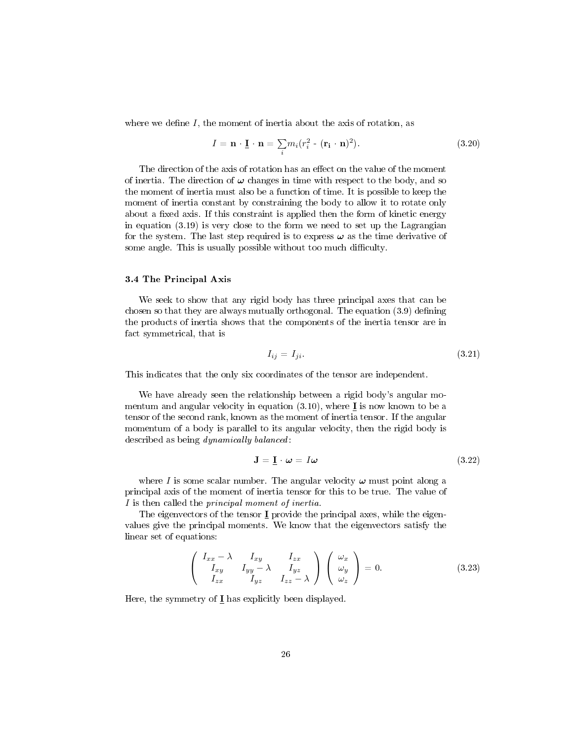where we define $I$, the moment of inertia about the axis of rotation, as

$$I = \mathbf{n} \cdot \underline{\mathbf{I}} \cdot \mathbf{n} = \sum_i m_i(r_i^2 - (\mathbf{r_i} \cdot \mathbf{n})^2). \tag{3.20}$$

The direction of the axis of rotation has an effect on the value of the moment of inertia. The direction of $\boldsymbol{\omega}$ changes in time with respect to the body, and so the moment of inertia must also be a function of time. It is possible to keep the moment of inertia constant by constraining the body to allow it to rotate only about a fixed axis. If this constraint is applied then the form of kinetic energy in equation (3.19) is very close to the form we need to set up the Lagrangian for the system. The last step required is to express $\boldsymbol{\omega}$ as the time derivative of some angle. This is usually possible without too much difficulty.

### 3.4 The Principal Axis

We seek to show that any rigid body has three principal axes that can be chosen so that they are always mutually orthogonal. The equation (3.9) defining the products of inertia shows that the components of the inertia tensor are in fact symmetrical, that is

$$I_{ij} = I_{ji}. \tag{3.21}$$

This indicates that the only six coordinates of the tensor are independent.

We have already seen the relationship between a rigid body's angular momentum and angular velocity in equation (3.10), where $\underline{\mathbf{I}}$ is now known to be a tensor of the second rank, known as the moment of inertia tensor. If the angular momentum of a body is parallel to its angular velocity, then the rigid body is described as being *dynamically balanced*:

$$\mathbf{J} = \underline{\mathbf{I}} \cdot \boldsymbol{\omega} = I\boldsymbol{\omega} \tag{3.22}$$

where $I$ is some scalar number. The angular velocity $\boldsymbol{\omega}$ must point along a principal axis of the moment of inertia tensor for this to be true. The value of $I$ is then called the *principal moment of inertia*.

The eigenvectors of the tensor $\underline{\mathbf{I}}$ provide the principal axes, while the eigenvalues give the principal moments. We know that the eigenvectors satisfy the linear set of equations:

$$\begin{pmatrix} I_{xx} - \lambda & I_{xy} & I_{zx} \\ I_{xy} & I_{yy} - \lambda & I_{yz} \\ I_{zx} & I_{yz} & I_{zz} - \lambda \end{pmatrix} \begin{pmatrix} \omega_x \\ \omega_y \\ \omega_z \end{pmatrix} = 0. \tag{3.23}$$

Here, the symmetry of $\underline{\mathbf{I}}$ has explicitly been displayed.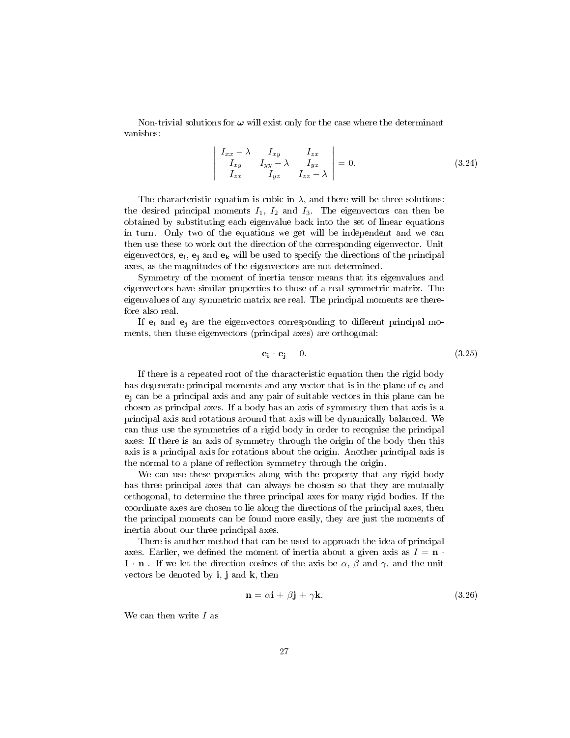Non-trivial solutions for $\boldsymbol{\omega}$ will exist only for the case where the determinant vanishes:

$$\begin{vmatrix} I_{xx} - \lambda & I_{xy} & I_{zx} \\ I_{xy} & I_{yy} - \lambda & I_{yz} \\ I_{zx} & I_{yz} & I_{zz} - \lambda \end{vmatrix} = 0. \tag{3.24}$$

The characteristic equation is cubic in $\lambda$, and there will be three solutions: the desired principal moments $I_1$, $I_2$ and $I_3$. The eigenvectors can then be obtained by substituting each eigenvalue back into the set of linear equations in turn. Only two of the equations we get will be independent and we can then use these to work out the direction of the corresponding eigenvector. Unit eigenvectors, $\mathbf{e_i}$, $\mathbf{e_j}$ and $\mathbf{e_k}$ will be used to specify the directions of the principal axes, as the magnitudes of the eigenvectors are not determined.

Symmetry of the moment of inertia tensor means that its eigenvalues and eigenvectors have similar properties to those of a real symmetric matrix. The eigenvalues of any symmetric matrix are real. The principal moments are therefore also real.

If $\mathbf{e_i}$ and $\mathbf{e_j}$ are the eigenvectors corresponding to different principal moments, then these eigenvectors (principal axes) are orthogonal:

$$\mathbf{e_i} \cdot \mathbf{e_j} = 0. \tag{3.25}$$

If there is a repeated root of the characteristic equation then the rigid body has degenerate principal moments and any vector that is in the plane of $\mathbf{e_i}$ and $\mathbf{e_j}$ can be a principal axis and any pair of suitable vectors in this plane can be chosen as principal axes. If a body has an axis of symmetry then that axis is a principal axis and rotations around that axis will be dynamically balanced. We can thus use the symmetries of a rigid body in order to recognise the principal axes: If there is an axis of symmetry through the origin of the body then this axis is a principal axis for rotations about the origin. Another principal axis is the normal to a plane of reflection symmetry through the origin.

We can use these properties along with the property that any rigid body has three principal axes that can always be chosen so that they are mutually orthogonal, to determine the three principal axes for many rigid bodies. If the coordinate axes are chosen to lie along the directions of the principal axes, then the principal moments can be found more easily, they are just the moments of inertia about our three principal axes.

There is another method that can be used to approach the idea of principal axes. Earlier, we defined the moment of inertia about a given axis as $I = \mathbf{n} \cdot \underline{\mathbf{I}} \cdot \mathbf{n}$ . If we let the direction cosines of the axis be $\alpha$, $\beta$ and $\gamma$, and the unit vectors be denoted by $\mathbf{i}$, $\mathbf{j}$ and $\mathbf{k}$, then

$$\mathbf{n} = \alpha\mathbf{i} + \beta\mathbf{j} + \gamma\mathbf{k}. \tag{3.26}$$

We can then write $I$ as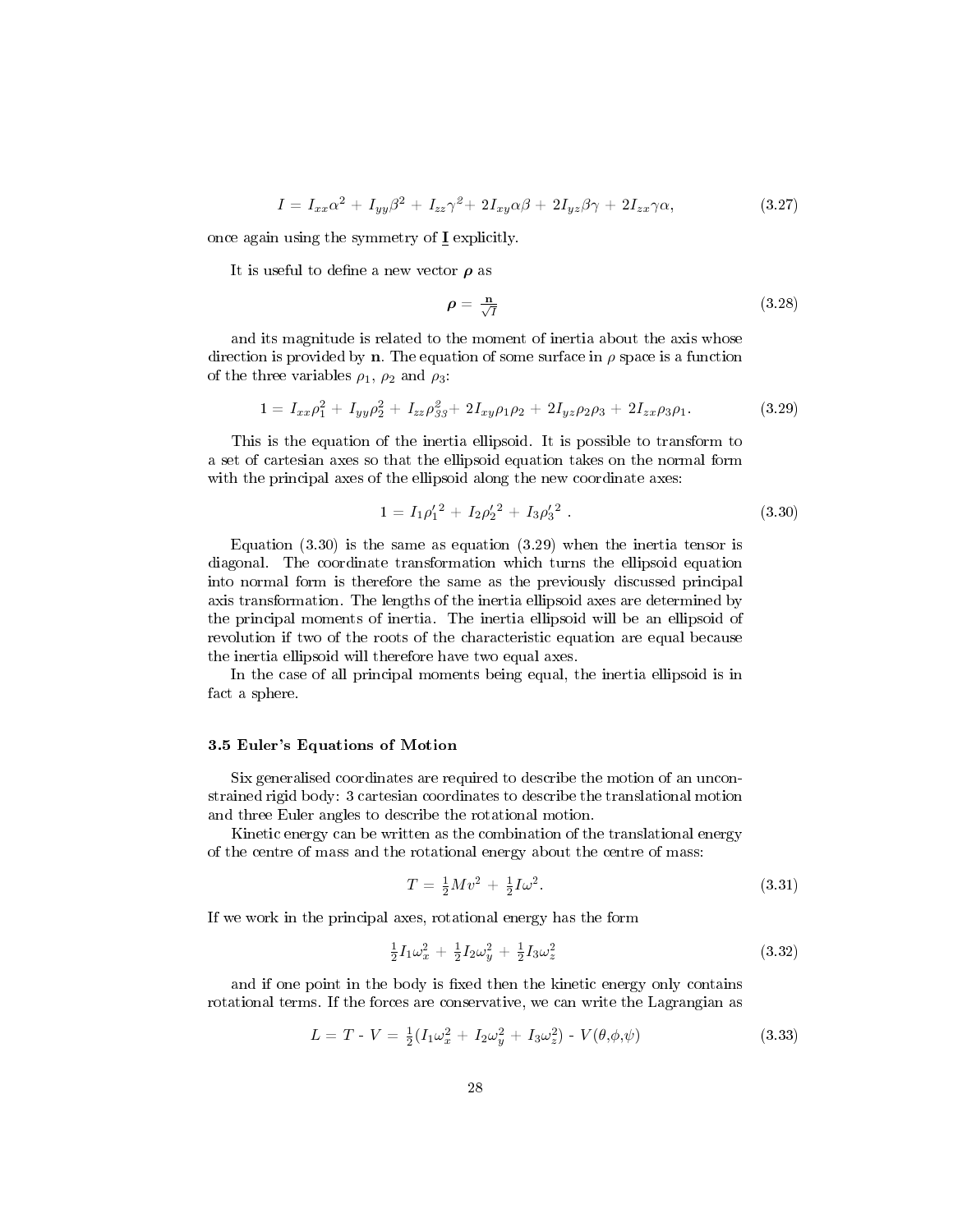$$I = I_{xx}\alpha^2 + I_{yy}\beta^2 + I_{zz}\gamma^2 + 2I_{xy}\alpha\beta + 2I_{yz}\beta\gamma + 2I_{zx}\gamma\alpha, \tag{3.27}$$

once again using the symmetry of $\underline{\mathbf{I}}$ explicitly.

It is useful to define a new vector $\boldsymbol{\rho}$ as

$$\boldsymbol{\rho} = \frac{\mathbf{n}}{\sqrt{I}} \tag{3.28}$$

and its magnitude is related to the moment of inertia about the axis whose direction is provided by $\mathbf{n}$. The equation of some surface in $\rho$ space is a function of the three variables $\rho_1$, $\rho_2$ and $\rho_3$:

$$1 = I_{xx}\rho_1^2 + I_{yy}\rho_2^2 + I_{zz}\rho_{33}^2 + 2I_{xy}\rho_1\rho_2 + 2I_{yz}\rho_2\rho_3 + 2I_{zx}\rho_3\rho_1. \tag{3.29}$$

This is the equation of the inertia ellipsoid. It is possible to transform to a set of cartesian axes so that the ellipsoid equation takes on the normal form with the principal axes of the ellipsoid along the new coordinate axes:

$$1 = I_1{\rho'_1}^2 + I_2{\rho'_2}^2 + I_3{\rho'_3}^2 \ . \tag{3.30}$$

Equation (3.30) is the same as equation (3.29) when the inertia tensor is diagonal. The coordinate transformation which turns the ellipsoid equation into normal form is therefore the same as the previously discussed principal axis transformation. The lengths of the inertia ellipsoid axes are determined by the principal moments of inertia. The inertia ellipsoid will be an ellipsoid of revolution if two of the roots of the characteristic equation are equal because the inertia ellipsoid will therefore have two equal axes.

In the case of all principal moments being equal, the inertia ellipsoid is in fact a sphere.

### 3.5 Euler's Equations of Motion

Six generalised coordinates are required to describe the motion of an unconstrained rigid body: 3 cartesian coordinates to describe the translational motion and three Euler angles to describe the rotational motion.

Kinetic energy can be written as the combination of the translational energy of the centre of mass and the rotational energy about the centre of mass:

$$T = \tfrac{1}{2}Mv^2 + \tfrac{1}{2}I\omega^2. \tag{3.31}$$

If we work in the principal axes, rotational energy has the form

$$\tfrac{1}{2}I_1\omega_x^2 + \tfrac{1}{2}I_2\omega_y^2 + \tfrac{1}{2}I_3\omega_z^2 \tag{3.32}$$

and if one point in the body is fixed then the kinetic energy only contains rotational terms. If the forces are conservative, we can write the Lagrangian as

$$L = T - V = \tfrac{1}{2}(I_1\omega_x^2 + I_2\omega_y^2 + I_3\omega_z^2) - V(\theta,\phi,\psi) \tag{3.33}$$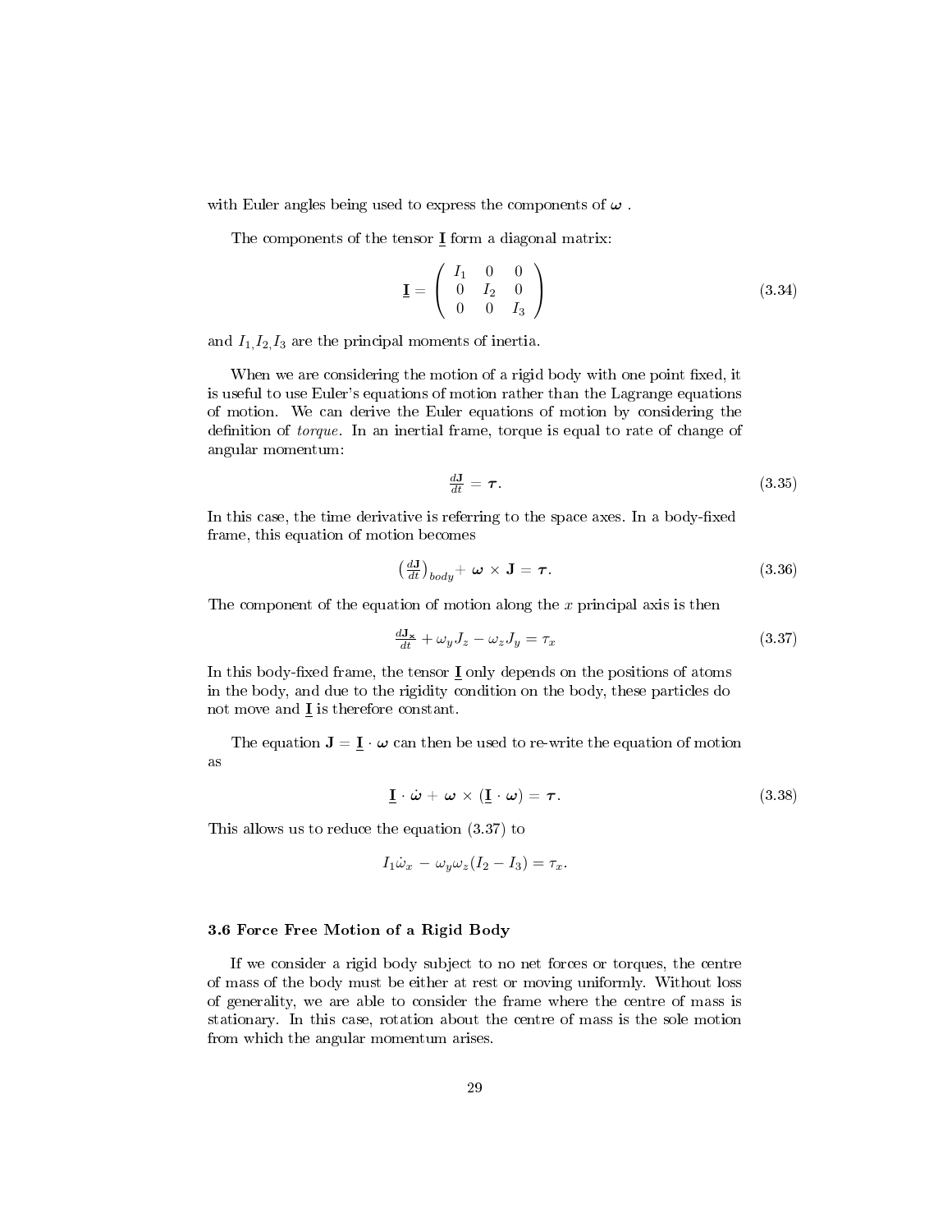with Euler angles being used to express the components of $\boldsymbol{\omega}$ .

The components of the tensor $\underline{\mathbf{I}}$ form a diagonal matrix:

$$\underline{\mathbf{I}} = \begin{pmatrix} I_1 & 0 & 0 \\ 0 & I_2 & 0 \\ 0 & 0 & I_3 \end{pmatrix} \tag{3.34}$$

and $I_{1,} I_{2,} I_3$ are the principal moments of inertia.

When we are considering the motion of a rigid body with one point fixed, it is useful to use Euler's equations of motion rather than the Lagrange equations of motion. We can derive the Euler equations of motion by considering the definition of *torque*. In an inertial frame, torque is equal to rate of change of angular momentum:

$$\tfrac{d\mathbf{J}}{dt} = \boldsymbol{\tau}. \tag{3.35}$$

In this case, the time derivative is referring to the space axes. In a body-fixed frame, this equation of motion becomes

$$\left(\tfrac{d\mathbf{J}}{dt}\right)_{body} + \boldsymbol{\omega} \times \mathbf{J} = \boldsymbol{\tau}. \tag{3.36}$$

The component of the equation of motion along the $x$ principal axis is then

$$\tfrac{d\mathbf{J_x}}{dt} + \omega_y J_z - \omega_z J_y = \tau_x \tag{3.37}$$

In this body-fixed frame, the tensor $\underline{\mathbf{I}}$ only depends on the positions of atoms in the body, and due to the rigidity condition on the body, these particles do not move and $\underline{\mathbf{I}}$ is therefore constant.

The equation $\mathbf{J} = \underline{\mathbf{I}} \cdot \boldsymbol{\omega}$ can then be used to re-write the equation of motion as

$$\underline{\mathbf{I}} \cdot \dot{\boldsymbol{\omega}} + \boldsymbol{\omega} \times (\underline{\mathbf{I}} \cdot \boldsymbol{\omega}) = \boldsymbol{\tau}. \tag{3.38}$$

This allows us to reduce the equation (3.37) to

$$I_1 \dot{\omega}_x - \omega_y \omega_z (I_2 - I_3) = \tau_x.$$

### 3.6 Force Free Motion of a Rigid Body

If we consider a rigid body subject to no net forces or torques, the centre of mass of the body must be either at rest or moving uniformly. Without loss of generality, we are able to consider the frame where the centre of mass is stationary. In this case, rotation about the centre of mass is the sole motion from which the angular momentum arises.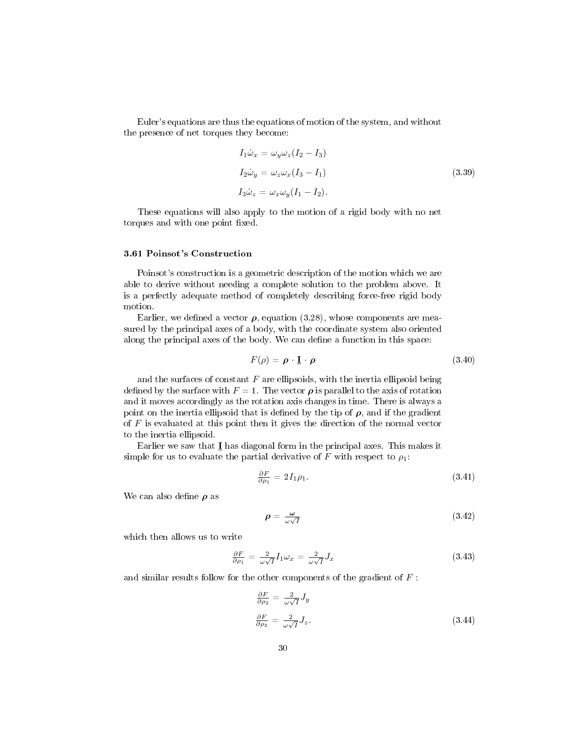Euler's equations are thus the equations of motion of the system, and without the presence of net torques they become:

$$
\begin{aligned}
I_1\dot{\omega}_x &= \omega_y\omega_z(I_2 - I_3) \\
I_2\dot{\omega}_y &= \omega_z\omega_x(I_3 - I_1) \\
I_3\dot{\omega}_z &= \omega_x\omega_y(I_1 - I_2).
\end{aligned}
\tag{3.39}
$$

These equations will also apply to the motion of a rigid body with no net torques and with one point fixed.

### 3.61 Poinsot's Construction

Poinsot's construction is a geometric description of the motion which we are able to derive without needing a complete solution to the problem above. It is a perfectly adequate method of completely describing force-free rigid body motion.

Earlier, we defined a vector $\boldsymbol{\rho}$, equation (3.28), whose components are measured by the principal axes of a body, with the coordinate system also oriented along the principal axes of the body. We can define a function in this space:

$$
F(\rho) = \boldsymbol{\rho} \cdot \underline{\mathbf{I}} \cdot \boldsymbol{\rho} \tag{3.40}
$$

and the surfaces of constant $F$ are ellipsoids, with the inertia ellipsoid being defined by the surface with $F = 1$. The vector $\boldsymbol{\rho}$ is parallel to the axis of rotation and it moves accordingly as the rotation axis changes in time. There is always a point on the inertia ellipsoid that is defined by the tip of $\boldsymbol{\rho}$, and if the gradient of $F$ is evaluated at this point then it gives the direction of the normal vector to the inertia ellipsoid.

Earlier we saw that $\underline{\mathbf{I}}$ has diagonal form in the principal axes. This makes it simple for us to evaluate the partial derivative of $F$ with respect to $\rho_1$:

$$
\frac{\partial F}{\partial \rho_1} = 2I_1\rho_1. \tag{3.41}
$$

We can also define $\boldsymbol{\rho}$ as

$$
\boldsymbol{\rho} = \frac{\boldsymbol{\omega}}{\omega\sqrt{I}} \tag{3.42}
$$

which then allows us to write

$$
\frac{\partial F}{\partial \rho_1} = \frac{2}{\omega\sqrt{I}} I_1\omega_x = \frac{2}{\omega\sqrt{I}} J_x \tag{3.43}
$$

and similar results follow for the other components of the gradient of $F$ :

$$
\begin{aligned}
\frac{\partial F}{\partial \rho_2} &= \frac{2}{\omega\sqrt{I}} J_y \\
\frac{\partial F}{\partial \rho_3} &= \frac{2}{\omega\sqrt{I}} J_z.
\end{aligned}
\tag{3.44}
$$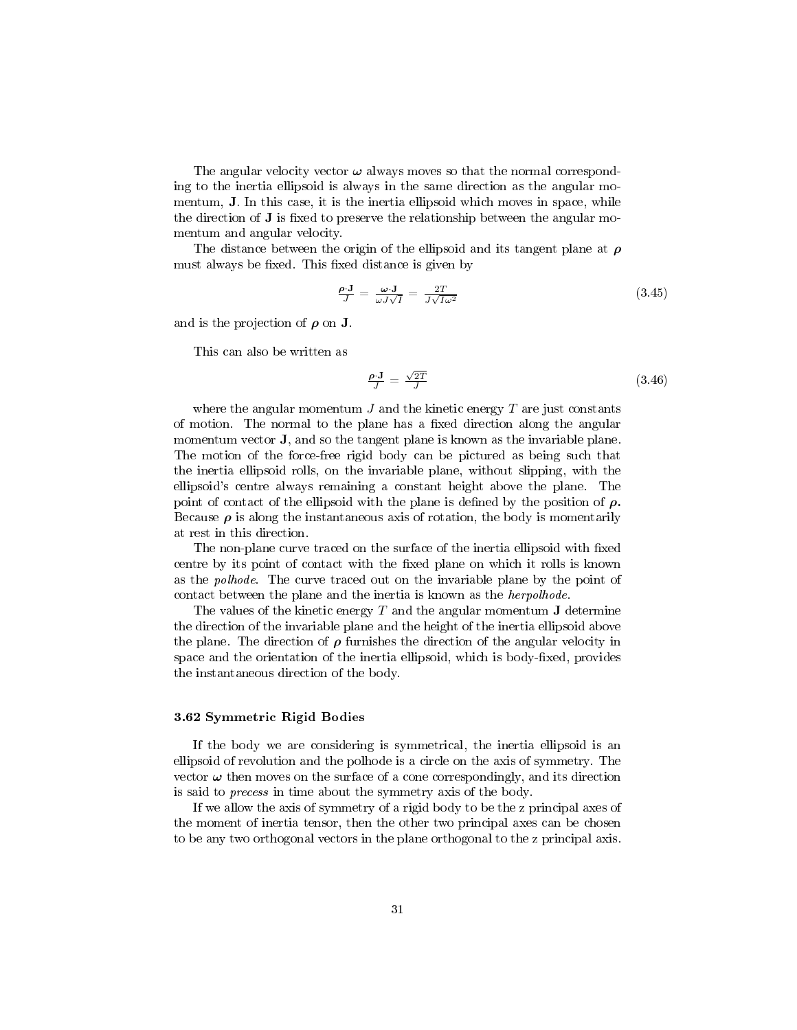The angular velocity vector $\boldsymbol{\omega}$ always moves so that the normal corresponding to the inertia ellipsoid is always in the same direction as the angular momentum, $\mathbf{J}$. In this case, it is the inertia ellipsoid which moves in space, while the direction of $\mathbf{J}$ is fixed to preserve the relationship between the angular momentum and angular velocity.

The distance between the origin of the ellipsoid and its tangent plane at $\boldsymbol{\rho}$ must always be fixed. This fixed distance is given by

$$\frac{\boldsymbol{\rho}\cdot\mathbf{J}}{J} = \frac{\boldsymbol{\omega}\cdot\mathbf{J}}{\omega J\sqrt{I}} = \frac{2T}{J\sqrt{I\omega^2}} \tag{3.45}$$

and is the projection of $\boldsymbol{\rho}$ on $\mathbf{J}$.

This can also be written as

$$\frac{\boldsymbol{\rho}\cdot\mathbf{J}}{J} = \frac{\sqrt{2T}}{J} \tag{3.46}$$

where the angular momentum $J$ and the kinetic energy $T$ are just constants of motion. The normal to the plane has a fixed direction along the angular momentum vector $\mathbf{J}$, and so the tangent plane is known as the invariable plane. The motion of the force-free rigid body can be pictured as being such that the inertia ellipsoid rolls, on the invariable plane, without slipping, with the ellipsoid's centre always remaining a constant height above the plane. The point of contact of the ellipsoid with the plane is defined by the position of $\boldsymbol{\rho}$. Because $\boldsymbol{\rho}$ is along the instantaneous axis of rotation, the body is momentarily at rest in this direction.

The non-plane curve traced on the surface of the inertia ellipsoid with fixed centre by its point of contact with the fixed plane on which it rolls is known as the *polhode*. The curve traced out on the invariable plane by the point of contact between the plane and the inertia is known as the *herpolhode*.

The values of the kinetic energy $T$ and the angular momentum $\mathbf{J}$ determine the direction of the invariable plane and the height of the inertia ellipsoid above the plane. The direction of $\boldsymbol{\rho}$ furnishes the direction of the angular velocity in space and the orientation of the inertia ellipsoid, which is body-fixed, provides the instantaneous direction of the body.

### 3.62 Symmetric Rigid Bodies

If the body we are considering is symmetrical, the inertia ellipsoid is an ellipsoid of revolution and the polhode is a circle on the axis of symmetry. The vector $\boldsymbol{\omega}$ then moves on the surface of a cone correspondingly, and its direction is said to *precess* in time about the symmetry axis of the body.

If we allow the axis of symmetry of a rigid body to be the z principal axes of the moment of inertia tensor, then the other two principal axes can be chosen to be any two orthogonal vectors in the plane orthogonal to the z principal axis.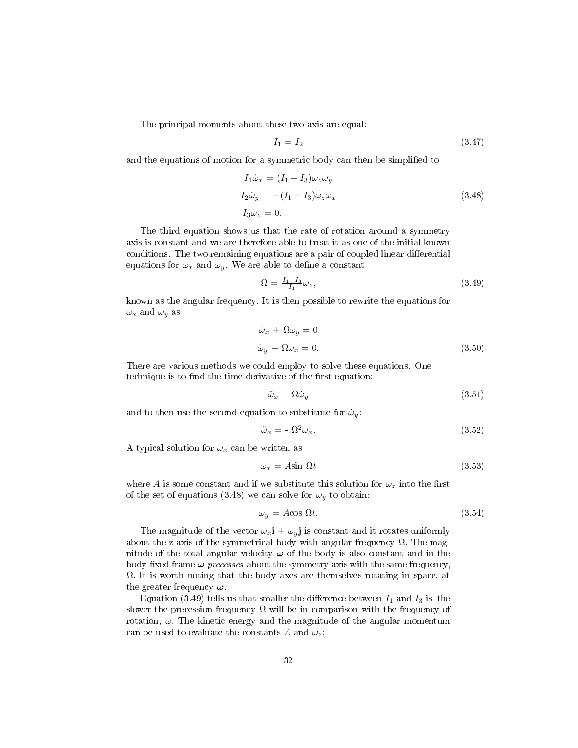The principal moments about these two axis are equal:

$$I_1 = I_2 \tag{3.47}$$

and the equations of motion for a symmetric body can then be simplified to

$$\begin{aligned}
I_1\dot{\omega}_x &= (I_1 - I_3)\omega_z\omega_y \\
I_2\dot{\omega}_y &= -(I_1 - I_3)\omega_z\omega_x \\
I_3\dot{\omega}_z &= 0.
\end{aligned} \tag{3.48}$$

The third equation shows us that the rate of rotation around a symmetry axis is constant and we are therefore able to treat it as one of the initial known conditions. The two remaining equations are a pair of coupled linear differential equations for $\omega_x$ and $\omega_y$. We are able to define a constant

$$\Omega = \tfrac{I_1 - I_3}{I_1}\omega_z, \tag{3.49}$$

known as the angular frequency. It is then possible to rewrite the equations for $\omega_x$ and $\omega_y$ as

$$\begin{aligned}
\dot{\omega}_x + \Omega\omega_y &= 0 \\
\dot{\omega}_y - \Omega\omega_x &= 0.
\end{aligned} \tag{3.50}$$

There are various methods we could employ to solve these equations. One technique is to find the time derivative of the first equation:

$$\ddot{\omega}_x = \Omega\dot{\omega}_y \tag{3.51}$$

and to then use the second equation to substitute for $\dot{\omega}_y$:

$$\ddot{\omega}_x = \text{-}\ \Omega^2\omega_x. \tag{3.52}$$

A typical solution for $\omega_x$ can be written as

$$\omega_x = A\sin\,\Omega t \tag{3.53}$$

where $A$ is some constant and if we substitute this solution for $\omega_x$ into the first of the set of equations (3.48) we can solve for $\omega_y$ to obtain:

$$\omega_y = A\cos\,\Omega t. \tag{3.54}$$

The magnitude of the vector $\omega_x\mathbf{i} + \omega_y\mathbf{j}$ is constant and it rotates uniformly about the z-axis of the symmetrical body with angular frequency $\Omega$. The magnitude of the total angular velocity $\boldsymbol{\omega}$ of the body is also constant and in the body-fixed frame $\boldsymbol{\omega}$ *precesses* about the symmetry axis with the same frequency, $\Omega$. It is worth noting that the body axes are themselves rotating in space, at the greater frequency $\boldsymbol{\omega}$.

Equation (3.49) tells us that smaller the difference between $I_1$ and $I_3$ is, the slower the precession frequency $\Omega$ will be in comparison with the frequency of rotation, $\omega$. The kinetic energy and the magnitude of the angular momentum can be used to evaluate the constants $A$ and $\omega_z$: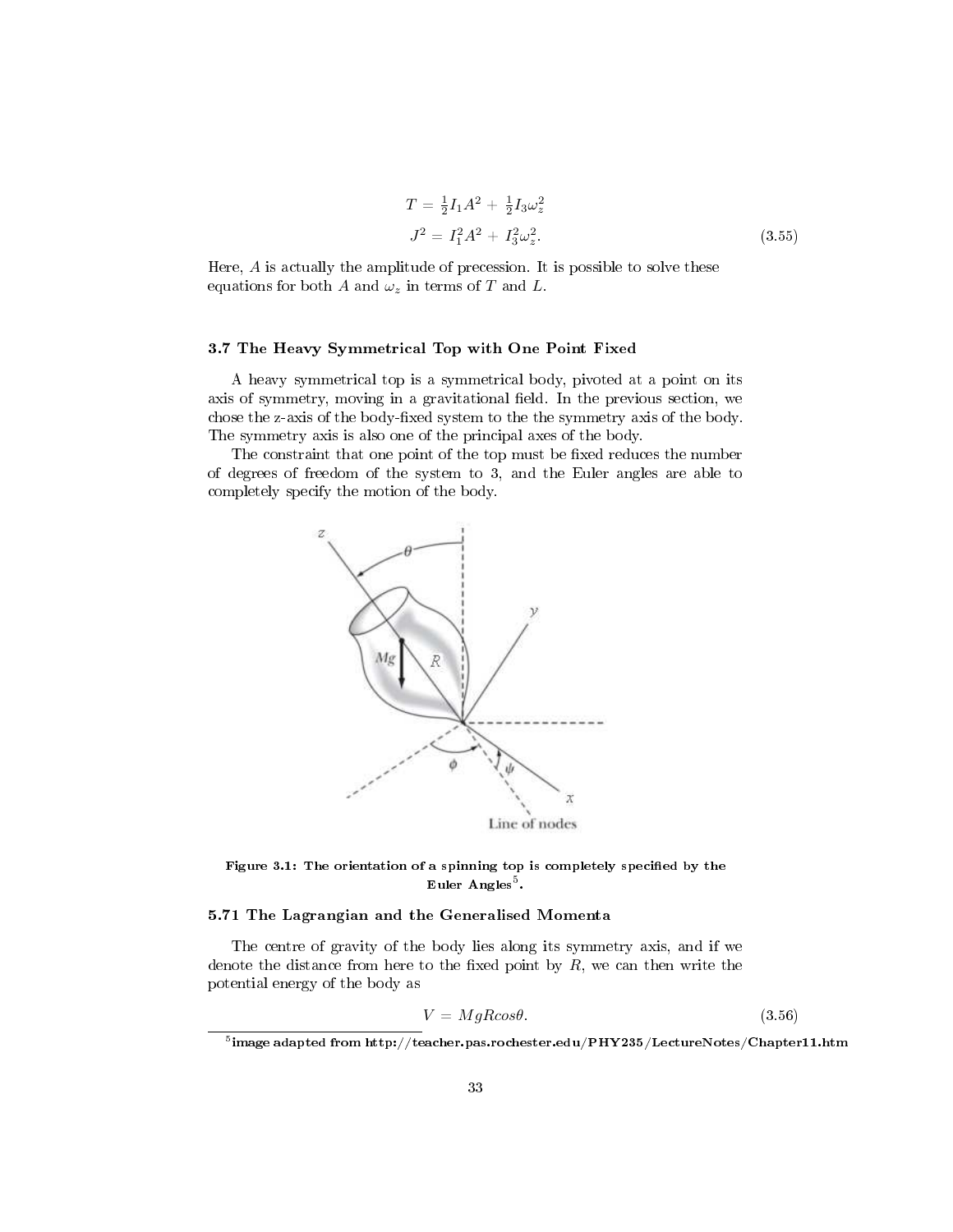$$T = \tfrac{1}{2} I_1 A^2 + \tfrac{1}{2} I_3 \omega_z^2$$

$$J^2 = I_1^2 A^2 + I_3^2 \omega_z^2. \tag{3.55}$$

Here, $A$ is actually the amplitude of precession. It is possible to solve these equations for both $A$ and $\omega_z$ in terms of $T$ and $L$.

### 3.7 The Heavy Symmetrical Top with One Point Fixed

A heavy symmetrical top is a symmetrical body, pivoted at a point on its axis of symmetry, moving in a gravitational field. In the previous section, we chose the z-axis of the body-fixed system to the the symmetry axis of the body. The symmetry axis is also one of the principal axes of the body.

The constraint that one point of the top must be fixed reduces the number of degrees of freedom of the system to 3, and the Euler angles are able to completely specify the motion of the body.

**Figure 3.1: The orientation of a spinning top is completely specified by the Euler Angles[5].**

### 5.71 The Lagrangian and the Generalised Momenta

The centre of gravity of the body lies along its symmetry axis, and if we denote the distance from here to the fixed point by $R$, we can then write the potential energy of the body as

$$V = MgR\cos\theta. \tag{3.56}$$

[5] image adapted from http://teacher.pas.rochester.edu/PHY235/LectureNotes/Chapter11.htm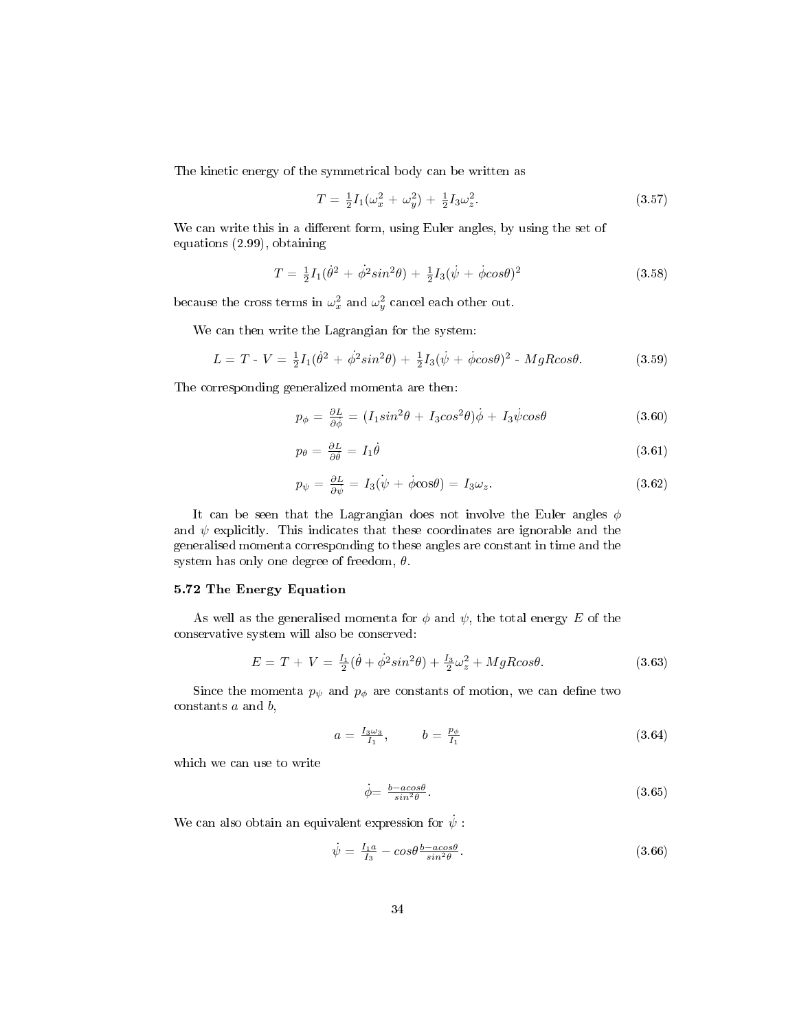The kinetic energy of the symmetrical body can be written as

$$T = \tfrac{1}{2}I_1(\omega_x^2 + \omega_y^2) + \tfrac{1}{2}I_3\omega_z^2. \tag{3.57}$$

We can write this in a different form, using Euler angles, by using the set of equations (2.99), obtaining

$$T = \tfrac{1}{2}I_1(\dot{\theta}^2 + \dot{\phi}^2 sin^2\theta) + \tfrac{1}{2}I_3(\dot{\psi} + \dot{\phi} cos\theta)^2 \tag{3.58}$$

because the cross terms in $\omega_x^2$ and $\omega_y^2$ cancel each other out.

We can then write the Lagrangian for the system:

$$L = T \text{ - } V = \tfrac{1}{2}I_1(\dot{\theta}^2 + \dot{\phi}^2 sin^2\theta) + \tfrac{1}{2}I_3(\dot{\psi} + \dot{\phi} cos\theta)^2 \text{ - } MgRcos\theta. \tag{3.59}$$

The corresponding generalized momenta are then:

$$p_\phi = \tfrac{\partial L}{\partial \dot{\phi}} = (I_1 sin^2\theta + I_3 cos^2\theta)\dot{\phi} + I_3\dot{\psi}cos\theta \tag{3.60}$$

$$p_\theta = \tfrac{\partial L}{\partial \dot{\theta}} = I_1\dot{\theta} \tag{3.61}$$

$$p_\psi = \tfrac{\partial L}{\partial \dot{\psi}} = I_3(\dot{\psi} + \dot{\phi}\cos\theta) = I_3\omega_z. \tag{3.62}$$

It can be seen that the Lagrangian does not involve the Euler angles $\phi$ and $\psi$ explicitly. This indicates that these coordinates are ignorable and the generalised momenta corresponding to these angles are constant in time and the system has only one degree of freedom, $\theta$.

### 5.72 The Energy Equation

As well as the generalised momenta for $\phi$ and $\psi$, the total energy $E$ of the conservative system will also be conserved:

$$E = T + V = \tfrac{I_1}{2}(\dot{\theta} + \dot{\phi}^2 sin^2\theta) + \tfrac{I_3}{2}\omega_z^2 + MgRcos\theta. \tag{3.63}$$

Since the momenta $p_\psi$ and $p_\phi$ are constants of motion, we can define two constants $a$ and $b$,

$$a = \tfrac{I_3\omega_3}{I_1}, \qquad b = \tfrac{p_\phi}{I_1} \tag{3.64}$$

which we can use to write

$$\dot{\phi} = \tfrac{b - acos\theta}{sin^2\theta}. \tag{3.65}$$

We can also obtain an equivalent expression for $\dot{\psi}$ :

$$\dot{\psi} = \tfrac{I_1 a}{I_3} - cos\theta\tfrac{b - acos\theta}{sin^2\theta}. \tag{3.66}$$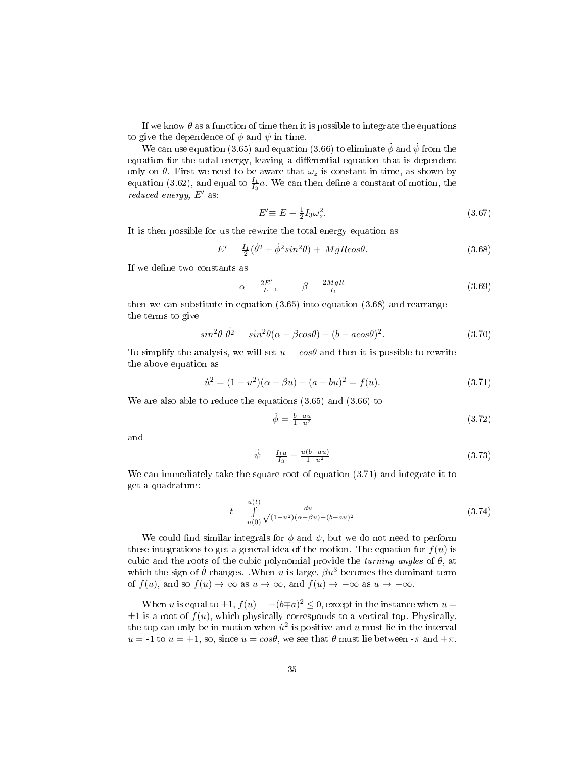If we know $\theta$ as a function of time then it is possible to integrate the equations to give the dependence of $\phi$ and $\psi$ in time.

We can use equation (3.65) and equation (3.66) to eliminate $\dot{\phi}$ and $\dot{\psi}$ from the equation for the total energy, leaving a differential equation that is dependent only on $\theta$. First we need to be aware that $\omega_z$ is constant in time, as shown by equation (3.62), and equal to $\frac{I_1}{I_3}a$. We can then define a constant of motion, the *reduced energy*, $E'$ as:

$$E' \equiv E - \tfrac{1}{2} I_3 \omega_z^2. \tag{3.67}$$

It is then possible for us the rewrite the total energy equation as

$$E' = \tfrac{I_1}{2}(\dot{\theta}^2 + \dot{\phi}^2 sin^2\theta) + MgRcos\theta. \tag{3.68}$$

If we define two constants as

$$\alpha = \tfrac{2E'}{I_1}, \qquad \beta = \tfrac{2MgR}{I_1} \tag{3.69}$$

then we can substitute in equation (3.65) into equation (3.68) and rearrange the terms to give

$$sin^2\theta \; \dot{\theta}^2 = sin^2\theta(\alpha - \beta cos\theta) - (b - acos\theta)^2. \tag{3.70}$$

To simplify the analysis, we will set $u = cos\theta$ and then it is possible to rewrite the above equation as

$$\dot{u}^2 = (1 - u^2)(\alpha - \beta u) - (a - bu)^2 = f(u). \tag{3.71}$$

We are also able to reduce the equations (3.65) and (3.66) to

$$\dot{\phi} = \tfrac{b - au}{1 - u^2} \tag{3.72}$$

and

$$\dot{\psi} = \tfrac{I_1 a}{I_3} - \tfrac{u(b - au)}{1 - u^2} \tag{3.73}$$

We can immediately take the square root of equation (3.71) and integrate it to get a quadrature:

$$t = \int_{u(0)}^{u(t)} \frac{du}{\sqrt{(1-u^2)(\alpha - \beta u) - (b - au)^2}} \tag{3.74}$$

We could find similar integrals for $\phi$ and $\psi$, but we do not need to perform these integrations to get a general idea of the motion. The equation for $f(u)$ is cubic and the roots of the cubic polynomial provide the *turning angles* of $\theta$, at which the sign of $\dot{\theta}$ changes. .When $u$ is large, $\beta u^3$ becomes the dominant term of $f(u)$, and so $f(u) \to \infty$ as $u \to \infty$, and $f(u) \to -\infty$ as $u \to -\infty$.

When $u$ is equal to $\pm 1$, $f(u) = -(b \mp a)^2 \leq 0$, except in the instance when $u = \pm 1$ is a root of $f(u)$, which physically corresponds to a vertical top. Physically, the top can only be in motion when $\dot{u}^2$ is positive and $u$ must lie in the interval $u$ = -1 to $u$ = +1, so, since $u = cos\theta$, we see that $\theta$ must lie between $-\pi$ and $+\pi$.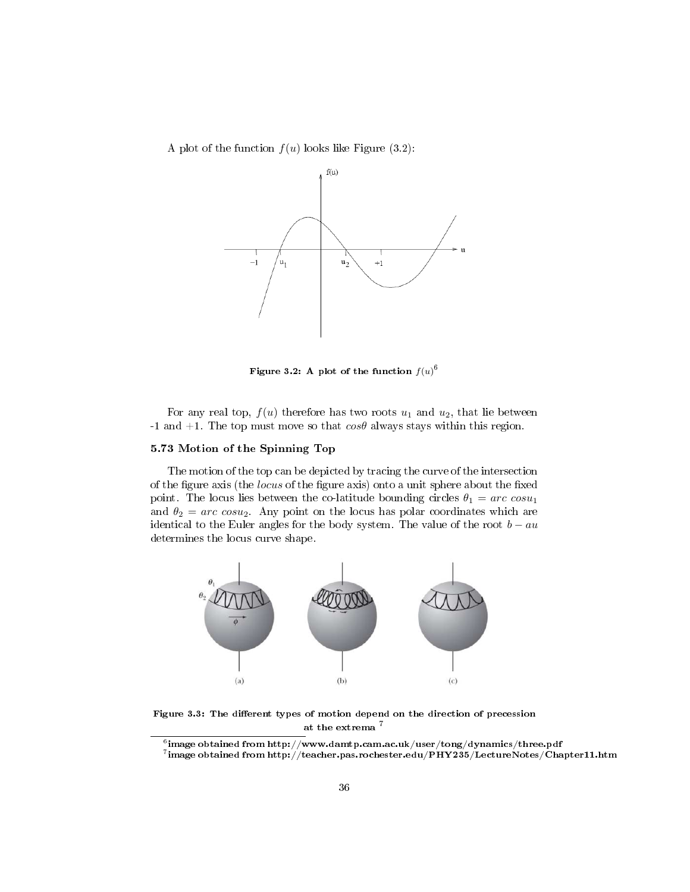A plot of the function $f(u)$ looks like Figure (3.2):

**Figure 3.2: A plot of the function $f(u)$**[6]

For any real top, $f(u)$ therefore has two roots $u_1$ and $u_2$, that lie between -1 and +1. The top must move so that $cos\theta$ always stays within this region.

### 5.73 Motion of the Spinning Top

The motion of the top can be depicted by tracing the curve of the intersection of the figure axis (the *locus* of the figure axis) onto a unit sphere about the fixed point. The locus lies between the co-latitude bounding circles $\theta_1 = arc\ cosu_1$ and $\theta_2 = arc\ cosu_2$. Any point on the locus has polar coordinates which are identical to the Euler angles for the body system. The value of the root $b - au$ determines the locus curve shape.

**Figure 3.3: The different types of motion depend on the direction of precession at the extrema** [7]

---

[6] image obtained from http://www.damtp.cam.ac.uk/user/tong/dynamics/three.pdf

[7] image obtained from http://teacher.pas.rochester.edu/PHY235/LectureNotes/Chapter11.htm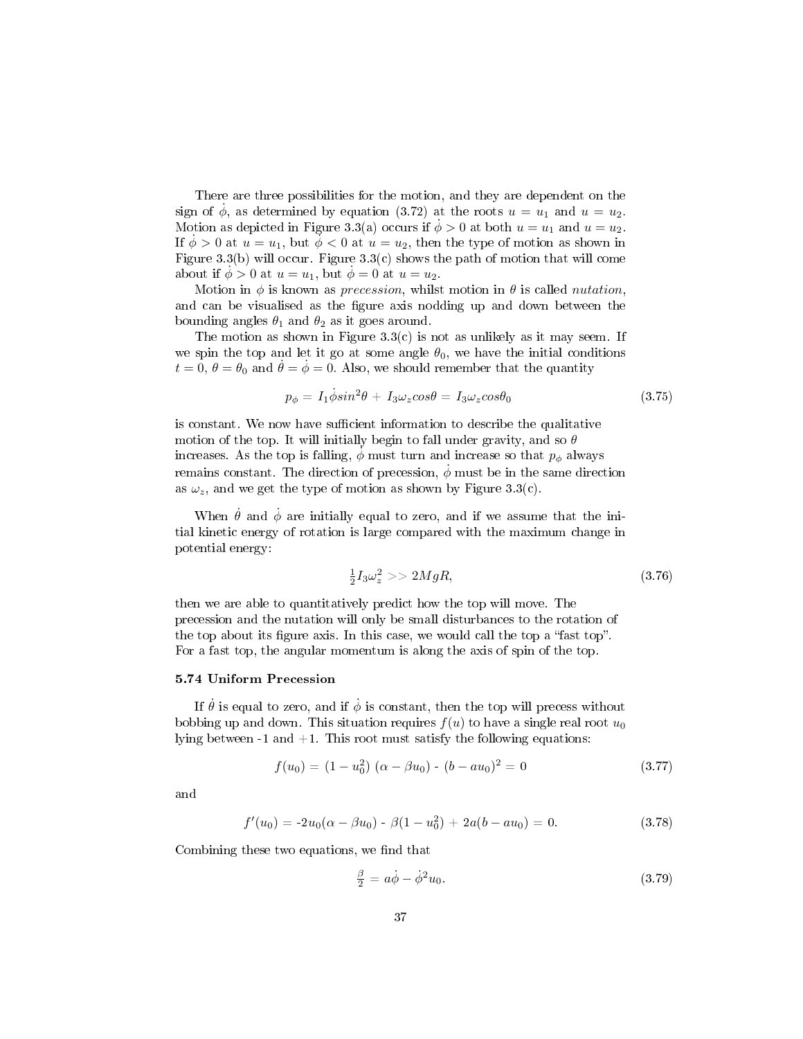There are three possibilities for the motion, and they are dependent on the sign of $\dot{\phi}$, as determined by equation (3.72) at the roots $u = u_1$ and $u = u_2$. Motion as depicted in Figure 3.3(a) occurs if $\dot{\phi} > 0$ at both $u = u_1$ and $u = u_2$. If $\dot{\phi} > 0$ at $u = u_1$, but $\dot{\phi} < 0$ at $u = u_2$, then the type of motion as shown in Figure 3.3(b) will occur. Figure 3.3(c) shows the path of motion that will come about if $\dot{\phi} > 0$ at $u = u_1$, but $\dot{\phi} = 0$ at $u = u_2$.

Motion in $\phi$ is known as *precession*, whilst motion in $\theta$ is called *nutation*, and can be visualised as the figure axis nodding up and down between the bounding angles $\theta_1$ and $\theta_2$ as it goes around.

The motion as shown in Figure 3.3(c) is not as unlikely as it may seem. If we spin the top and let it go at some angle $\theta_0$, we have the initial conditions $t = 0$, $\theta = \theta_0$ and $\dot{\theta} = \dot{\phi} = 0$. Also, we should remember that the quantity

$$p_\phi = I_1 \dot{\phi} sin^2\theta + I_3 \omega_z cos\theta = I_3 \omega_z cos\theta_0 \tag{3.75}$$

is constant. We now have sufficient information to describe the qualitative motion of the top. It will initially begin to fall under gravity, and so $\theta$ increases. As the top is falling, $\dot{\phi}$ must turn and increase so that $p_\phi$ always remains constant. The direction of precession, $\dot{\phi}$ must be in the same direction as $\omega_z$, and we get the type of motion as shown by Figure 3.3(c).

When $\dot{\theta}$ and $\dot{\phi}$ are initially equal to zero, and if we assume that the initial kinetic energy of rotation is large compared with the maximum change in potential energy:

$$\tfrac{1}{2} I_3 \omega_z^2 >> 2MgR, \tag{3.76}$$

then we are able to quantitatively predict how the top will move. The precession and the nutation will only be small disturbances to the rotation of the top about its figure axis. In this case, we would call the top a “fast top”. For a fast top, the angular momentum is along the axis of spin of the top.

### 5.74 Uniform Precession

If $\dot{\theta}$ is equal to zero, and if $\dot{\phi}$ is constant, then the top will precess without bobbing up and down. This situation requires $f(u)$ to have a single real root $u_0$ lying between -1 and +1. This root must satisfy the following equations:

$$f(u_0) = (1 - u_0^2)\,(\alpha - \beta u_0) - (b - au_0)^2 = 0 \tag{3.77}$$

and

$$f'(u_0) = -2u_0(\alpha - \beta u_0) - \beta(1 - u_0^2) + 2a(b - au_0) = 0. \tag{3.78}$$

Combining these two equations, we find that

$$\tfrac{\beta}{2} = a\dot{\phi} - \dot{\phi}^2 u_0. \tag{3.79}$$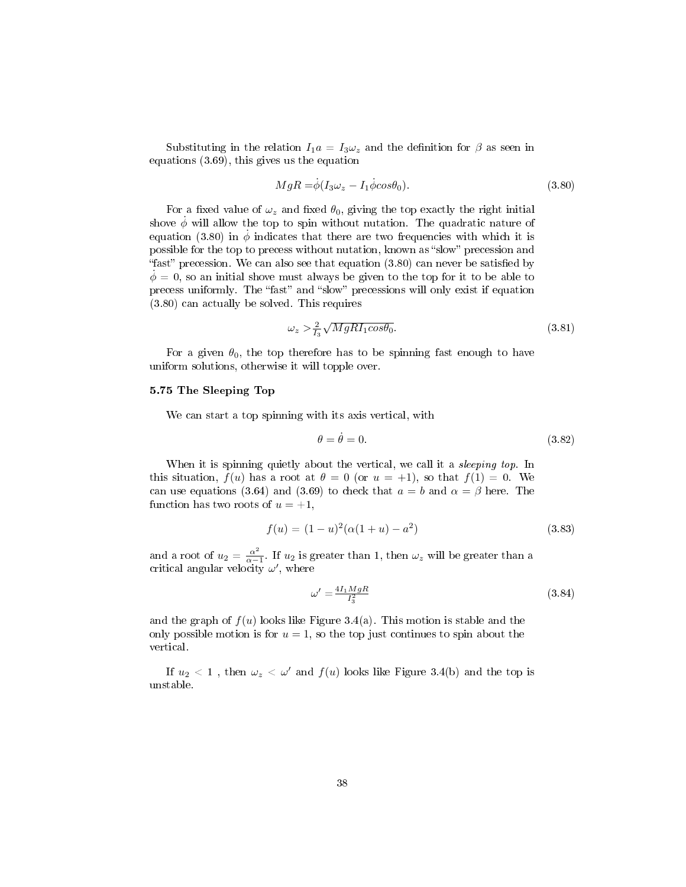Substituting in the relation $I_1 a = I_3\omega_z$ and the definition for $\beta$ as seen in equations (3.69), this gives us the equation

$$MgR = \dot{\phi}(I_3\omega_z - I_1\dot{\phi}cos\theta_0). \tag{3.80}$$

For a fixed value of $\omega_z$ and fixed $\theta_0$, giving the top exactly the right initial shove $\dot{\phi}$ will allow the top to spin without nutation. The quadratic nature of equation (3.80) in $\dot{\phi}$ indicates that there are two frequencies with which it is possible for the top to precess without nutation, known as "slow" precession and "fast" precession. We can also see that equation (3.80) can never be satisfied by $\dot{\phi} = 0$, so an initial shove must always be given to the top for it to be able to precess uniformly. The "fast" and "slow" precessions will only exist if equation (3.80) can actually be solved. This requires

$$\omega_z > \frac{2}{I_3}\sqrt{MgRI_1cos\theta_0}. \tag{3.81}$$

For a given $\theta_0$, the top therefore has to be spinning fast enough to have uniform solutions, otherwise it will topple over.

### 5.75 The Sleeping Top

We can start a top spinning with its axis vertical, with

$$\theta = \dot{\theta} = 0. \tag{3.82}$$

When it is spinning quietly about the vertical, we call it a *sleeping top*. In this situation, $f(u)$ has a root at $\theta = 0$ (or $u = +1$), so that $f(1) = 0$. We can use equations (3.64) and (3.69) to check that $a = b$ and $\alpha = \beta$ here. The function has two roots of $u = +1$,

$$f(u) = (1-u)^2(\alpha(1+u) - a^2) \tag{3.83}$$

and a root of $u_2 = \frac{\alpha^2}{\alpha - 1}$. If $u_2$ is greater than 1, then $\omega_z$ will be greater than a critical angular velocity $\omega'$, where

$$\omega' = \frac{4I_1MgR}{I_3^2} \tag{3.84}$$

and the graph of $f(u)$ looks like Figure 3.4(a). This motion is stable and the only possible motion is for $u = 1$, so the top just continues to spin about the vertical.

If $u_2 < 1$ , then $\omega_z < \omega'$ and $f(u)$ looks like Figure 3.4(b) and the top is unstable.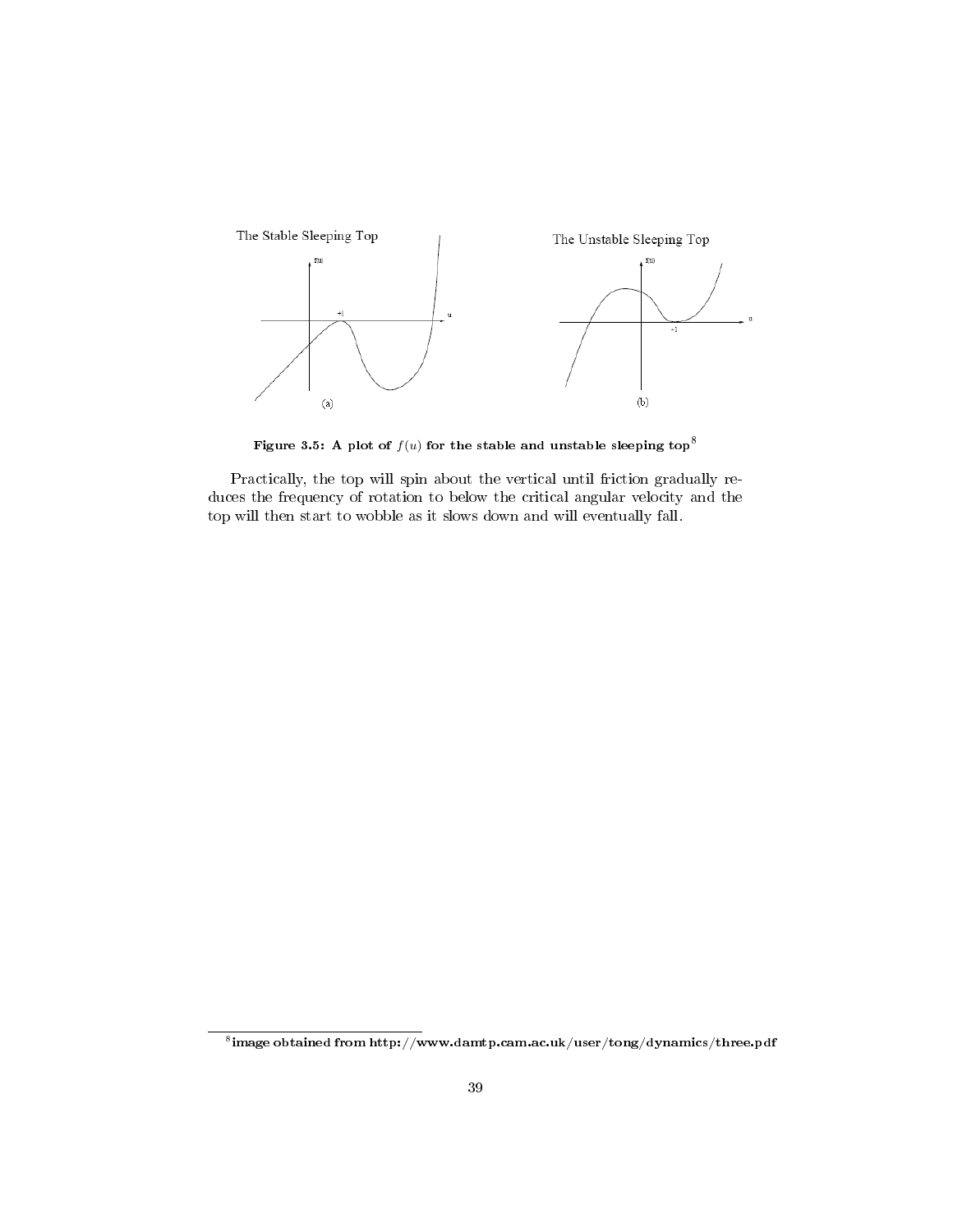**Figure 3.5: A plot of $f(u)$ for the stable and unstable sleeping top**[8]

Practically, the top will spin about the vertical until friction gradually reduces the frequency of rotation to below the critical angular velocity and the top will then start to wobble as it slows down and will eventually fall.

---

[8] image obtained from http://www.damtp.cam.ac.uk/user/tong/dynamics/three.pdf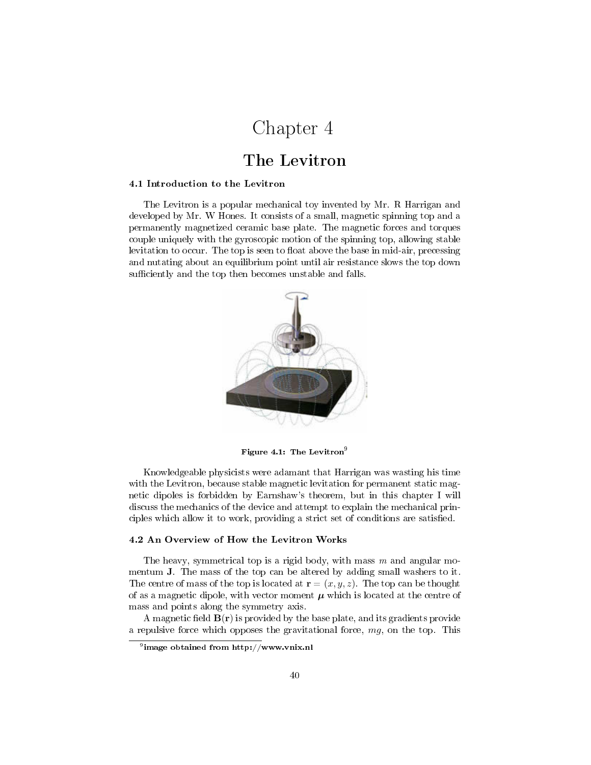# Chapter 4

## The Levitron

### 4.1 Introduction to the Levitron

The Levitron is a popular mechanical toy invented by Mr. R Harrigan and developed by Mr. W Hones. It consists of a small, magnetic spinning top and a permanently magnetized ceramic base plate. The magnetic forces and torques couple uniquely with the gyroscopic motion of the spinning top, allowing stable levitation to occur. The top is seen to float above the base in mid-air, precessing and nutating about an equilibrium point until air resistance slows the top down sufficiently and the top then becomes unstable and falls.

**Figure 4.1: The Levitron**[9]

Knowledgeable physicists were adamant that Harrigan was wasting his time with the Levitron, because stable magnetic levitation for permanent static magnetic dipoles is forbidden by Earnshaw's theorem, but in this chapter I will discuss the mechanics of the device and attempt to explain the mechanical principles which allow it to work, providing a strict set of conditions are satisfied.

### 4.2 An Overview of How the Levitron Works

The heavy, symmetrical top is a rigid body, with mass $m$ and angular momentum $\mathbf{J}$. The mass of the top can be altered by adding small washers to it. The centre of mass of the top is located at $\mathbf{r} = (x, y, z)$. The top can be thought of as a magnetic dipole, with vector moment $\boldsymbol{\mu}$ which is located at the centre of mass and points along the symmetry axis.

A magnetic field $\mathbf{B}(\mathbf{r})$ is provided by the base plate, and its gradients provide a repulsive force which opposes the gravitational force, $mg$, on the top. This

[9] **image obtained from http://www.vnix.nl**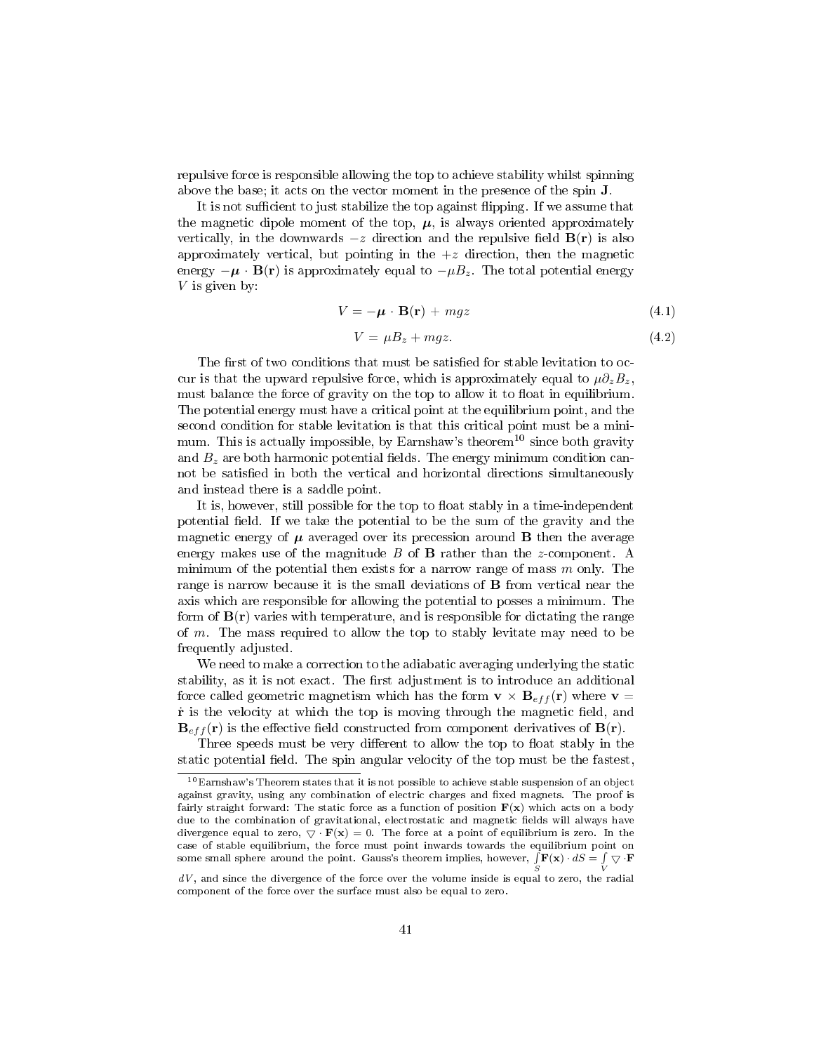repulsive force is responsible allowing the top to achieve stability whilst spinning above the base; it acts on the vector moment in the presence of the spin $\mathbf{J}$.

It is not sufficient to just stabilize the top against flipping. If we assume that the magnetic dipole moment of the top, $\boldsymbol{\mu}$, is always oriented approximately vertically, in the downwards $-z$ direction and the repulsive field $\mathbf{B}(\mathbf{r})$ is also approximately vertical, but pointing in the $+z$ direction, then the magnetic energy $-\boldsymbol{\mu} \cdot \mathbf{B}(\mathbf{r})$ is approximately equal to $-\mu B_z$. The total potential energy $V$ is given by:

$$V = -\boldsymbol{\mu} \cdot \mathbf{B}(\mathbf{r}) + mgz \tag{4.1}$$

$$V = \mu B_z + mgz. \tag{4.2}$$

The first of two conditions that must be satisfied for stable levitation to occur is that the upward repulsive force, which is approximately equal to $\mu \partial_z B_z$, must balance the force of gravity on the top to allow it to float in equilibrium. The potential energy must have a critical point at the equilibrium point, and the second condition for stable levitation is that this critical point must be a minimum. This is actually impossible, by Earnshaw's theorem[10] since both gravity and $B_z$ are both harmonic potential fields. The energy minimum condition cannot be satisfied in both the vertical and horizontal directions simultaneously and instead there is a saddle point.

It is, however, still possible for the top to float stably in a time-independent potential field. If we take the potential to be the sum of the gravity and the magnetic energy of $\boldsymbol{\mu}$ averaged over its precession around $\mathbf{B}$ then the average energy makes use of the magnitude $B$ of $\mathbf{B}$ rather than the $z$-component. A minimum of the potential then exists for a narrow range of mass $m$ only. The range is narrow because it is the small deviations of $\mathbf{B}$ from vertical near the axis which are responsible for allowing the potential to posses a minimum. The form of $\mathbf{B}(\mathbf{r})$ varies with temperature, and is responsible for dictating the range of $m$. The mass required to allow the top to stably levitate may need to be frequently adjusted.

We need to make a correction to the adiabatic averaging underlying the static stability, as it is not exact. The first adjustment is to introduce an additional force called geometric magnetism which has the form $\mathbf{v} \times \mathbf{B}_{eff}(\mathbf{r})$ where $\mathbf{v} = \dot{\mathbf{r}}$ is the velocity at which the top is moving through the magnetic field, and $\mathbf{B}_{eff}(\mathbf{r})$ is the effective field constructed from component derivatives of $\mathbf{B}(\mathbf{r})$.

Three speeds must be very different to allow the top to float stably in the static potential field. The spin angular velocity of the top must be the fastest,

[10] Earnshaw's Theorem states that it is not possible to achieve stable suspension of an object against gravity, using any combination of electric charges and fixed magnets. The proof is fairly straight forward: The static force as a function of position $\mathbf{F}(\mathbf{x})$ which acts on a body due to the combination of gravitational, electrostatic and magnetic fields will always have divergence equal to zero, $\nabla \cdot \mathbf{F}(\mathbf{x}) = 0$. The force at a point of equilibrium is zero. In the case of stable equilibrium, the force must point inwards towards the equilibrium point on some small sphere around the point. Gauss's theorem implies, however, $\int_S \mathbf{F}(\mathbf{x}) \cdot dS = \int_V \nabla \cdot \mathbf{F} \, dV$, and since the divergence of the force over the volume inside is equal to zero, the radial component of the force over the surface must also be equal to zero.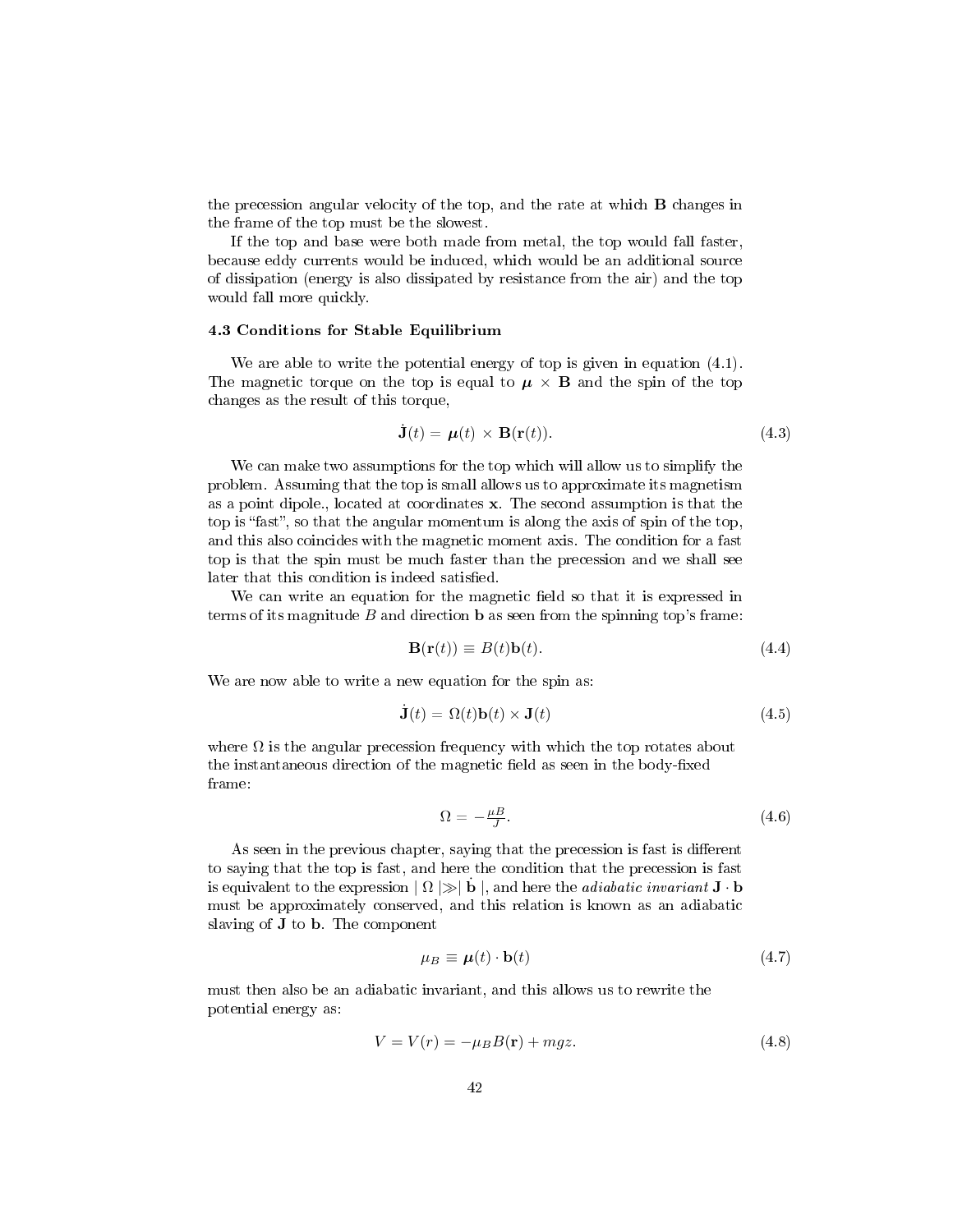the precession angular velocity of the top, and the rate at which $\mathbf{B}$ changes in the frame of the top must be the slowest.

If the top and base were both made from metal, the top would fall faster, because eddy currents would be induced, which would be an additional source of dissipation (energy is also dissipated by resistance from the air) and the top would fall more quickly.

### 4.3 Conditions for Stable Equilibrium

We are able to write the potential energy of top is given in equation (4.1). The magnetic torque on the top is equal to $\boldsymbol{\mu} \times \mathbf{B}$ and the spin of the top changes as the result of this torque,

$$\dot{\mathbf{J}}(t) = \boldsymbol{\mu}(t) \times \mathbf{B}(\mathbf{r}(t)). \tag{4.3}$$

We can make two assumptions for the top which will allow us to simplify the problem. Assuming that the top is small allows us to approximate its magnetism as a point dipole., located at coordinates $\mathbf{x}$. The second assumption is that the top is "fast", so that the angular momentum is along the axis of spin of the top, and this also coincides with the magnetic moment axis. The condition for a fast top is that the spin must be much faster than the precession and we shall see later that this condition is indeed satisfied.

We can write an equation for the magnetic field so that it is expressed in terms of its magnitude $B$ and direction $\mathbf{b}$ as seen from the spinning top's frame:

$$\mathbf{B}(\mathbf{r}(t)) \equiv B(t)\mathbf{b}(t). \tag{4.4}$$

We are now able to write a new equation for the spin as:

$$\dot{\mathbf{J}}(t) = \Omega(t)\mathbf{b}(t) \times \mathbf{J}(t) \tag{4.5}$$

where $\Omega$ is the angular precession frequency with which the top rotates about the instantaneous direction of the magnetic field as seen in the body-fixed frame:

$$\Omega = -\frac{\mu B}{J}. \tag{4.6}$$

As seen in the previous chapter, saying that the precession is fast is different to saying that the top is fast, and here the condition that the precession is fast is equivalent to the expression $|\, \Omega \,| \gg |\, \dot{\mathbf{b}} \,|$, and here the *adiabatic invariant* $\mathbf{J} \cdot \mathbf{b}$ must be approximately conserved, and this relation is known as an adiabatic slaving of $\mathbf{J}$ to $\mathbf{b}$. The component

$$\mu_B \equiv \boldsymbol{\mu}(t) \cdot \mathbf{b}(t) \tag{4.7}$$

must then also be an adiabatic invariant, and this allows us to rewrite the potential energy as:

$$V = V(r) = -\mu_B B(\mathbf{r}) + mgz. \tag{4.8}$$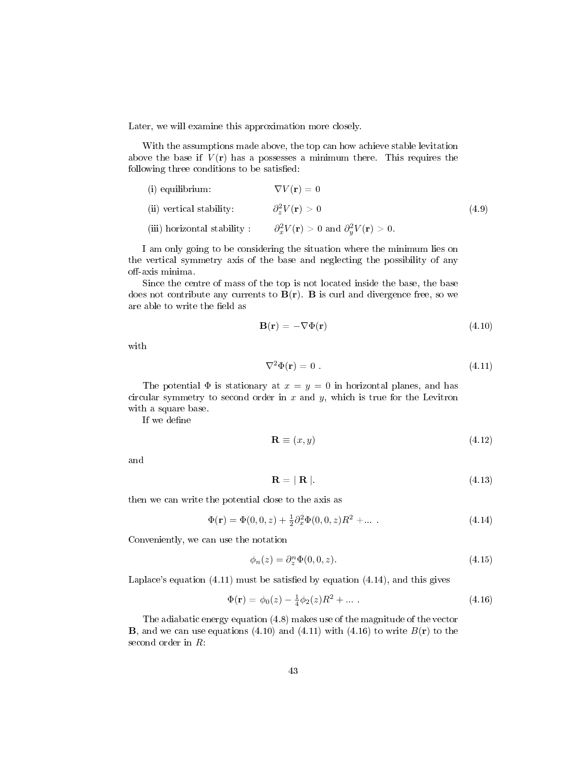Later, we will examine this approximation more closely.

With the assumptions made above, the top can how achieve stable levitation above the base if $V(\mathbf{r})$ has a possesses a minimum there. This requires the following three conditions to be satisfied:

$$
\begin{aligned}
&\text{(i) equilibrium:} && \nabla V(\mathbf{r}) = 0 \\
&\text{(ii) vertical stability:} && \partial_z^2 V(\mathbf{r}) > 0 \\
&\text{(iii) horizontal stability :} && \partial_x^2 V(\mathbf{r}) > 0 \text{ and } \partial_y^2 V(\mathbf{r}) > 0.
\end{aligned}
\tag{4.9}
$$

I am only going to be considering the situation where the minimum lies on the vertical symmetry axis of the base and neglecting the possibility of any off-axis minima.

Since the centre of mass of the top is not located inside the base, the base does not contribute any currents to $\mathbf{B}(\mathbf{r})$. $\mathbf{B}$ is curl and divergence free, so we are able to write the field as

$$
\mathbf{B}(\mathbf{r}) = -\nabla\Phi(\mathbf{r}) \tag{4.10}
$$

with

$$
\nabla^2\Phi(\mathbf{r}) = 0 \ . \tag{4.11}
$$

The potential $\Phi$ is stationary at $x = y = 0$ in horizontal planes, and has circular symmetry to second order in $x$ and $y$, which is true for the Levitron with a square base.

If we define

$$
\mathbf{R} \equiv (x, y) \tag{4.12}
$$

and

$$
\mathbf{R} = |\ \mathbf{R}\ |. \tag{4.13}
$$

then we can write the potential close to the axis as

$$
\Phi(\mathbf{r}) = \Phi(0,0,z) + \tfrac{1}{2}\partial_x^2\Phi(0,0,z)R^2 + ... \ . \tag{4.14}
$$

Conveniently, we can use the notation

$$
\phi_n(z) = \partial_z^n\Phi(0,0,z). \tag{4.15}
$$

Laplace's equation (4.11) must be satisfied by equation (4.14), and this gives

$$
\Phi(\mathbf{r}) = \phi_0(z) - \tfrac{1}{4}\phi_2(z)R^2 + ... \ . \tag{4.16}
$$

The adiabatic energy equation (4.8) makes use of the magnitude of the vector $\mathbf{B}$, and we can use equations (4.10) and (4.11) with (4.16) to write $B(\mathbf{r})$ to the second order in $R$: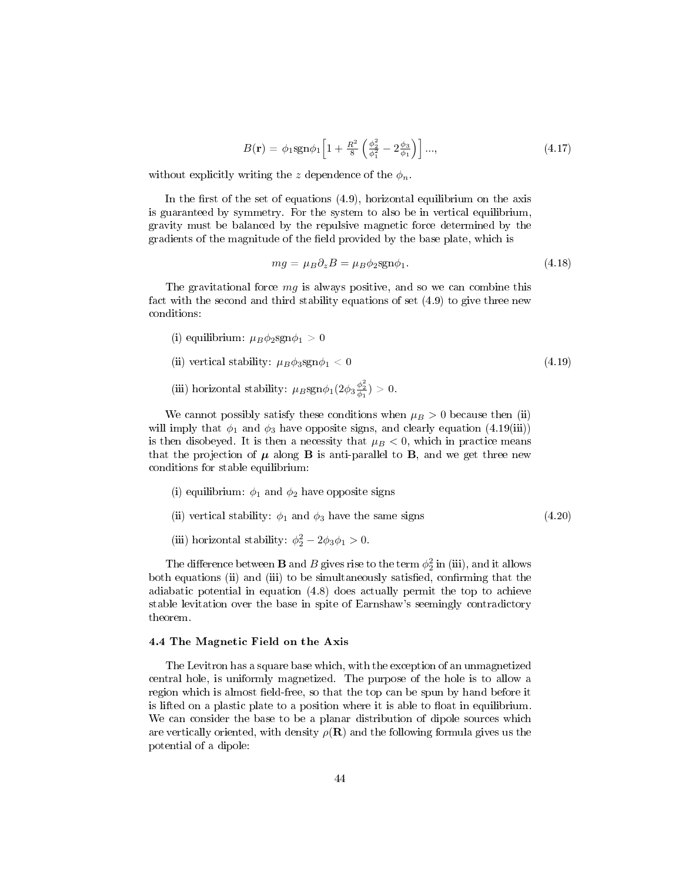$$B(\mathbf{r}) = \phi_1 \text{sgn}\phi_1 \left[1 + \frac{R^2}{8}\left(\frac{\phi_2^2}{\phi_1^2} - 2\frac{\phi_3}{\phi_1}\right)\right] ..., \tag{4.17}$$

without explicitly writing the $z$ dependence of the $\phi_n$.

In the first of the set of equations (4.9), horizontal equilibrium on the axis is guaranteed by symmetry. For the system to also be in vertical equilibrium, gravity must be balanced by the repulsive magnetic force determined by the gradients of the magnitude of the field provided by the base plate, which is

$$mg = \mu_B \partial_z B = \mu_B \phi_2 \text{sgn}\phi_1. \tag{4.18}$$

The gravitational force $mg$ is always positive, and so we can combine this fact with the second and third stability equations of set (4.9) to give three new conditions:

$$\begin{aligned} &\text{(i) equilibrium: } \mu_B \phi_2 \text{sgn}\phi_1 > 0 \\ &\text{(ii) vertical stability: } \mu_B \phi_3 \text{sgn}\phi_1 < 0 \\ &\text{(iii) horizontal stability: } \mu_B \text{sgn}\phi_1 (2\phi_3 \tfrac{\phi_2^2}{\phi_1}) > 0. \end{aligned} \tag{4.19}$$

We cannot possibly satisfy these conditions when $\mu_B > 0$ because then (ii) will imply that $\phi_1$ and $\phi_3$ have opposite signs, and clearly equation (4.19(iii)) is then disobeyed. It is then a necessity that $\mu_B < 0$, which in practice means that the projection of $\boldsymbol{\mu}$ along $\mathbf{B}$ is anti-parallel to $\mathbf{B}$, and we get three new conditions for stable equilibrium:

$$\begin{aligned} &\text{(i) equilibrium: } \phi_1 \text{ and } \phi_2 \text{ have opposite signs} \\ &\text{(ii) vertical stability: } \phi_1 \text{ and } \phi_3 \text{ have the same signs} \\ &\text{(iii) horizontal stability: } \phi_2^2 - 2\phi_3\phi_1 > 0. \end{aligned} \tag{4.20}$$

The difference between $\mathbf{B}$ and $B$ gives rise to the term $\phi_2^2$ in (iii), and it allows both equations (ii) and (iii) to be simultaneously satisfied, confirming that the adiabatic potential in equation (4.8) does actually permit the top to achieve stable levitation over the base in spite of Earnshaw's seemingly contradictory theorem.

### 4.4 The Magnetic Field on the Axis

The Levitron has a square base which, with the exception of an unmagnetized central hole, is uniformly magnetized. The purpose of the hole is to allow a region which is almost field-free, so that the top can be spun by hand before it is lifted on a plastic plate to a position where it is able to float in equilibrium. We can consider the base to be a planar distribution of dipole sources which are vertically oriented, with density $\rho(\mathbf{R})$ and the following formula gives us the potential of a dipole: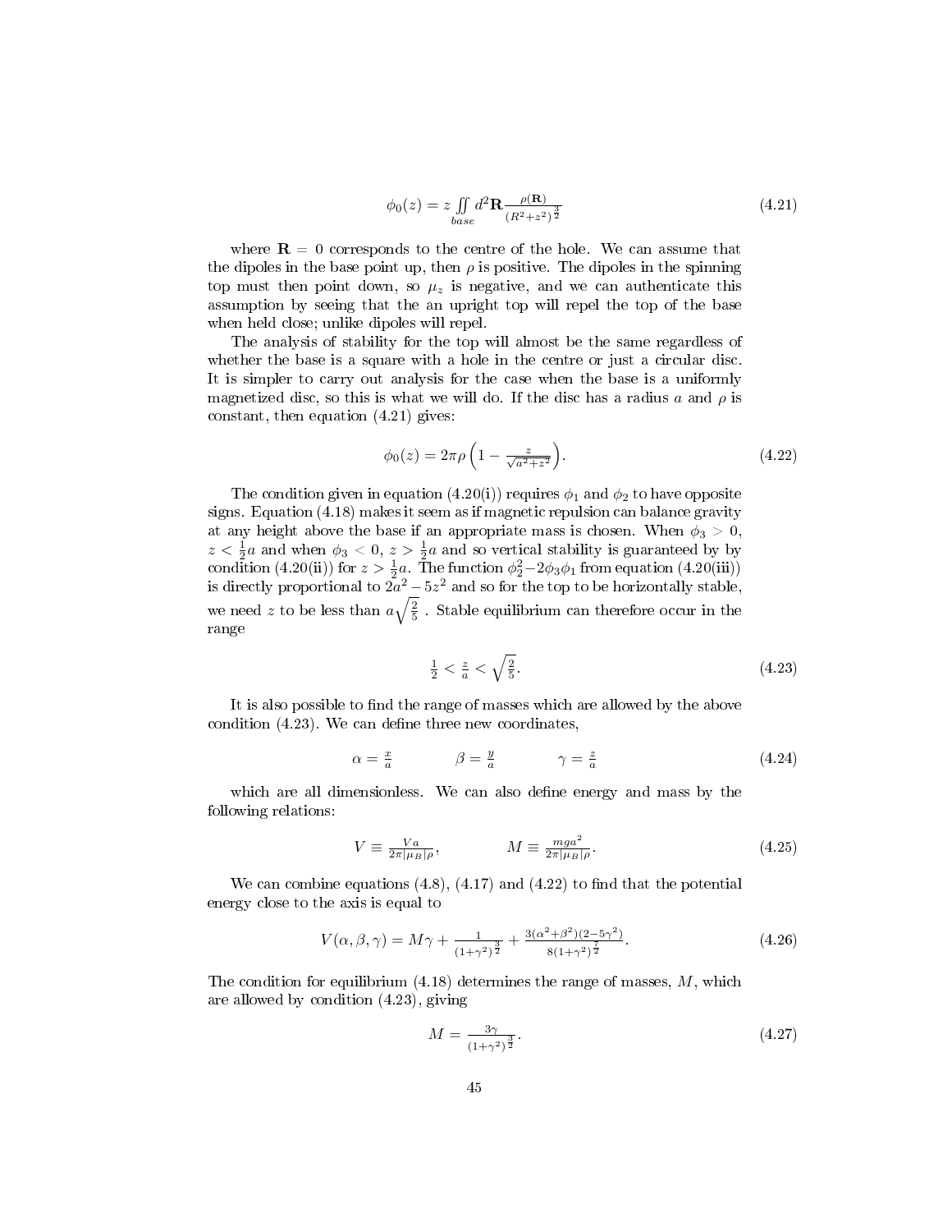$$\phi_0(z) = z \iint\limits_{base} d^2\mathbf{R} \frac{\rho(\mathbf{R})}{(R^2+z^2)^{\frac{3}{2}}} \tag{4.21}$$

where $\mathbf{R} = 0$ corresponds to the centre of the hole. We can assume that the dipoles in the base point up, then $\rho$ is positive. The dipoles in the spinning top must then point down, so $\mu_z$ is negative, and we can authenticate this assumption by seeing that the an upright top will repel the top of the base when held close; unlike dipoles will repel.

The analysis of stability for the top will almost be the same regardless of whether the base is a square with a hole in the centre or just a circular disc. It is simpler to carry out analysis for the case when the base is a uniformly magnetized disc, so this is what we will do. If the disc has a radius $a$ and $\rho$ is constant, then equation (4.21) gives:

$$\phi_0(z) = 2\pi\rho \left(1 - \frac{z}{\sqrt{a^2+z^2}}\right). \tag{4.22}$$

The condition given in equation (4.20(i)) requires $\phi_1$ and $\phi_2$ to have opposite signs. Equation (4.18) makes it seem as if magnetic repulsion can balance gravity at any height above the base if an appropriate mass is chosen. When $\phi_3 > 0$, $z < \frac{1}{2}a$ and when $\phi_3 < 0$, $z > \frac{1}{2}a$ and so vertical stability is guaranteed by by condition (4.20(ii)) for $z > \frac{1}{2}a$. The function $\phi_2^2 - 2\phi_3\phi_1$ from equation (4.20(iii)) is directly proportional to $2a^2 - 5z^2$ and so for the top to be horizontally stable, we need $z$ to be less than $a\sqrt{\frac{2}{5}}$ . Stable equilibrium can therefore occur in the range

$$\tfrac{1}{2} < \tfrac{z}{a} < \sqrt{\tfrac{2}{5}}. \tag{4.23}$$

It is also possible to find the range of masses which are allowed by the above condition (4.23). We can define three new coordinates,

$$\alpha = \frac{x}{a} \qquad\qquad \beta = \frac{y}{a} \qquad\qquad \gamma = \frac{z}{a} \tag{4.24}$$

which are all dimensionless. We can also define energy and mass by the following relations:

$$V \equiv \frac{Va}{2\pi|\mu_B|\rho}, \qquad\qquad M \equiv \frac{mga^2}{2\pi|\mu_B|\rho}. \tag{4.25}$$

We can combine equations (4.8), (4.17) and (4.22) to find that the potential energy close to the axis is equal to

$$V(\alpha, \beta, \gamma) = M\gamma + \frac{1}{(1+\gamma^2)^{\frac{3}{2}}} + \frac{3(\alpha^2+\beta^2)(2-5\gamma^2)}{8(1+\gamma^2)^{\frac{7}{2}}}. \tag{4.26}$$

The condition for equilibrium (4.18) determines the range of masses, $M$, which are allowed by condition (4.23), giving

$$M = \frac{3\gamma}{(1+\gamma^2)^{\frac{3}{2}}}. \tag{4.27}$$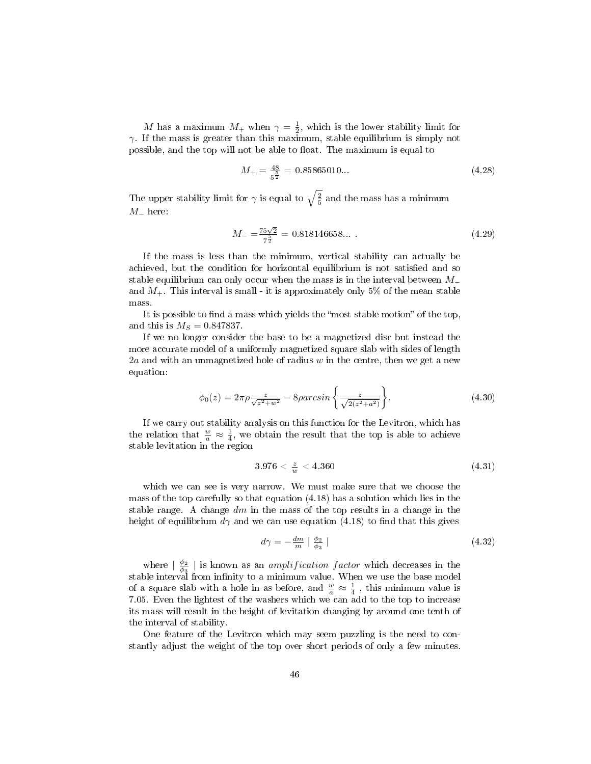$M$ has a maximum $M_+$ when $\gamma = \frac{1}{2}$, which is the lower stability limit for $\gamma$. If the mass is greater than this maximum, stable equilibrium is simply not possible, and the top will not be able to float. The maximum is equal to

$$M_+ = \frac{48}{5^{\frac{5}{2}}} = 0.85865010... \tag{4.28}$$

The upper stability limit for $\gamma$ is equal to $\sqrt{\frac{2}{5}}$ and the mass has a minimum $M_-$ here:

$$M_- = \frac{75\sqrt{2}}{7^{\frac{5}{2}}} = 0.818146658... \; . \tag{4.29}$$

If the mass is less than the minimum, vertical stability can actually be achieved, but the condition for horizontal equilibrium is not satisfied and so stable equilibrium can only occur when the mass is in the interval between $M_-$ and $M_+$. This interval is small - it is approximately only 5% of the mean stable mass.

It is possible to find a mass which yields the "most stable motion" of the top, and this is $M_S = 0.847837$.

If we no longer consider the base to be a magnetized disc but instead the more accurate model of a uniformly magnetized square slab with sides of length $2a$ and with an unmagnetized hole of radius $w$ in the centre, then we get a new equation:

$$\phi_0(z) = 2\pi\rho\frac{z}{\sqrt{z^2+w^2}} - 8\rho arcsin\left\{\frac{z}{\sqrt{2(z^2+a^2)}}\right\}. \tag{4.30}$$

If we carry out stability analysis on this function for the Levitron, which has the relation that $\frac{w}{a} \approx \frac{1}{4}$, we obtain the result that the top is able to achieve stable levitation in the region

$$3.976 < \frac{z}{w} < 4.360 \tag{4.31}$$

which we can see is very narrow. We must make sure that we choose the mass of the top carefully so that equation (4.18) has a solution which lies in the stable range. A change $dm$ in the mass of the top results in a change in the height of equilibrium $d\gamma$ and we can use equation (4.18) to find that this gives

$$d\gamma = -\frac{dm}{m} \mid \frac{\phi_2}{\phi_3} \mid \tag{4.32}$$

where $\mid \frac{\phi_2}{\phi_3} \mid$ is known as an *amplification factor* which decreases in the stable interval from infinity to a minimum value. When we use the base model of a square slab with a hole in as before, and $\frac{w}{a} \approx \frac{1}{4}$ , this minimum value is 7.05. Even the lightest of the washers which we can add to the top to increase its mass will result in the height of levitation changing by around one tenth of the interval of stability.

One feature of the Levitron which may seem puzzling is the need to constantly adjust the weight of the top over short periods of only a few minutes.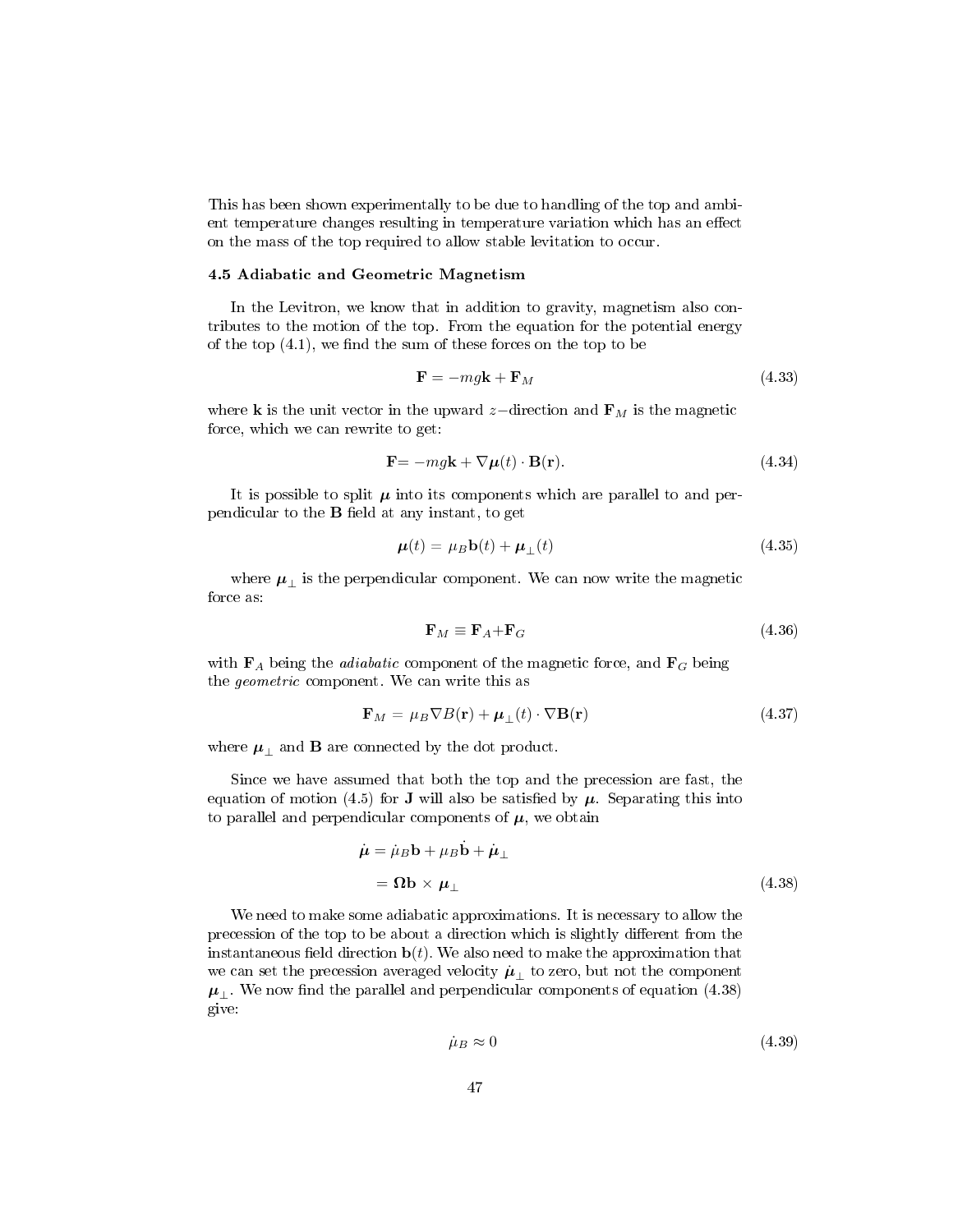This has been shown experimentally to be due to handling of the top and ambient temperature changes resulting in temperature variation which has an effect on the mass of the top required to allow stable levitation to occur.

### 4.5 Adiabatic and Geometric Magnetism

In the Levitron, we know that in addition to gravity, magnetism also contributes to the motion of the top. From the equation for the potential energy of the top (4.1), we find the sum of these forces on the top to be

$$\mathbf{F} = -mg\mathbf{k} + \mathbf{F}_M \tag{4.33}$$

where $\mathbf{k}$ is the unit vector in the upward $z-$direction and $\mathbf{F}_M$ is the magnetic force, which we can rewrite to get:

$$\mathbf{F} = -mg\mathbf{k} + \nabla\boldsymbol{\mu}(t) \cdot \mathbf{B}(\mathbf{r}). \tag{4.34}$$

It is possible to split $\boldsymbol{\mu}$ into its components which are parallel to and perpendicular to the $\mathbf{B}$ field at any instant, to get

$$\boldsymbol{\mu}(t) = \mu_B \mathbf{b}(t) + \boldsymbol{\mu}_\perp(t) \tag{4.35}$$

where $\boldsymbol{\mu}_\perp$ is the perpendicular component. We can now write the magnetic force as:

$$\mathbf{F}_M \equiv \mathbf{F}_A + \mathbf{F}_G \tag{4.36}$$

with $\mathbf{F}_A$ being the *adiabatic* component of the magnetic force, and $\mathbf{F}_G$ being the *geometric* component. We can write this as

$$\mathbf{F}_M = \mu_B \nabla B(\mathbf{r}) + \boldsymbol{\mu}_\perp(t) \cdot \nabla\mathbf{B}(\mathbf{r}) \tag{4.37}$$

where $\boldsymbol{\mu}_\perp$ and $\mathbf{B}$ are connected by the dot product.

Since we have assumed that both the top and the precession are fast, the equation of motion (4.5) for $\mathbf{J}$ will also be satisfied by $\boldsymbol{\mu}$. Separating this into to parallel and perpendicular components of $\boldsymbol{\mu}$, we obtain

$$\begin{aligned} \dot{\boldsymbol{\mu}} &= \dot{\mu}_B \mathbf{b} + \mu_B \dot{\mathbf{b}} + \dot{\boldsymbol{\mu}}_\perp \\ &= \boldsymbol{\Omega}\mathbf{b} \times \boldsymbol{\mu}_\perp \end{aligned} \tag{4.38}$$

We need to make some adiabatic approximations. It is necessary to allow the precession of the top to be about a direction which is slightly different from the instantaneous field direction $\mathbf{b}(t)$. We also need to make the approximation that we can set the precession averaged velocity $\dot{\boldsymbol{\mu}}_\perp$ to zero, but not the component $\boldsymbol{\mu}_\perp$. We now find the parallel and perpendicular components of equation (4.38) give:

$$\dot{\mu}_B \approx 0 \tag{4.39}$$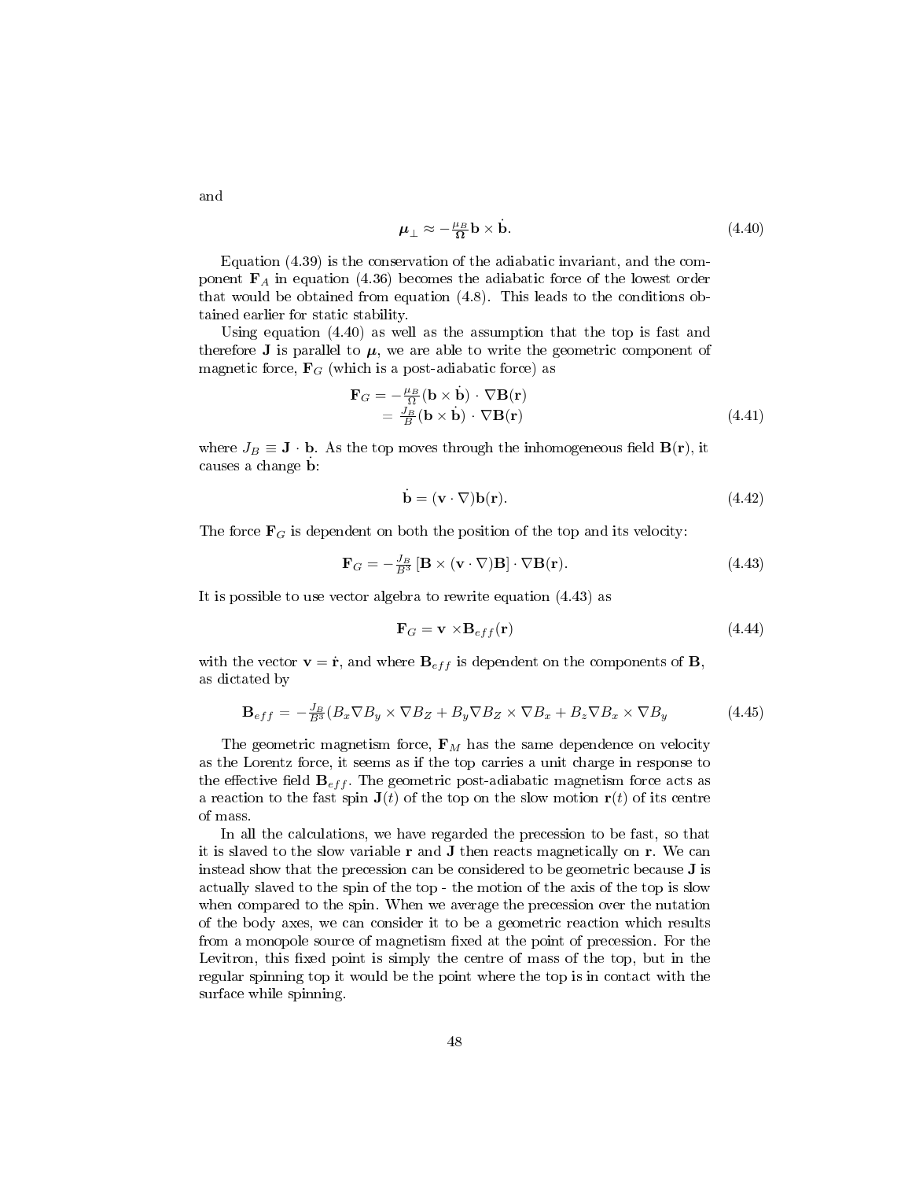and

$$\boldsymbol{\mu}_{\perp} \approx -\frac{\mu_B}{\boldsymbol{\Omega}} \mathbf{b} \times \dot{\mathbf{b}}. \tag{4.40}$$

Equation (4.39) is the conservation of the adiabatic invariant, and the component $\mathbf{F}_A$ in equation (4.36) becomes the adiabatic force of the lowest order that would be obtained from equation (4.8). This leads to the conditions obtained earlier for static stability.

Using equation (4.40) as well as the assumption that the top is fast and therefore $\mathbf{J}$ is parallel to $\boldsymbol{\mu}$, we are able to write the geometric component of magnetic force, $\mathbf{F}_G$ (which is a post-adiabatic force) as

$$\begin{aligned} \mathbf{F}_G &= -\frac{\mu_B}{\Omega}(\mathbf{b} \times \dot{\mathbf{b}}) \cdot \nabla \mathbf{B}(\mathbf{r}) \\ &= \frac{J_B}{B}(\mathbf{b} \times \dot{\mathbf{b}}) \cdot \nabla \mathbf{B}(\mathbf{r}) \end{aligned} \tag{4.41}$$

where $J_B \equiv \mathbf{J} \cdot \mathbf{b}$. As the top moves through the inhomogeneous field $\mathbf{B}(\mathbf{r})$, it causes a change $\dot{\mathbf{b}}$:

$$\dot{\mathbf{b}} = (\mathbf{v} \cdot \nabla)\mathbf{b}(\mathbf{r}). \tag{4.42}$$

The force $\mathbf{F}_G$ is dependent on both the position of the top and its velocity:

$$\mathbf{F}_G = -\frac{J_B}{B^3}\left[\mathbf{B} \times (\mathbf{v} \cdot \nabla)\mathbf{B}\right] \cdot \nabla \mathbf{B}(\mathbf{r}). \tag{4.43}$$

It is possible to use vector algebra to rewrite equation (4.43) as

$$\mathbf{F}_G = \mathbf{v} \times \mathbf{B}_{eff}(\mathbf{r}) \tag{4.44}$$

with the vector $\mathbf{v} = \dot{\mathbf{r}}$, and where $\mathbf{B}_{eff}$ is dependent on the components of $\mathbf{B}$, as dictated by

$$\mathbf{B}_{eff} = -\frac{J_B}{B^3}(B_x \nabla B_y \times \nabla B_Z + B_y \nabla B_Z \times \nabla B_x + B_z \nabla B_x \times \nabla B_y \tag{4.45}$$

The geometric magnetism force, $\mathbf{F}_M$ has the same dependence on velocity as the Lorentz force, it seems as if the top carries a unit charge in response to the effective field $\mathbf{B}_{eff}$. The geometric post-adiabatic magnetism force acts as a reaction to the fast spin $\mathbf{J}(t)$ of the top on the slow motion $\mathbf{r}(t)$ of its centre of mass.

In all the calculations, we have regarded the precession to be fast, so that it is slaved to the slow variable $\mathbf{r}$ and $\mathbf{J}$ then reacts magnetically on $\mathbf{r}$. We can instead show that the precession can be considered to be geometric because $\mathbf{J}$ is actually slaved to the spin of the top - the motion of the axis of the top is slow when compared to the spin. When we average the precession over the nutation of the body axes, we can consider it to be a geometric reaction which results from a monopole source of magnetism fixed at the point of precession. For the Levitron, this fixed point is simply the centre of mass of the top, but in the regular spinning top it would be the point where the top is in contact with the surface while spinning.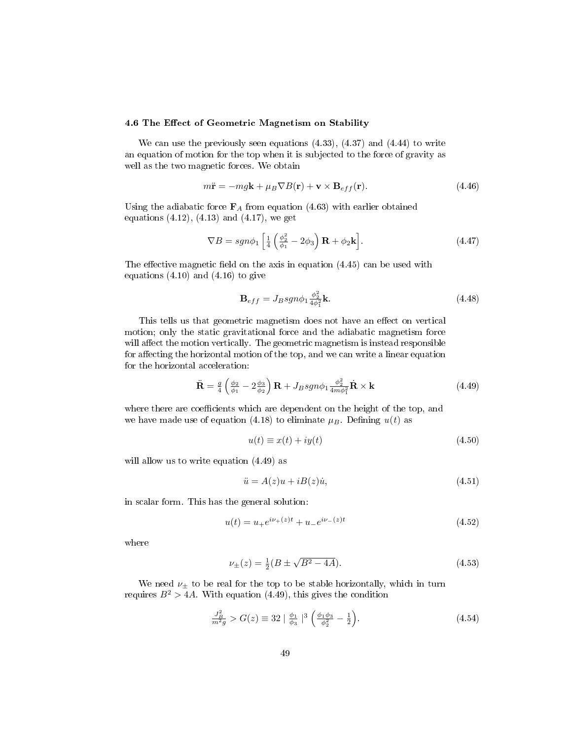### 4.6 The Effect of Geometric Magnetism on Stability

We can use the previously seen equations (4.33), (4.37) and (4.44) to write an equation of motion for the top when it is subjected to the force of gravity as well as the two magnetic forces. We obtain

$$m\ddot{\mathbf{r}} = -mg\mathbf{k} + \mu_B \nabla B(\mathbf{r}) + \mathbf{v} \times \mathbf{B}_{eff}(\mathbf{r}). \tag{4.46}$$

Using the adiabatic force $\mathbf{F}_A$ from equation (4.63) with earlier obtained equations (4.12), (4.13) and (4.17), we get

$$\nabla B = sgn\phi_1 \left[ \tfrac{1}{4} \left( \tfrac{\phi_2^2}{\phi_1} - 2\phi_3 \right) \mathbf{R} + \phi_2 \mathbf{k} \right]. \tag{4.47}$$

The effective magnetic field on the axis in equation (4.45) can be used with equations (4.10) and (4.16) to give

$$\mathbf{B}_{eff} = J_B sgn\phi_1 \tfrac{\phi_2^2}{4\phi_1^2} \mathbf{k}. \tag{4.48}$$

This tells us that geometric magnetism does not have an effect on vertical motion; only the static gravitational force and the adiabatic magnetism force will affect the motion vertically. The geometric magnetism is instead responsible for affecting the horizontal motion of the top, and we can write a linear equation for the horizontal acceleration:

$$\ddot{\mathbf{R}} = \tfrac{g}{4} \left( \tfrac{\phi_2}{\phi_1} - 2\tfrac{\phi_3}{\phi_2} \right) \mathbf{R} + J_B sgn\phi_1 \tfrac{\phi_2^2}{4m\phi_1^2} \dot{\mathbf{R}} \times \mathbf{k} \tag{4.49}$$

where there are coefficients which are dependent on the height of the top, and we have made use of equation (4.18) to eliminate $\mu_B$. Defining $u(t)$ as

$$u(t) \equiv x(t) + iy(t) \tag{4.50}$$

will allow us to write equation (4.49) as

$$\ddot{u} = A(z)u + iB(z)\dot{u}, \tag{4.51}$$

in scalar form. This has the general solution:

$$u(t) = u_+ e^{i\nu_+(z)t} + u_- e^{i\nu_-(z)t} \tag{4.52}$$

where

$$\nu_\pm(z) = \tfrac{1}{2}(B \pm \sqrt{B^2 - 4A}). \tag{4.53}$$

We need $\nu_\pm$ to be real for the top to be stable horizontally, which in turn requires $B^2 > 4A$. With equation (4.49), this gives the condition

$$\tfrac{J_B^2}{m^2 g} > G(z) \equiv 32 \mid \tfrac{\phi_1}{\phi_3} \mid^3 \left( \tfrac{\phi_1 \phi_3}{\phi_2^2} - \tfrac{1}{2} \right). \tag{4.54}$$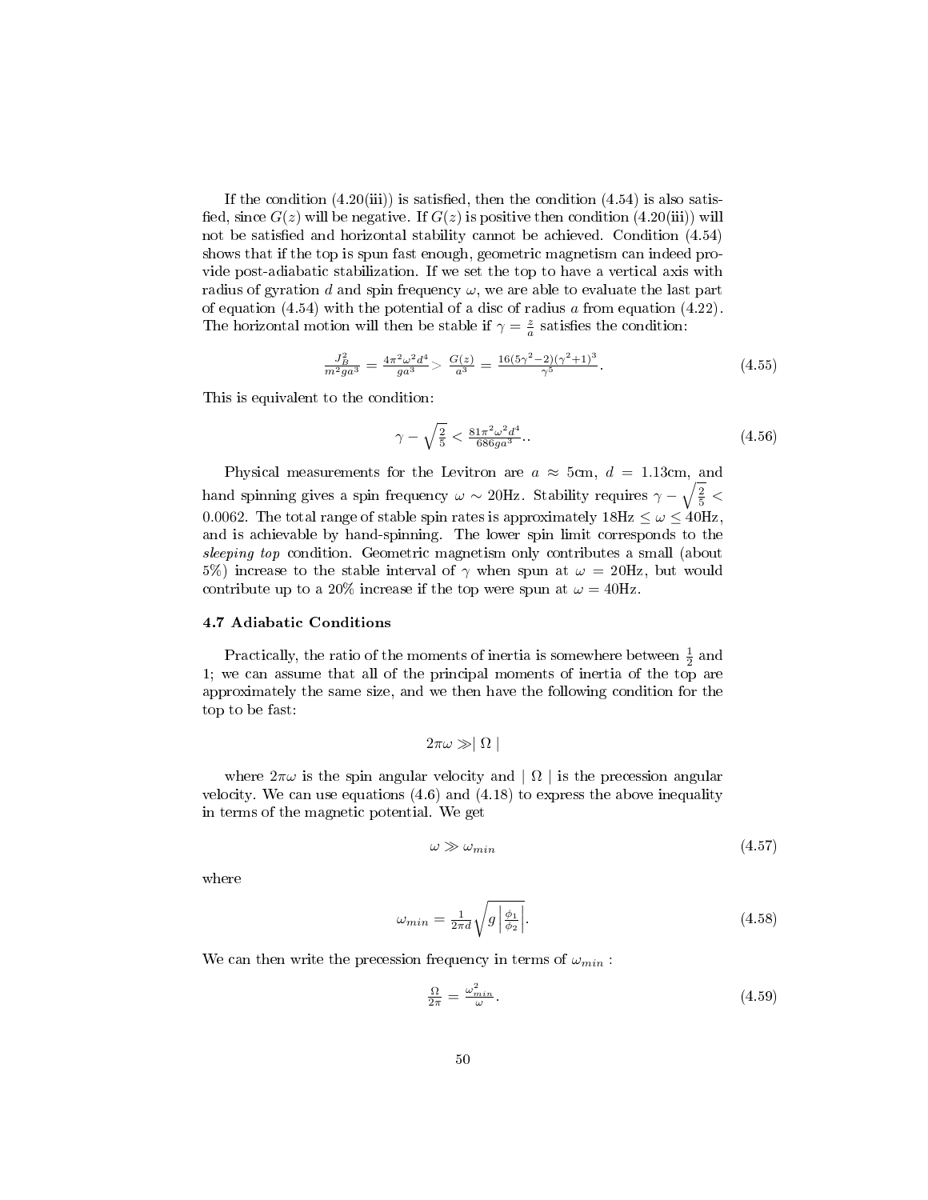If the condition (4.20(iii)) is satisfied, then the condition (4.54) is also satisfied, since $G(z)$ will be negative. If $G(z)$ is positive then condition (4.20(iii)) will not be satisfied and horizontal stability cannot be achieved. Condition (4.54) shows that if the top is spun fast enough, geometric magnetism can indeed provide post-adiabatic stabilization. If we set the top to have a vertical axis with radius of gyration $d$ and spin frequency $\omega$, we are able to evaluate the last part of equation (4.54) with the potential of a disc of radius $a$ from equation (4.22). The horizontal motion will then be stable if $\gamma = \frac{z}{a}$ satisfies the condition:

$$\frac{J_B^2}{m^2 g a^3} = \frac{4\pi^2\omega^2 d^4}{g a^3} > \frac{G(z)}{a^3} = \frac{16(5\gamma^2-2)(\gamma^2+1)^3}{\gamma^5}. \tag{4.55}$$

This is equivalent to the condition:

$$\gamma - \sqrt{\tfrac{2}{5}} < \frac{81\pi^2\omega^2 d^4}{686 g a^3}.. \tag{4.56}$$

Physical measurements for the Levitron are $a \approx 5$cm, $d = 1.13$cm, and hand spinning gives a spin frequency $\omega \sim 20$Hz. Stability requires $\gamma - \sqrt{\frac{2}{5}} < 0.0062$. The total range of stable spin rates is approximately $18\text{Hz} \leq \omega \leq 40\text{Hz}$, and is achievable by hand-spinning. The lower spin limit corresponds to the *sleeping top* condition. Geometric magnetism only contributes a small (about 5%) increase to the stable interval of $\gamma$ when spun at $\omega = 20$Hz, but would contribute up to a 20% increase if the top were spun at $\omega = 40$Hz.

### 4.7 Adiabatic Conditions

Practically, the ratio of the moments of inertia is somewhere between $\frac{1}{2}$ and 1; we can assume that all of the principal moments of inertia of the top are approximately the same size, and we then have the following condition for the top to be fast:

$$2\pi\omega \gg \mid \Omega \mid$$

where $2\pi\omega$ is the spin angular velocity and $\mid \Omega \mid$ is the precession angular velocity. We can use equations (4.6) and (4.18) to express the above inequality in terms of the magnetic potential. We get

$$\omega \gg \omega_{min} \tag{4.57}$$

where

$$\omega_{min} = \frac{1}{2\pi d}\sqrt{g\left|\frac{\phi_1}{\phi_2}\right|}. \tag{4.58}$$

We can then write the precession frequency in terms of $\omega_{min}$ :

$$\frac{\Omega}{2\pi} = \frac{\omega_{min}^2}{\omega}. \tag{4.59}$$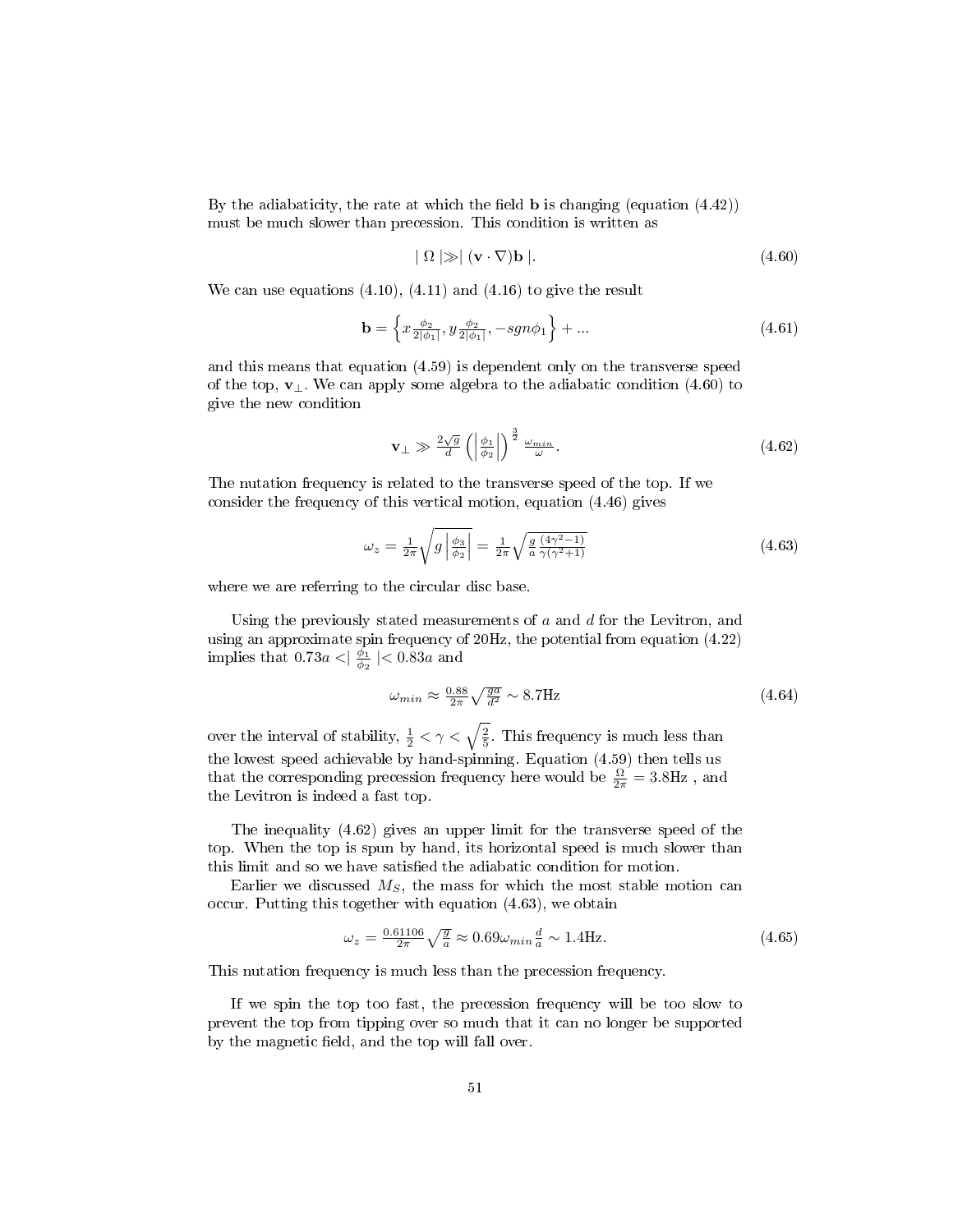By the adiabaticity, the rate at which the field $\mathbf{b}$ is changing (equation (4.42)) must be much slower than precession. This condition is written as

$$|\ \Omega\ | \gg |\ (\mathbf{v}\cdot\nabla)\mathbf{b}\ |. \tag{4.60}$$

We can use equations (4.10), (4.11) and (4.16) to give the result

$$\mathbf{b} = \left\{x\frac{\phi_2}{2|\phi_1|}, y\frac{\phi_2}{2|\phi_1|}, -sgn\phi_1\right\} + ... \tag{4.61}$$

and this means that equation (4.59) is dependent only on the transverse speed of the top, $\mathbf{v}_\perp$. We can apply some algebra to the adiabatic condition (4.60) to give the new condition

$$\mathbf{v}_\perp \gg \frac{2\sqrt{g}}{d}\left(\left|\frac{\phi_1}{\phi_2}\right|\right)^{\frac{3}{2}}\frac{\omega_{min}}{\omega}. \tag{4.62}$$

The nutation frequency is related to the transverse speed of the top. If we consider the frequency of this vertical motion, equation (4.46) gives

$$\omega_z = \frac{1}{2\pi}\sqrt{g\left|\frac{\phi_3}{\phi_2}\right|} = \frac{1}{2\pi}\sqrt{\frac{g}{a}\frac{(4\gamma^2-1)}{\gamma(\gamma^2+1)}} \tag{4.63}$$

where we are referring to the circular disc base.

Using the previously stated measurements of $a$ and $d$ for the Levitron, and using an approximate spin frequency of 20Hz, the potential from equation (4.22) implies that $0.73a < \left|\frac{\phi_1}{\phi_2}\right| < 0.83a$ and

$$\omega_{min} \approx \frac{0.88}{2\pi}\sqrt{\frac{ga}{d^2}} \sim 8.7\text{Hz} \tag{4.64}$$

over the interval of stability, $\frac{1}{2} < \gamma < \sqrt{\frac{2}{5}}$. This frequency is much less than the lowest speed achievable by hand-spinning. Equation (4.59) then tells us that the corresponding precession frequency here would be $\frac{\Omega}{2\pi} = 3.8$Hz , and the Levitron is indeed a fast top.

The inequality (4.62) gives an upper limit for the transverse speed of the top. When the top is spun by hand, its horizontal speed is much slower than this limit and so we have satisfied the adiabatic condition for motion.

Earlier we discussed $M_S$, the mass for which the most stable motion can occur. Putting this together with equation (4.63), we obtain

$$\omega_z = \frac{0.61106}{2\pi}\sqrt{\frac{g}{a}} \approx 0.69\omega_{min}\frac{d}{a} \sim 1.4\text{Hz}. \tag{4.65}$$

This nutation frequency is much less than the precession frequency.

If we spin the top too fast, the precession frequency will be too slow to prevent the top from tipping over so much that it can no longer be supported by the magnetic field, and the top will fall over.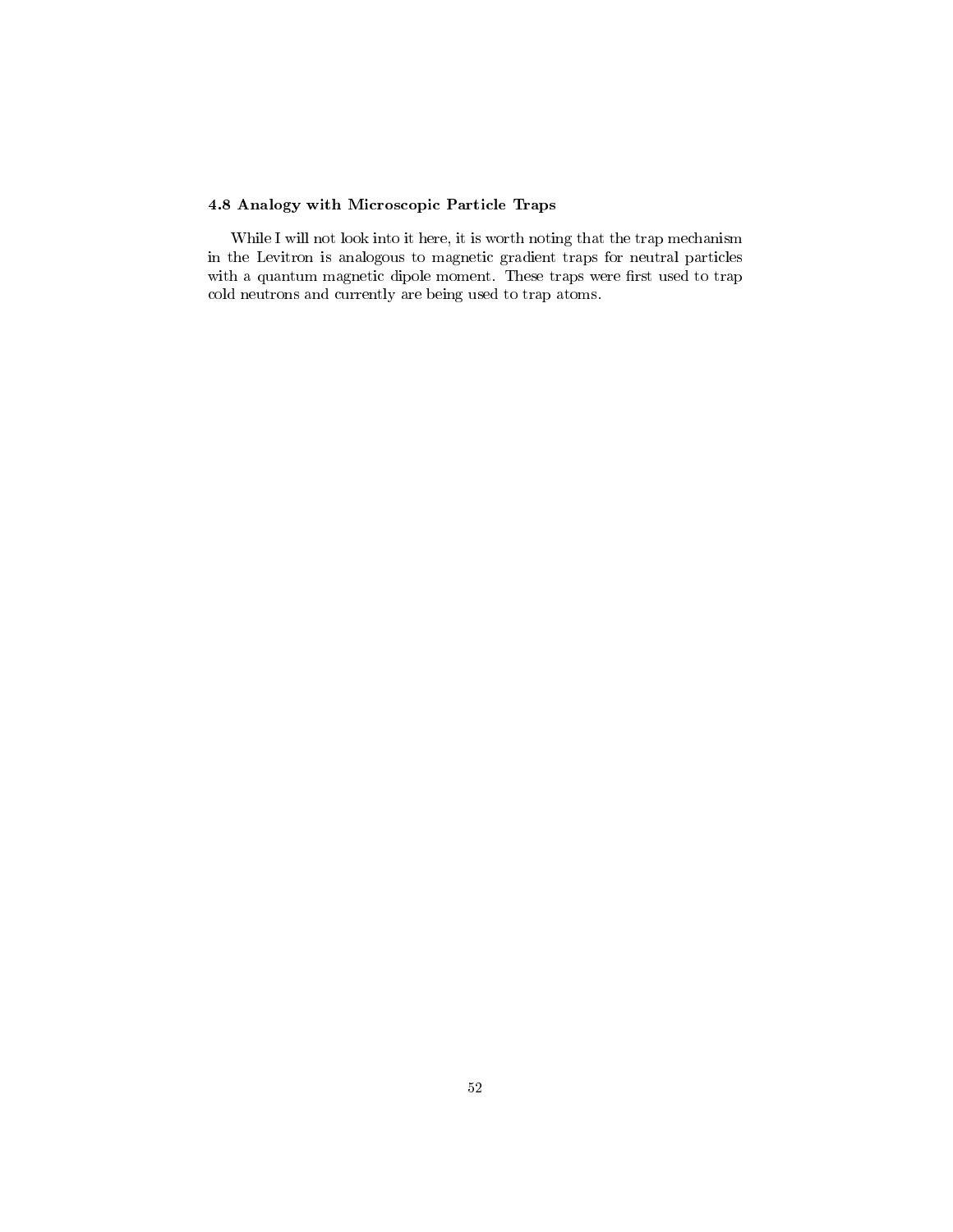### 4.8 Analogy with Microscopic Particle Traps

While I will not look into it here, it is worth noting that the trap mechanism in the Levitron is analogous to magnetic gradient traps for neutral particles with a quantum magnetic dipole moment. These traps were first used to trap cold neutrons and currently are being used to trap atoms.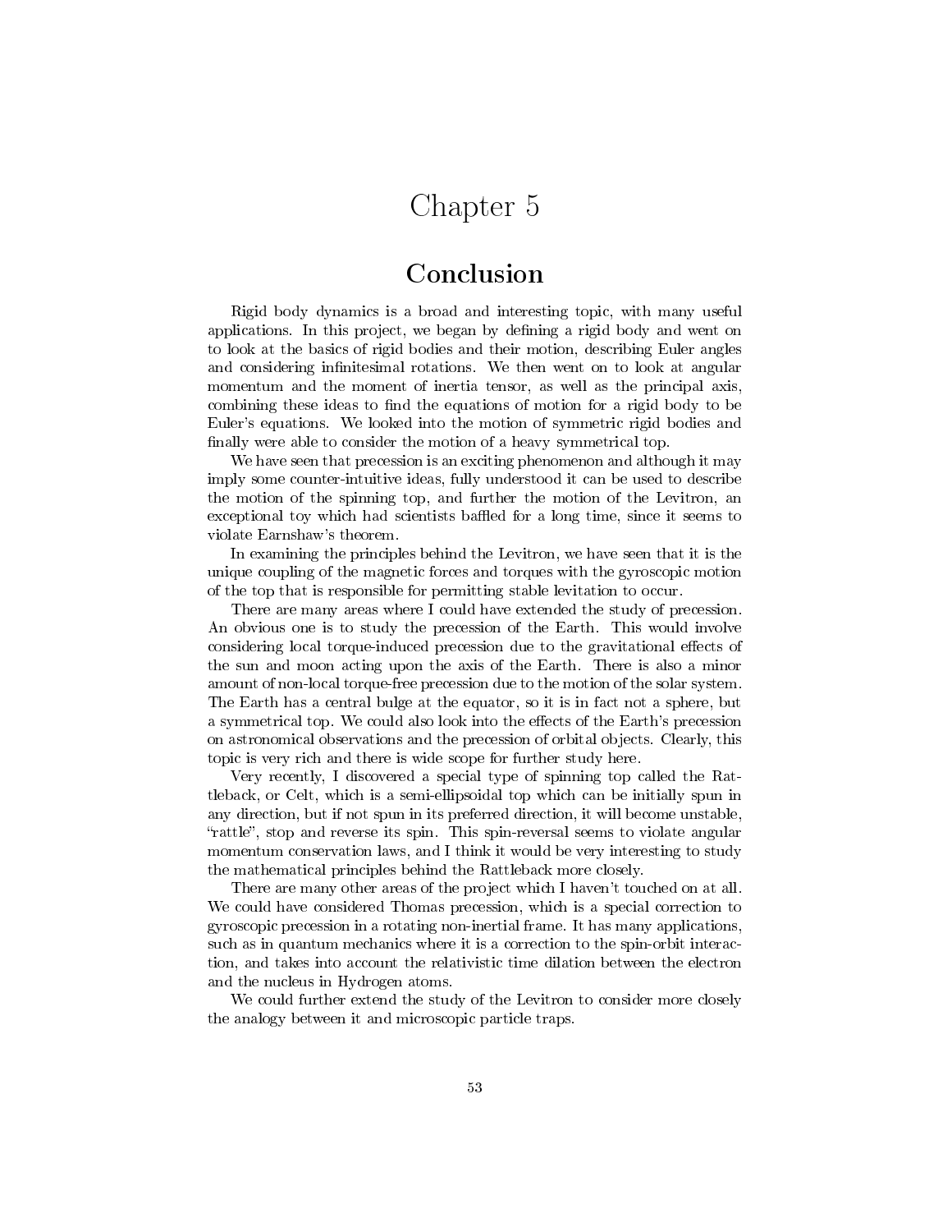# Chapter 5

## Conclusion

Rigid body dynamics is a broad and interesting topic, with many useful applications. In this project, we began by defining a rigid body and went on to look at the basics of rigid bodies and their motion, describing Euler angles and considering infinitesimal rotations. We then went on to look at angular momentum and the moment of inertia tensor, as well as the principal axis, combining these ideas to find the equations of motion for a rigid body to be Euler's equations. We looked into the motion of symmetric rigid bodies and finally were able to consider the motion of a heavy symmetrical top.

We have seen that precession is an exciting phenomenon and although it may imply some counter-intuitive ideas, fully understood it can be used to describe the motion of the spinning top, and further the motion of the Levitron, an exceptional toy which had scientists baffled for a long time, since it seems to violate Earnshaw's theorem.

In examining the principles behind the Levitron, we have seen that it is the unique coupling of the magnetic forces and torques with the gyroscopic motion of the top that is responsible for permitting stable levitation to occur.

There are many areas where I could have extended the study of precession. An obvious one is to study the precession of the Earth. This would involve considering local torque-induced precession due to the gravitational effects of the sun and moon acting upon the axis of the Earth. There is also a minor amount of non-local torque-free precession due to the motion of the solar system. The Earth has a central bulge at the equator, so it is in fact not a sphere, but a symmetrical top. We could also look into the effects of the Earth's precession on astronomical observations and the precession of orbital objects. Clearly, this topic is very rich and there is wide scope for further study here.

Very recently, I discovered a special type of spinning top called the Rattleback, or Celt, which is a semi-ellipsoidal top which can be initially spun in any direction, but if not spun in its preferred direction, it will become unstable, "rattle", stop and reverse its spin. This spin-reversal seems to violate angular momentum conservation laws, and I think it would be very interesting to study the mathematical principles behind the Rattleback more closely.

There are many other areas of the project which I haven't touched on at all. We could have considered Thomas precession, which is a special correction to gyroscopic precession in a rotating non-inertial frame. It has many applications, such as in quantum mechanics where it is a correction to the spin-orbit interaction, and takes into account the relativistic time dilation between the electron and the nucleus in Hydrogen atoms.

We could further extend the study of the Levitron to consider more closely the analogy between it and microscopic particle traps.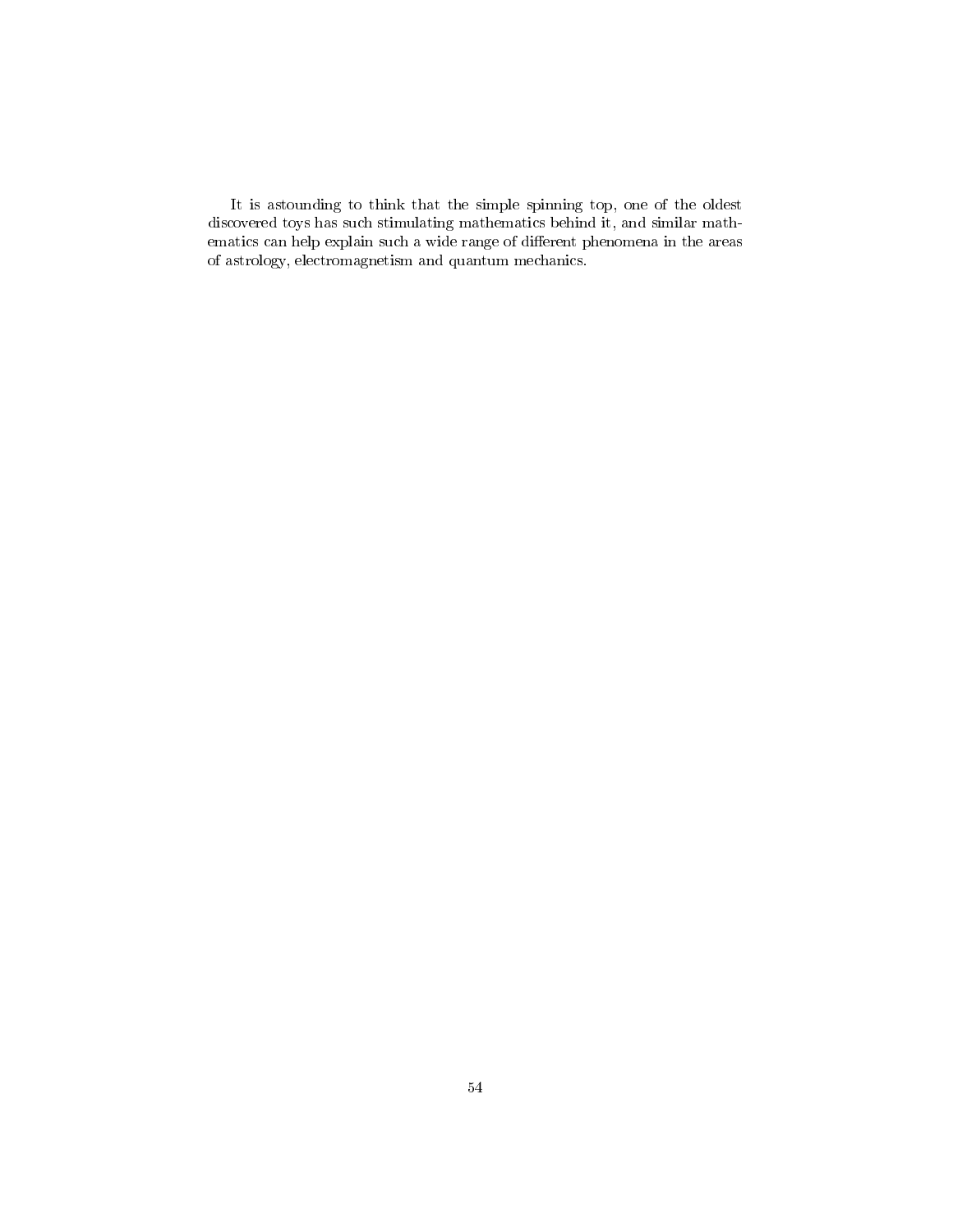It is astounding to think that the simple spinning top, one of the oldest discovered toys has such stimulating mathematics behind it, and similar mathematics can help explain such a wide range of different phenomena in the areas of astrology, electromagnetism and quantum mechanics.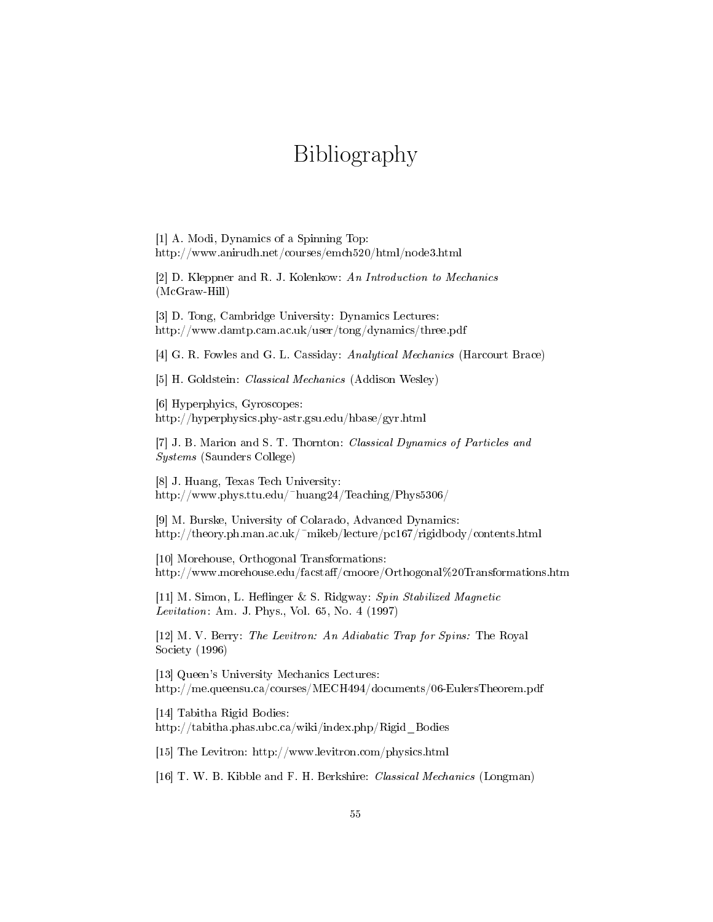# Bibliography

[1] A. Modi, Dynamics of a Spinning Top:
http://www.anirudh.net/courses/emch520/html/node3.html

[2] D. Kleppner and R. J. Kolenkow: *An Introduction to Mechanics* (McGraw-Hill)

[3] D. Tong, Cambridge University: Dynamics Lectures:
http://www.damtp.cam.ac.uk/user/tong/dynamics/three.pdf

[4] G. R. Fowles and G. L. Cassiday: *Analytical Mechanics* (Harcourt Brace)

[5] H. Goldstein: *Classical Mechanics* (Addison Wesley)

[6] Hyperphyics, Gyroscopes:
http://hyperphysics.phy-astr.gsu.edu/hbase/gyr.html

[7] J. B. Marion and S. T. Thornton: *Classical Dynamics of Particles and Systems* (Saunders College)

[8] J. Huang, Texas Tech University:
http://www.phys.ttu.edu/~huang24/Teaching/Phys5306/

[9] M. Burske, University of Colarado, Advanced Dynamics:
http://theory.ph.man.ac.uk/~mikeb/lecture/pc167/rigidbody/contents.html

[10] Morehouse, Orthogonal Transformations:
http://www.morehouse.edu/facstaff/cmoore/Orthogonal%20Transformations.htm

[11] M. Simon, L. Heflinger & S. Ridgway: *Spin Stabilized Magnetic Levitation*: Am. J. Phys., Vol. 65, No. 4 (1997)

[12] M. V. Berry: *The Levitron: An Adiabatic Trap for Spins:* The Royal Society (1996)

[13] Queen's University Mechanics Lectures:
http://me.queensu.ca/courses/MECH494/documents/06-EulersTheorem.pdf

[14] Tabitha Rigid Bodies:
http://tabitha.phas.ubc.ca/wiki/index.php/Rigid_Bodies

[15] The Levitron: http://www.levitron.com/physics.html

[16] T. W. B. Kibble and F. H. Berkshire: *Classical Mechanics* (Longman)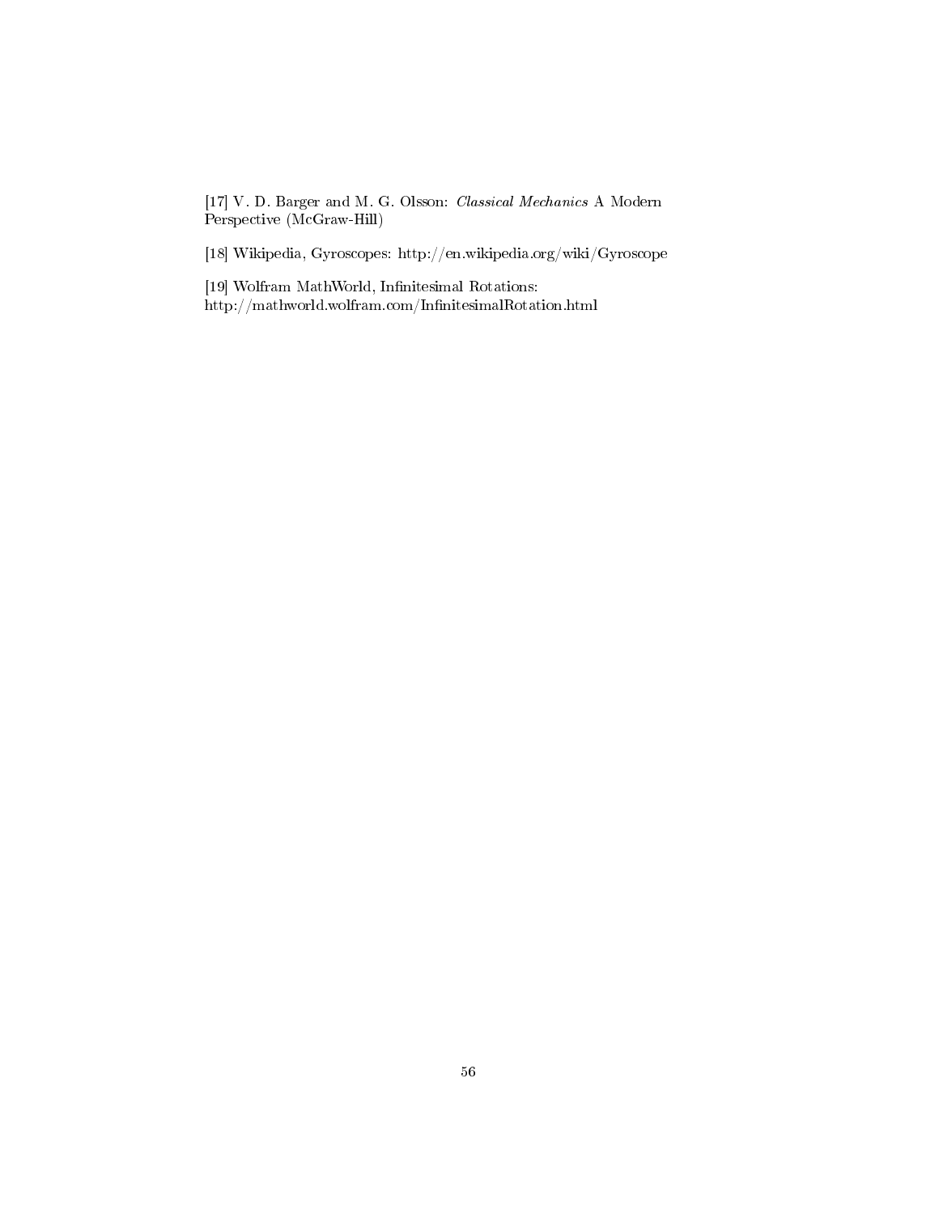[17] V. D. Barger and M. G. Olsson: *Classical Mechanics* A Modern Perspective (McGraw-Hill)

[18] Wikipedia, Gyroscopes: http://en.wikipedia.org/wiki/Gyroscope

[19] Wolfram MathWorld, Infinitesimal Rotations: http://mathworld.wolfram.com/InfinitesimalRotation.html